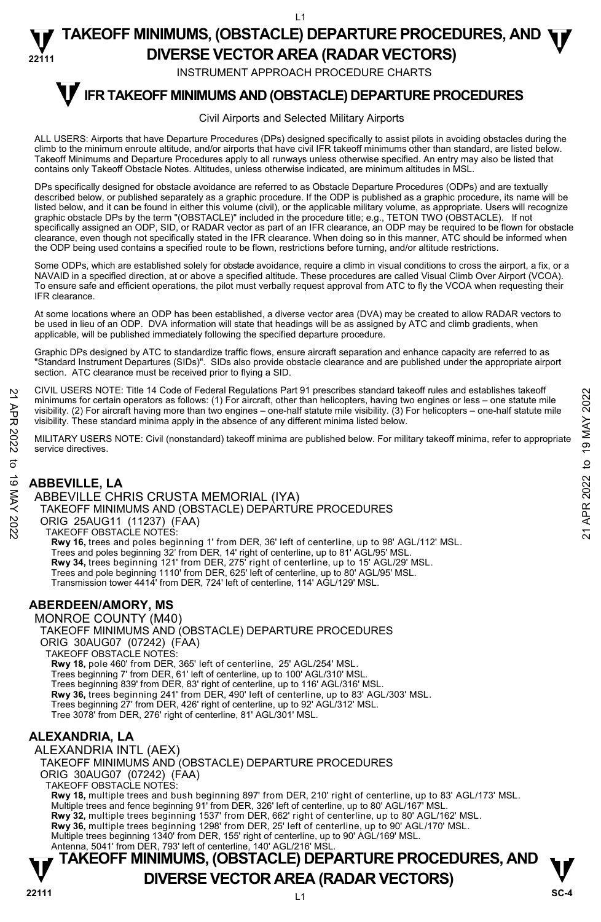# TAKEOFF MINIMUMS, (OBSTACLE) DEPARTURE PROCEDURES, AND DIVERSE VECTOR AREA (RADAR VECTORS)

INSTRUMENT APPROACH PROCEDURE CHARTS

## IFR TAKEOFF MINIMUMS AND (OBSTACLE) DEPARTURE PROCEDURES

Civil Airports and Selected Military Airports

ALL USERS: Airports that have Departure Procedures (DPs) designed specifically to assist pilots in avoiding obstacles during the climb to the minimum enroute altitude, and/or airports that have civil IFR takeoff minimums other than standard, are listed below. Takeoff Minimums and Departure Procedures apply to all runways unless otherwise specified. An entry may also be listed that contains only Takeoff Obstacle Notes. Altitudes, unless otherwise indicated, are minimum altitudes in MSL.

DPs specifically designed for obstacle avoidance are referred to as Obstacle Departure Procedures (ODPs) and are textually described below, or published separately as a graphic procedure. If the ODP is published as a graphic procedure, its name will be listed below, and it can be found in either this volume (civil), or the applicable military volume, as appropriate. Users will recognize graphic obstacle DPs by the term "(OBSTACLE)" included in the procedure title; e.g., TETON TWO (OBSTACLE). If not specifically assigned an ODP, SID, or RADAR vector as part of an IFR clearance, an ODP may be required to be flown for obstacle clearance, even though not specifically stated in the IFR clearance. When doing so in this manner, ATC should be informed when the ODP being used contains a specified route to be flown, restrictions before turning, and/or altitude restrictions.

Some ODPs, which are established solely for obstacle avoidance, require a climb in visual conditions to cross the airport, a fix, or a NAVAID in a specified direction, at or above a specified altitude. These procedures are called Visual Climb Over Airport (VCOA). To ensure safe and efficient operations, the pilot must verbally request approval from ATC to fly the VCOA when requesting their IFR clearance.

At some locations where an ODP has been established, a diverse vector area (DVA) may be created to allow RADAR vectors to be used in lieu of an ODP. DVA information will state that headings will be as assigned by ATC and climb gradients, when applicable, will be published immediately following the specified departure procedure.

Graphic DPs designed by ATC to standardize traffic flows, ensure aircraft separation and enhance capacity are referred to as "Standard Instrument Departures (SIDs)". SIDs also provide obstacle clearance and are published under the appropriate airport section. ATC clearance must be received prior to flying a SID.

CIVIL USERS NOTE: Title 14 Code of Federal Regulations Part 91 prescribes standard takeoff rules and establishes takeoff minimums for certain operators as follows: (1) For aircraft, other than helicopters, having two engines or less – one statute mile visibility. (2) For aircraft having more than two engines – one-half statute mile visibility. (3) For helicopters – one-half statute mile visibility. These standard minima apply in the absence of any different minima listed below.

MILITARY USERS NOTE: Civil (nonstandard) takeoff minima are published below. For military takeoff minima, refer to appropriate service directives.

### ABBEVILLE, LA

ABBEVILLE CHRIS CRUSTA MEMORIAL (IYA)
TAKEOFF MINIMUMS AND (OBSTACLE) DEPARTURE PROCEDURES
ORIG 25AUG11 (11237) (FAA)
TAKEOFF OBSTACLE NOTES:
**Rwy 16,** trees and poles beginning 1' from DER, 36' left of centerline, up to 98' AGL/112' MSL.
Trees and poles beginning 32' from DER, 14' right of centerline, up to 81' AGL/95' MSL.
**Rwy 34,** trees beginning 121' from DER, 275' right of centerline, up to 15' AGL/29' MSL.
Trees and pole beginning 1110' from DER, 625' left of centerline, up to 80' AGL/95' MSL.
Transmission tower 4414' from DER, 724' left of centerline, 114' AGL/129' MSL.

### ABERDEEN/AMORY, MS

MONROE COUNTY (M40)
TAKEOFF MINIMUMS AND (OBSTACLE) DEPARTURE PROCEDURES
ORIG 30AUG07 (07242) (FAA)
TAKEOFF OBSTACLE NOTES:
**Rwy 18,** pole 460' from DER, 365' left of centerline, 25' AGL/254' MSL.
Trees beginning 7' from DER, 61' left of centerline, up to 100' AGL/310' MSL.
Trees beginning 839' from DER, 83' right of centerline, up to 116' AGL/316' MSL.
**Rwy 36,** trees beginning 241' from DER, 490' left of centerline, up to 83' AGL/303' MSL.
Trees beginning 27' from DER, 426' right of centerline, up to 92' AGL/312' MSL.
Tree 3078' from DER, 276' right of centerline, 81' AGL/301' MSL.

### ALEXANDRIA, LA

ALEXANDRIA INTL (AEX)
TAKEOFF MINIMUMS AND (OBSTACLE) DEPARTURE PROCEDURES
ORIG 30AUG07 (07242) (FAA)
TAKEOFF OBSTACLE NOTES:
**Rwy 18,** multiple trees and bush beginning 897' from DER, 210' right of centerline, up to 83' AGL/173' MSL.
Multiple trees and fence beginning 91' from DER, 326' left of centerline, up to 80' AGL/167' MSL.
**Rwy 32,** multiple trees beginning 1537' from DER, 662' right of centerline, up to 80' AGL/162' MSL.
**Rwy 36,** multiple trees beginning 1298' from DER, 25' left of centerline, up to 90' AGL/170' MSL.
Multiple trees beginning 1340' from DER, 155' right of centerline, up to 90' AGL/169' MSL.
Antenna, 5041' from DER, 793' left of centerline, 140' AGL/216' MSL.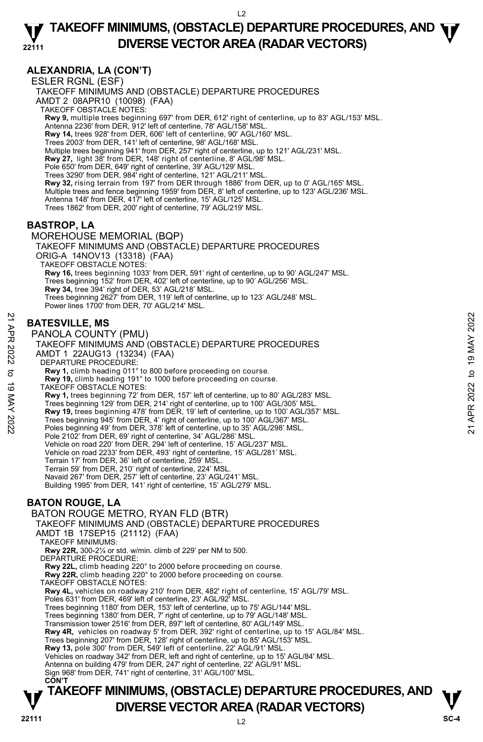## ALEXANDRIA, LA (CON'T)

ESLER RGNL (ESF)

TAKEOFF MINIMUMS AND (OBSTACLE) DEPARTURE PROCEDURES

AMDT 2 08APR10 (10098) (FAA)

TAKEOFF OBSTACLE NOTES:

**Rwy 9,** multiple trees beginning 697' from DER, 612' right of centerline, up to 83' AGL/153' MSL.
Antenna 2236' from DER, 912' left of centerline, 78' AGL/158' MSL.
**Rwy 14,** trees 928' from DER, 606' left of centerline, 90' AGL/160' MSL.
Trees 2003' from DER, 141' left of centerline, 98' AGL/168' MSL.
Multiple trees beginning 941' from DER, 257' right of centerline, up to 121' AGL/231' MSL.
**Rwy 27,** light 38' from DER, 148' right of centerline, 8' AGL/98' MSL.
Pole 650' from DER, 649' right of centerline, 39' AGL/129' MSL.
Trees 3290' from DER, 984' right of centerline, 121' AGL/211' MSL.
**Rwy 32,** rising terrain from 197' from DER through 1886' from DER, up to 0' AGL/165' MSL.
Multiple trees and fence beginning 1959' from DER, 8' left of centerline, up to 123' AGL/236' MSL.
Antenna 148' from DER, 417' left of centerline, 15' AGL/125' MSL.
Trees 1862' from DER, 200' right of centerline, 79' AGL/219' MSL.

## BASTROP, LA

MOREHOUSE MEMORIAL (BQP)

TAKEOFF MINIMUMS AND (OBSTACLE) DEPARTURE PROCEDURES

ORIG-A 14NOV13 (13318) (FAA)

TAKEOFF OBSTACLE NOTES:

**Rwy 16,** trees beginning 1033' from DER, 591' right of centerline, up to 90' AGL/247' MSL.
Trees beginning 152' from DER, 402' left of centerline, up to 90' AGL/256' MSL.
**Rwy 34,** tree 394' right of DER, 53' AGL/218' MSL.
Trees beginning 2627' from DER, 119' left of centerline, up to 123' AGL/248' MSL.
Power lines 1700' from DER, 70' AGL/214' MSL.

## BATESVILLE, MS

PANOLA COUNTY (PMU)

TAKEOFF MINIMUMS AND (OBSTACLE) DEPARTURE PROCEDURES

AMDT 1 22AUG13 (13234) (FAA)

DEPARTURE PROCEDURE:

**Rwy 1,** climb heading 011° to 800 before proceeding on course.
**Rwy 19,** climb heading 191° to 1000 before proceeding on course.

TAKEOFF OBSTACLE NOTES:

**Rwy 1,** trees beginning 72' from DER, 157' left of centerline, up to 80' AGL/283' MSL.
Trees beginning 129' from DER, 214' right of centerline, up to 100' AGL/305' MSL.
**Rwy 19,** trees beginning 478' from DER, 19' left of centerline, up to 100' AGL/357' MSL.
Trees beginning 945' from DER, 4' right of centerline, up to 100' AGL/367' MSL.
Poles beginning 49' from DER, 378' left of centerline, up to 35' AGL/298' MSL.
Pole 2102' from DER, 69' right of centerline, 34' AGL/286' MSL.
Vehicle on road 220' from DER, 294' left of centerline, 15' AGL/237' MSL.
Vehicle on road 2233' from DER, 493' right of centerline, 15' AGL/281' MSL.
Terrain 17' from DER, 36' left of centerline, 259' MSL.
Terrain 59' from DER, 210' right of centerline, 224' MSL.
Navaid 267' from DER, 257' left of centerline, 23' AGL/241' MSL.
Building 1995' from DER, 141' right of centerline, 15' AGL/279' MSL.

## BATON ROUGE, LA

BATON ROUGE METRO, RYAN FLD (BTR)

TAKEOFF MINIMUMS AND (OBSTACLE) DEPARTURE PROCEDURES

AMDT 1B 17SEP15 (21112) (FAA)

TAKEOFF MINIMUMS:

**Rwy 22R,** 300-2¼ or std. w/min. climb of 229' per NM to 500.

DEPARTURE PROCEDURE:

**Rwy 22L,** climb heading 220° to 2000 before proceeding on course.
**Rwy 22R,** climb heading 220° to 2000 before proceeding on course.

TAKEOFF OBSTACLE NOTES:

**Rwy 4L,** vehicles on roadway 210' from DER, 482' right of centerline, 15' AGL/79' MSL.
Poles 631' from DER, 469' left of centerline, 23' AGL/92' MSL.
Trees beginning 1180' from DER, 153' left of centerline, up to 75' AGL/144' MSL.
Trees beginning 1380' from DER, 7' right of centerline, up to 79' AGL/148' MSL.
Transmission tower 2516' from DER, 897' left of centerline, 80' AGL/149' MSL.
**Rwy 4R,** vehicles on roadway 5' from DER, 392' right of centerline, up to 15' AGL/84' MSL.
Trees beginning 207' from DER, 128' right of centerline, up to 85' AGL/153' MSL.
**Rwy 13,** pole 300' from DER, 549' left of centerline, 22' AGL/91' MSL.
Vehicles on roadway 342' from DER, left and right of centerline, up to 15' AGL/84' MSL.
Antenna on building 479' from DER, 247' right of centerline, 22' AGL/91' MSL.
Sign 968' from DER, 741' right of centerline, 31' AGL/100' MSL.

**CON'T**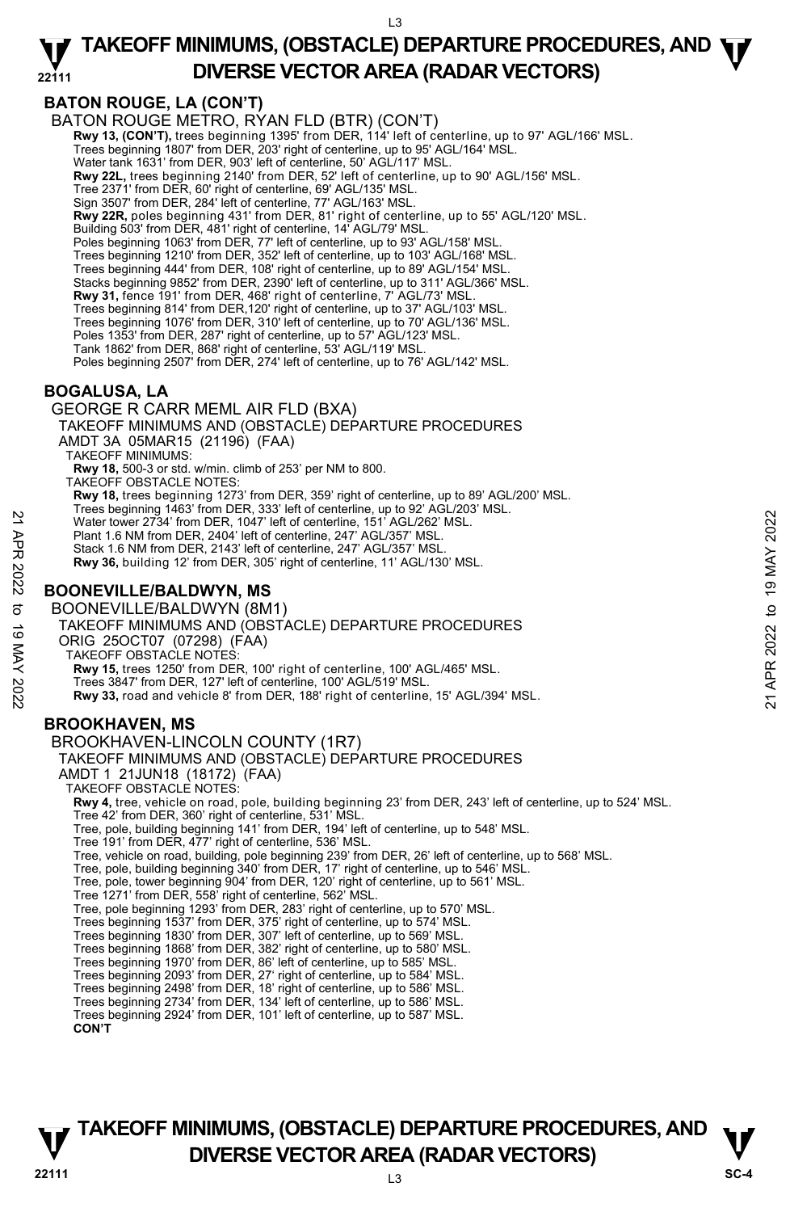## BATON ROUGE, LA (CON'T)

BATON ROUGE METRO, RYAN FLD (BTR) (CON'T)

**Rwy 13, (CON'T),** trees beginning 1395' from DER, 114' left of centerline, up to 97' AGL/166' MSL.
Trees beginning 1807' from DER, 203' right of centerline, up to 95' AGL/164' MSL.
Water tank 1631' from DER, 903' left of centerline, 50' AGL/117' MSL.
**Rwy 22L,** trees beginning 2140' from DER, 52' left of centerline, up to 90' AGL/156' MSL.
Tree 2371' from DER, 60' right of centerline, 69' AGL/135' MSL.
Sign 3507' from DER, 284' left of centerline, 77' AGL/163' MSL.
**Rwy 22R,** poles beginning 431' from DER, 81' right of centerline, up to 55' AGL/120' MSL.
Building 503' from DER, 481' right of centerline, 14' AGL/79' MSL.
Poles beginning 1063' from DER, 77' left of centerline, up to 93' AGL/158' MSL.
Trees beginning 1210' from DER, 352' left of centerline, up to 103' AGL/168' MSL.
Trees beginning 444' from DER, 108' right of centerline, up to 89' AGL/154' MSL.
Stacks beginning 9852' from DER, 2390' left of centerline, up to 311' AGL/366' MSL.
**Rwy 31,** fence 191' from DER, 468' right of centerline, 7' AGL/73' MSL.
Trees beginning 814' from DER,120' right of centerline, up to 37' AGL/103' MSL.
Trees beginning 1076' from DER, 310' left of centerline, up to 70' AGL/136' MSL.
Poles 1353' from DER, 287' right of centerline, up to 57' AGL/123' MSL.
Tank 1862' from DER, 868' right of centerline, 53' AGL/119' MSL.
Poles beginning 2507' from DER, 274' left of centerline, up to 76' AGL/142' MSL.

## BOGALUSA, LA

GEORGE R CARR MEML AIR FLD (BXA)
TAKEOFF MINIMUMS AND (OBSTACLE) DEPARTURE PROCEDURES
AMDT 3A 05MAR15 (21196) (FAA)
TAKEOFF MINIMUMS:
**Rwy 18,** 500-3 or std. w/min. climb of 253' per NM to 800.
TAKEOFF OBSTACLE NOTES:
**Rwy 18,** trees beginning 1273' from DER, 359' right of centerline, up to 89' AGL/200' MSL.
Trees beginning 1463' from DER, 333' left of centerline, up to 92' AGL/203' MSL.
Water tower 2734' from DER, 1047' left of centerline, 151' AGL/262' MSL.
Plant 1.6 NM from DER, 2404' left of centerline, 247' AGL/357' MSL.
Stack 1.6 NM from DER, 2143' left of centerline, 247' AGL/357' MSL.
**Rwy 36,** building 12' from DER, 305' right of centerline, 11' AGL/130' MSL.

## BOONEVILLE/BALDWYN, MS

BOONEVILLE/BALDWYN (8M1)
TAKEOFF MINIMUMS AND (OBSTACLE) DEPARTURE PROCEDURES
ORIG 25OCT07 (07298) (FAA)
TAKEOFF OBSTACLE NOTES:
**Rwy 15,** trees 1250' from DER, 100' right of centerline, 100' AGL/465' MSL.
Trees 3847' from DER, 127' left of centerline, 100' AGL/519' MSL.
**Rwy 33,** road and vehicle 8' from DER, 188' right of centerline, 15' AGL/394' MSL.

## BROOKHAVEN, MS

BROOKHAVEN-LINCOLN COUNTY (1R7)
TAKEOFF MINIMUMS AND (OBSTACLE) DEPARTURE PROCEDURES
AMDT 1 21JUN18 (18172) (FAA)
TAKEOFF OBSTACLE NOTES:
**Rwy 4,** tree, vehicle on road, pole, building beginning 23' from DER, 243' left of centerline, up to 524' MSL.
Tree 42' from DER, 360' right of centerline, 531' MSL.
Tree, pole, building beginning 141' from DER, 194' left of centerline, up to 548' MSL.
Tree 191' from DER, 477' right of centerline, 536' MSL.
Tree, vehicle on road, building, pole beginning 239' from DER, 26' left of centerline, up to 568' MSL.
Tree, pole, building beginning 340' from DER, 17' right of centerline, up to 546' MSL.
Tree, pole, tower beginning 904' from DER, 120' right of centerline, up to 561' MSL.
Tree 1271' from DER, 558' right of centerline, 562' MSL.
Tree, pole beginning 1293' from DER, 283' right of centerline, up to 570' MSL.
Trees beginning 1537' from DER, 375' right of centerline, up to 574' MSL.
Trees beginning 1830' from DER, 307' left of centerline, up to 569' MSL.
Trees beginning 1868' from DER, 382' right of centerline, up to 580' MSL.
Trees beginning 1970' from DER, 86' left of centerline, up to 585' MSL.
Trees beginning 2093' from DER, 27' right of centerline, up to 584' MSL.
Trees beginning 2498' from DER, 18' right of centerline, up to 586' MSL.
Trees beginning 2734' from DER, 134' left of centerline, up to 586' MSL.
Trees beginning 2924' from DER, 101' left of centerline, up to 587' MSL.
**CON'T**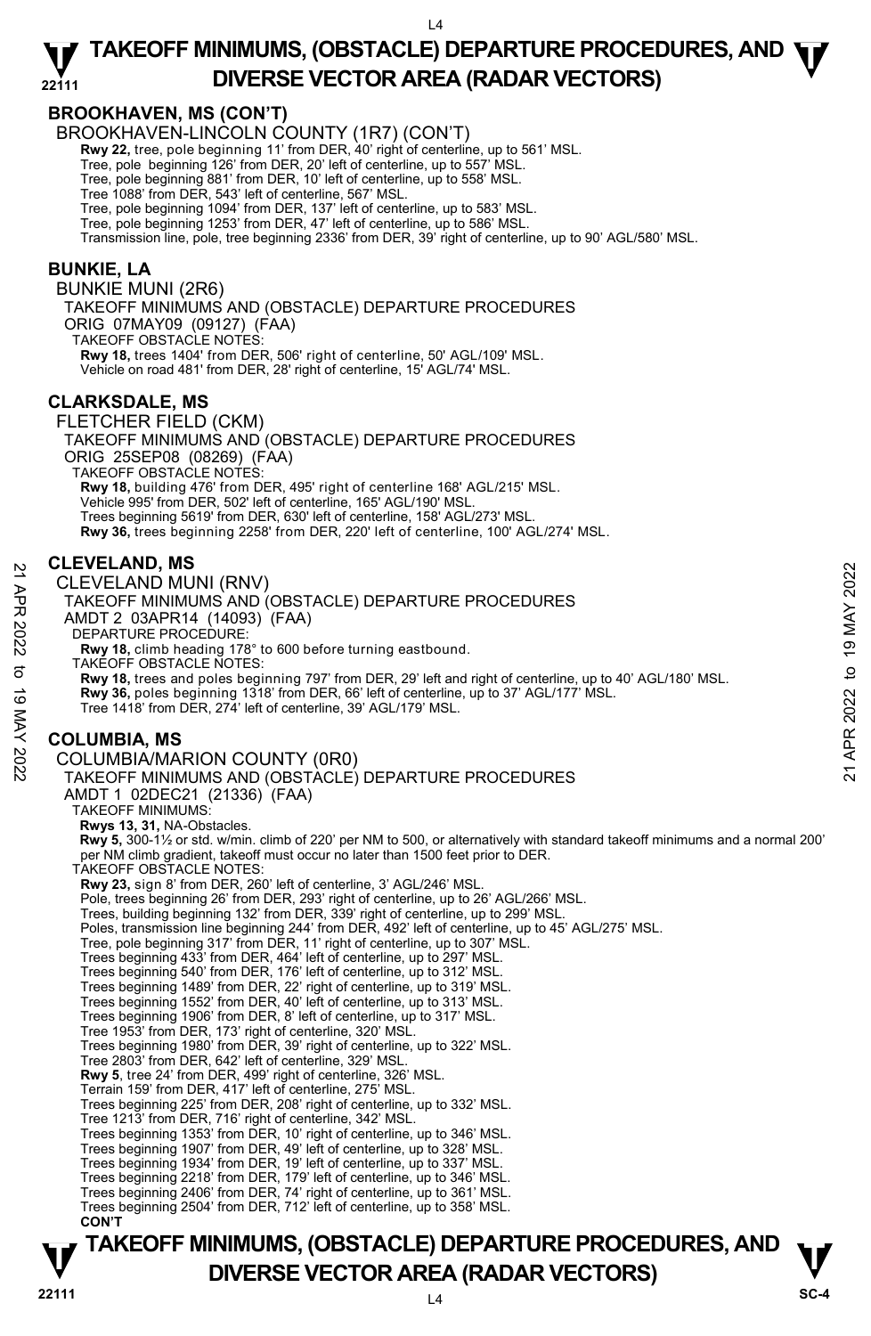## BROOKHAVEN, MS (CON'T)

BROOKHAVEN-LINCOLN COUNTY (1R7) (CON'T)

**Rwy 22,** tree, pole beginning 11' from DER, 40' right of centerline, up to 561' MSL.
Tree, pole beginning 126' from DER, 20' left of centerline, up to 557' MSL.
Tree, pole beginning 881' from DER, 10' left of centerline, up to 558' MSL.
Tree 1088' from DER, 543' left of centerline, 567' MSL.
Tree, pole beginning 1094' from DER, 137' left of centerline, up to 583' MSL.
Tree, pole beginning 1253' from DER, 47' left of centerline, up to 586' MSL.
Transmission line, pole, tree beginning 2336' from DER, 39' right of centerline, up to 90' AGL/580' MSL.

## BUNKIE, LA

BUNKIE MUNI (2R6)
TAKEOFF MINIMUMS AND (OBSTACLE) DEPARTURE PROCEDURES
ORIG 07MAY09 (09127) (FAA)
TAKEOFF OBSTACLE NOTES:
**Rwy 18,** trees 1404' from DER, 506' right of centerline, 50' AGL/109' MSL.
Vehicle on road 481' from DER, 28' right of centerline, 15' AGL/74' MSL.

## CLARKSDALE, MS

FLETCHER FIELD (CKM)
TAKEOFF MINIMUMS AND (OBSTACLE) DEPARTURE PROCEDURES
ORIG 25SEP08 (08269) (FAA)
TAKEOFF OBSTACLE NOTES:
**Rwy 18,** building 476' from DER, 495' right of centerline 168' AGL/215' MSL.
Vehicle 995' from DER, 502' left of centerline, 165' AGL/190' MSL.
Trees beginning 5619' from DER, 630' left of centerline, 158' AGL/273' MSL.
**Rwy 36,** trees beginning 2258' from DER, 220' left of centerline, 100' AGL/274' MSL.

## CLEVELAND, MS

CLEVELAND MUNI (RNV)
TAKEOFF MINIMUMS AND (OBSTACLE) DEPARTURE PROCEDURES
AMDT 2 03APR14 (14093) (FAA)
DEPARTURE PROCEDURE:
**Rwy 18,** climb heading 178° to 600 before turning eastbound.
TAKEOFF OBSTACLE NOTES:
**Rwy 18,** trees and poles beginning 797' from DER, 29' left and right of centerline, up to 40' AGL/180' MSL.
**Rwy 36,** poles beginning 1318' from DER, 66' left of centerline, up to 37' AGL/177' MSL.
Tree 1418' from DER, 274' left of centerline, 39' AGL/179' MSL.

## COLUMBIA, MS

COLUMBIA/MARION COUNTY (0R0)
TAKEOFF MINIMUMS AND (OBSTACLE) DEPARTURE PROCEDURES
AMDT 1 02DEC21 (21336) (FAA)
TAKEOFF MINIMUMS:
**Rwys 13, 31,** NA-Obstacles.
**Rwy 5,** 300-1½ or std. w/min. climb of 220' per NM to 500, or alternatively with standard takeoff minimums and a normal 200' per NM climb gradient, takeoff must occur no later than 1500 feet prior to DER.
TAKEOFF OBSTACLE NOTES:
**Rwy 23,** sign 8' from DER, 260' left of centerline, 3' AGL/246' MSL.
Pole, trees beginning 26' from DER, 293' right of centerline, up to 26' AGL/266' MSL.
Trees, building beginning 132' from DER, 339' right of centerline, up to 299' MSL.
Poles, transmission line beginning 244' from DER, 492' left of centerline, up to 45' AGL/275' MSL.
Tree, pole beginning 317' from DER, 11' right of centerline, up to 307' MSL.
Trees beginning 433' from DER, 464' left of centerline, up to 297' MSL.
Trees beginning 540' from DER, 176' left of centerline, up to 312' MSL.
Trees beginning 1489' from DER, 22' right of centerline, up to 319' MSL.
Trees beginning 1552' from DER, 40' left of centerline, up to 313' MSL.
Trees beginning 1906' from DER, 8' left of centerline, up to 317' MSL.
Tree 1953' from DER, 173' right of centerline, 320' MSL.
Trees beginning 1980' from DER, 39' right of centerline, up to 322' MSL.
Tree 2803' from DER, 642' left of centerline, 329' MSL.
**Rwy 5**, tree 24' from DER, 499' right of centerline, 326' MSL.
Terrain 159' from DER, 417' left of centerline, 275' MSL.
Trees beginning 225' from DER, 208' right of centerline, up to 332' MSL.
Tree 1213' from DER, 716' right of centerline, 342' MSL.
Trees beginning 1353' from DER, 10' right of centerline, up to 346' MSL.
Trees beginning 1907' from DER, 49' left of centerline, up to 328' MSL.
Trees beginning 1934' from DER, 19' left of centerline, up to 337' MSL.
Trees beginning 2218' from DER, 179' left of centerline, up to 346' MSL.
Trees beginning 2406' from DER, 74' right of centerline, up to 361' MSL.
Trees beginning 2504' from DER, 712' left of centerline, up to 358' MSL.
**CON'T**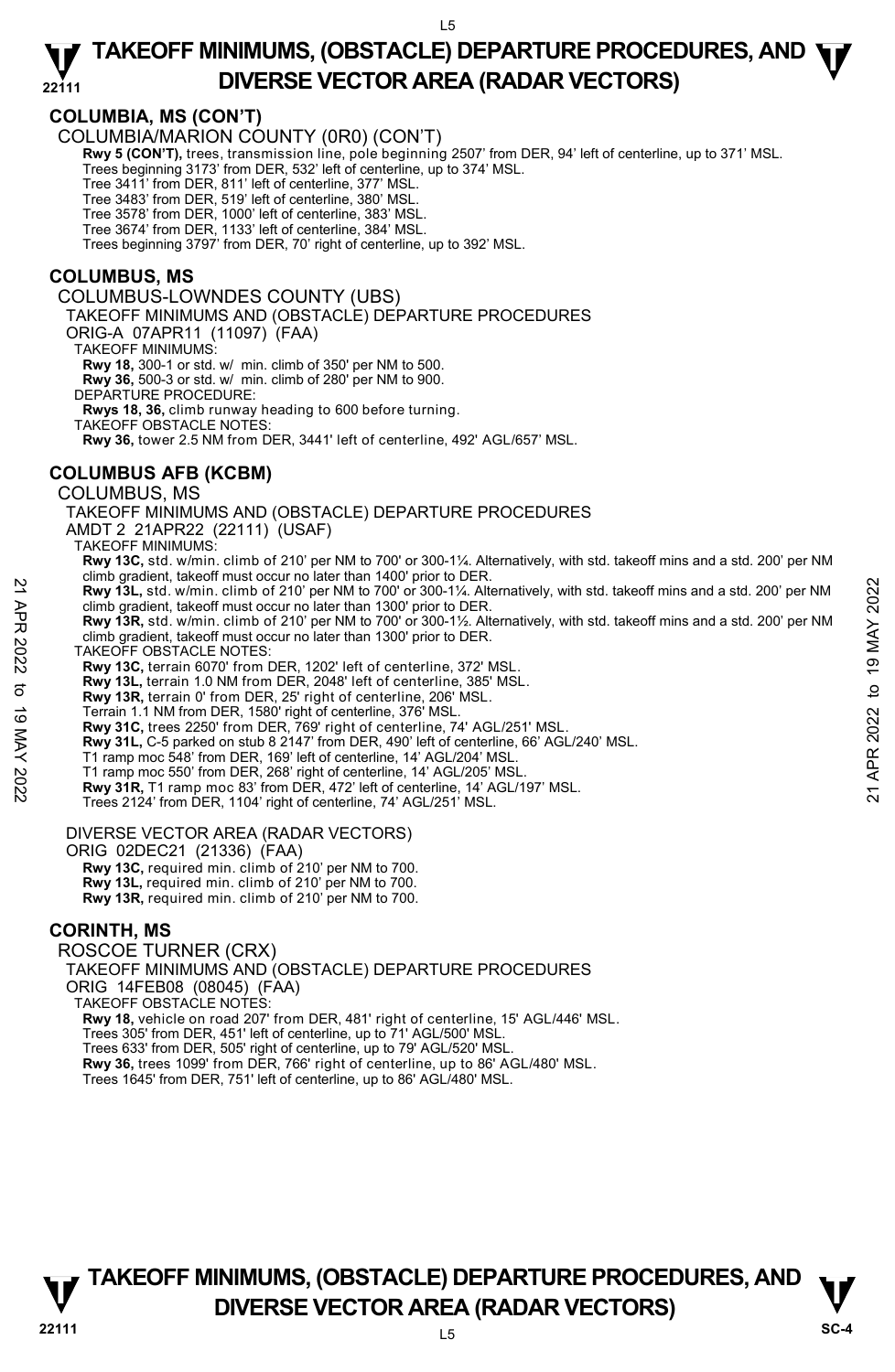## COLUMBIA, MS (CON'T)

COLUMBIA/MARION COUNTY (0R0) (CON'T)

**Rwy 5 (CON'T),** trees, transmission line, pole beginning 2507' from DER, 94' left of centerline, up to 371' MSL.
Trees beginning 3173' from DER, 532' left of centerline, up to 374' MSL.
Tree 3411' from DER, 811' left of centerline, 377' MSL.
Tree 3483' from DER, 519' left of centerline, 380' MSL.
Tree 3578' from DER, 1000' left of centerline, 383' MSL.
Tree 3674' from DER, 1133' left of centerline, 384' MSL.
Trees beginning 3797' from DER, 70' right of centerline, up to 392' MSL.

## COLUMBUS, MS

COLUMBUS-LOWNDES COUNTY (UBS)
TAKEOFF MINIMUMS AND (OBSTACLE) DEPARTURE PROCEDURES
ORIG-A 07APR11 (11097) (FAA)
TAKEOFF MINIMUMS:
**Rwy 18,** 300-1 or std. w/ min. climb of 350' per NM to 500.
**Rwy 36,** 500-3 or std. w/ min. climb of 280' per NM to 900.
DEPARTURE PROCEDURE:
**Rwys 18, 36,** climb runway heading to 600 before turning.
TAKEOFF OBSTACLE NOTES:
**Rwy 36,** tower 2.5 NM from DER, 3441' left of centerline, 492' AGL/657' MSL.

## COLUMBUS AFB (KCBM)

COLUMBUS, MS
TAKEOFF MINIMUMS AND (OBSTACLE) DEPARTURE PROCEDURES
AMDT 2 21APR22 (22111) (USAF)
TAKEOFF MINIMUMS:
**Rwy 13C,** std. w/min. climb of 210' per NM to 700' or 300-1¼. Alternatively, with std. takeoff mins and a std. 200' per NM climb gradient, takeoff must occur no later than 1400' prior to DER.
**Rwy 13L,** std. w/min. climb of 210' per NM to 700' or 300-1¼. Alternatively, with std. takeoff mins and a std. 200' per NM climb gradient, takeoff must occur no later than 1300' prior to DER.
**Rwy 13R,** std. w/min. climb of 210' per NM to 700' or 300-1½. Alternatively, with std. takeoff mins and a std. 200' per NM climb gradient, takeoff must occur no later than 1300' prior to DER.
TAKEOFF OBSTACLE NOTES:
**Rwy 13C,** terrain 6070' from DER, 1202' left of centerline, 372' MSL.
**Rwy 13L,** terrain 1.0 NM from DER, 2048' left of centerline, 385' MSL.
**Rwy 13R,** terrain 0' from DER, 25' right of centerline, 206' MSL.
Terrain 1.1 NM from DER, 1580' right of centerline, 376' MSL.
**Rwy 31C,** trees 2250' from DER, 769' right of centerline, 74' AGL/251' MSL.
**Rwy 31L,** C-5 parked on stub 8 2147' from DER, 490' left of centerline, 66' AGL/240' MSL.
T1 ramp moc 548' from DER, 169' left of centerline, 14' AGL/204' MSL.
T1 ramp moc 550' from DER, 268' right of centerline, 14' AGL/205' MSL.
**Rwy 31R,** T1 ramp moc 83' from DER, 472' left of centerline, 14' AGL/197' MSL.
Trees 2124' from DER, 1104' right of centerline, 74' AGL/251' MSL.

DIVERSE VECTOR AREA (RADAR VECTORS)
ORIG 02DEC21 (21336) (FAA)
**Rwy 13C,** required min. climb of 210' per NM to 700.
**Rwy 13L,** required min. climb of 210' per NM to 700.
**Rwy 13R,** required min. climb of 210' per NM to 700.

## CORINTH, MS

ROSCOE TURNER (CRX)
TAKEOFF MINIMUMS AND (OBSTACLE) DEPARTURE PROCEDURES
ORIG 14FEB08 (08045) (FAA)
TAKEOFF OBSTACLE NOTES:
**Rwy 18,** vehicle on road 207' from DER, 481' right of centerline, 15' AGL/446' MSL.
Trees 305' from DER, 451' left of centerline, up to 71' AGL/500' MSL.
Trees 633' from DER, 505' right of centerline, up to 79' AGL/520' MSL.
**Rwy 36,** trees 1099' from DER, 766' right of centerline, up to 86' AGL/480' MSL.
Trees 1645' from DER, 751' left of centerline, up to 86' AGL/480' MSL.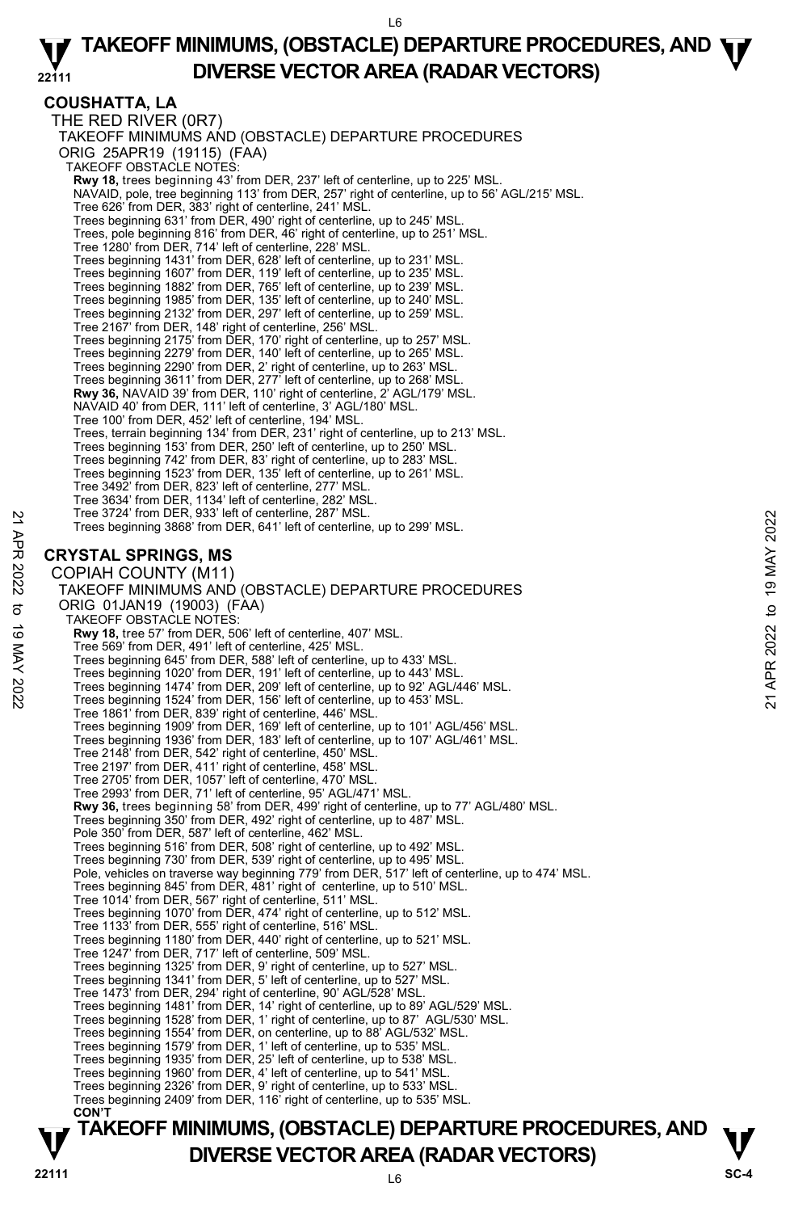# TAKEOFF MINIMUMS, (OBSTACLE) DEPARTURE PROCEDURES, AND DIVERSE VECTOR AREA (RADAR VECTORS)

## COUSHATTA, LA

THE RED RIVER (0R7)

TAKEOFF MINIMUMS AND (OBSTACLE) DEPARTURE PROCEDURES

ORIG 25APR19 (19115) (FAA)

TAKEOFF OBSTACLE NOTES:

**Rwy 18,** trees beginning 43' from DER, 237' left of centerline, up to 225' MSL.
NAVAID, pole, tree beginning 113' from DER, 257' right of centerline, up to 56' AGL/215' MSL.
Tree 626' from DER, 383' right of centerline, 241' MSL.
Trees beginning 631' from DER, 490' right of centerline, up to 245' MSL.
Trees, pole beginning 816' from DER, 46' right of centerline, up to 251' MSL.
Tree 1280' from DER, 714' left of centerline, 228' MSL.
Trees beginning 1431' from DER, 628' left of centerline, up to 231' MSL.
Trees beginning 1607' from DER, 119' left of centerline, up to 235' MSL.
Trees beginning 1882' from DER, 765' left of centerline, up to 239' MSL.
Trees beginning 1985' from DER, 135' left of centerline, up to 240' MSL.
Trees beginning 2132' from DER, 297' left of centerline, up to 259' MSL.
Tree 2167' from DER, 148' right of centerline, 256' MSL.
Trees beginning 2175' from DER, 170' right of centerline, up to 257' MSL.
Trees beginning 2279' from DER, 140' left of centerline, up to 265' MSL.
Trees beginning 2290' from DER, 2' right of centerline, up to 263' MSL.
Trees beginning 3611' from DER, 277' left of centerline, up to 268' MSL.
**Rwy 36,** NAVAID 39' from DER, 110' right of centerline, 2' AGL/179' MSL.
NAVAID 40' from DER, 111' left of centerline, 3' AGL/180' MSL.
Tree 100' from DER, 452' left of centerline, 194' MSL.
Trees, terrain beginning 134' from DER, 231' right of centerline, up to 213' MSL.
Trees beginning 153' from DER, 250' left of centerline, up to 250' MSL.
Trees beginning 742' from DER, 83' right of centerline, up to 283' MSL.
Trees beginning 1523' from DER, 135' left of centerline, up to 261' MSL.
Tree 3492' from DER, 823' left of centerline, 277' MSL.
Tree 3634' from DER, 1134' left of centerline, 282' MSL.
Tree 3724' from DER, 933' left of centerline, 287' MSL.
Trees beginning 3868' from DER, 641' left of centerline, up to 299' MSL.

## CRYSTAL SPRINGS, MS

COPIAH COUNTY (M11)

TAKEOFF MINIMUMS AND (OBSTACLE) DEPARTURE PROCEDURES

ORIG 01JAN19 (19003) (FAA)

TAKEOFF OBSTACLE NOTES:

**Rwy 18,** tree 57' from DER, 506' left of centerline, 407' MSL.
Tree 569' from DER, 491' left of centerline, 425' MSL.
Trees beginning 645' from DER, 588' left of centerline, up to 433' MSL.
Trees beginning 1020' from DER, 191' left of centerline, up to 443' MSL.
Trees beginning 1474' from DER, 209' left of centerline, up to 92' AGL/446' MSL.
Trees beginning 1524' from DER, 156' left of centerline, up to 453' MSL.
Tree 1861' from DER, 839' right of centerline, 446' MSL.
Trees beginning 1909' from DER, 169' left of centerline, up to 101' AGL/456' MSL.
Trees beginning 1936' from DER, 183' left of centerline, up to 107' AGL/461' MSL.
Tree 2148' from DER, 542' right of centerline, 450' MSL.
Tree 2197' from DER, 411' right of centerline, 458' MSL.
Tree 2705' from DER, 1057' left of centerline, 470' MSL.
Tree 2993' from DER, 71' left of centerline, 95' AGL/471' MSL.
**Rwy 36,** trees beginning 58' from DER, 499' right of centerline, up to 77' AGL/480' MSL.
Trees beginning 350' from DER, 492' right of centerline, up to 487' MSL.
Pole 350' from DER, 587' left of centerline, 462' MSL.
Trees beginning 516' from DER, 508' right of centerline, up to 492' MSL.
Trees beginning 730' from DER, 539' right of centerline, up to 495' MSL.
Pole, vehicles on traverse way beginning 779' from DER, 517' left of centerline, up to 474' MSL.
Trees beginning 845' from DER, 481' right of centerline, up to 510' MSL.
Tree 1014' from DER, 567' right of centerline, 511' MSL.
Trees beginning 1070' from DER, 474' right of centerline, up to 512' MSL.
Tree 1133' from DER, 555' right of centerline, 516' MSL.
Trees beginning 1180' from DER, 440' right of centerline, up to 521' MSL.
Tree 1247' from DER, 717' left of centerline, 509' MSL.
Trees beginning 1325' from DER, 9' right of centerline, up to 527' MSL.
Trees beginning 1341' from DER, 5' left of centerline, up to 527' MSL.
Tree 1473' from DER, 294' right of centerline, 90' AGL/528' MSL.
Trees beginning 1481' from DER, 14' right of centerline, up to 89' AGL/529' MSL.
Trees beginning 1528' from DER, 1' right of centerline, up to 87' AGL/530' MSL.
Trees beginning 1554' from DER, on centerline, up to 88' AGL/532' MSL.
Trees beginning 1579' from DER, 1' left of centerline, up to 535' MSL.
Trees beginning 1935' from DER, 25' left of centerline, up to 538' MSL.
Trees beginning 1960' from DER, 4' left of centerline, up to 541' MSL.
Trees beginning 2326' from DER, 9' right of centerline, up to 533' MSL.
Trees beginning 2409' from DER, 116' right of centerline, up to 535' MSL.

**CON'T**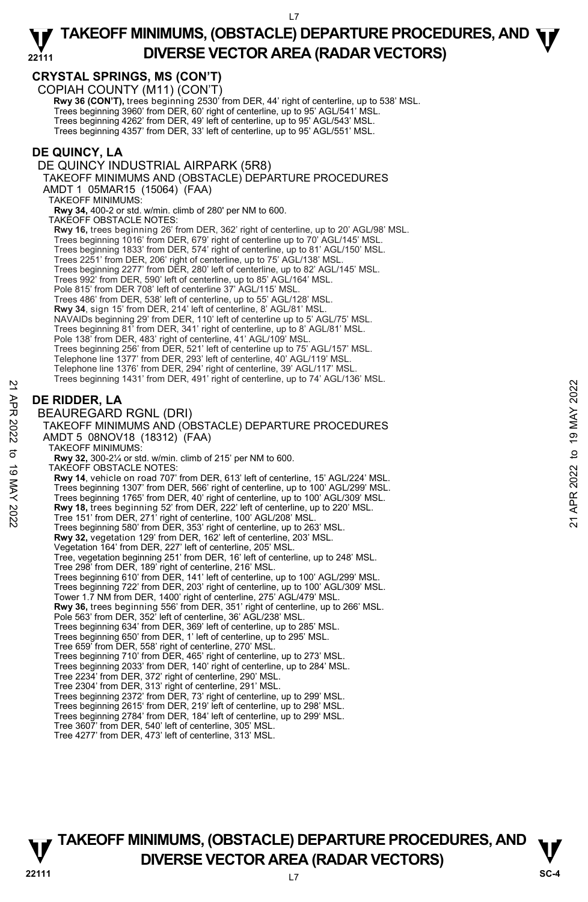## CRYSTAL SPRINGS, MS (CON'T)

COPIAH COUNTY (M11) (CON'T)

**Rwy 36 (CON'T),** trees beginning 2530' from DER, 44' right of centerline, up to 538' MSL.
Trees beginning 3960' from DER, 60' right of centerline, up to 95' AGL/541' MSL.
Trees beginning 4262' from DER, 49' left of centerline, up to 95' AGL/543' MSL.
Trees beginning 4357' from DER, 33' left of centerline, up to 95' AGL/551' MSL.

## DE QUINCY, LA

DE QUINCY INDUSTRIAL AIRPARK (5R8)

TAKEOFF MINIMUMS AND (OBSTACLE) DEPARTURE PROCEDURES
AMDT 1 05MAR15 (15064) (FAA)

TAKEOFF MINIMUMS:
**Rwy 34,** 400-2 or std. w/min. climb of 280' per NM to 600.

TAKEOFF OBSTACLE NOTES:
**Rwy 16,** trees beginning 26' from DER, 362' right of centerline, up to 20' AGL/98' MSL.
Trees beginning 1016' from DER, 679' right of centerline up to 70' AGL/145' MSL.
Trees beginning 1833' from DER, 574' right of centerline, up to 81' AGL/150' MSL.
Trees 2251' from DER, 206' right of centerline, up to 75' AGL/138' MSL.
Trees beginning 2277' from DER, 280' left of centerline, up to 82' AGL/145' MSL.
Trees 992' from DER, 590' left of centerline, up to 85' AGL/164' MSL.
Pole 815' from DER 708' left of centerline 37' AGL/115' MSL.
Trees 486' from DER, 538' left of centerline, up to 55' AGL/128' MSL.
**Rwy 34**, sign 15' from DER, 214' left of centerline, 8' AGL/81' MSL.
NAVAIDs beginning 29' from DER, 110' left of centerline up to 5' AGL/75' MSL.
Trees beginning 81' from DER, 341' right of centerline, up to 8' AGL/81' MSL.
Pole 138' from DER, 483' right of centerline, 41' AGL/109' MSL.
Trees beginning 256' from DER, 521' left of centerline up to 75' AGL/157' MSL.
Telephone line 1377' from DER, 293' left of centerline, 40' AGL/119' MSL.
Telephone line 1376' from DER, 294' right of centerline, 39' AGL/117' MSL.
Trees beginning 1431' from DER, 491' right of centerline, up to 74' AGL/136' MSL.

## DE RIDDER, LA

BEAUREGARD RGNL (DRI)

TAKEOFF MINIMUMS AND (OBSTACLE) DEPARTURE PROCEDURES
AMDT 5 08NOV18 (18312) (FAA)

TAKEOFF MINIMUMS:
**Rwy 32,** 300-2¼ or std. w/min. climb of 215' per NM to 600.

TAKEOFF OBSTACLE NOTES:
**Rwy 14**, vehicle on road 707' from DER, 613' left of centerline, 15' AGL/224' MSL.
Trees beginning 1307' from DER, 566' right of centerline, up to 100' AGL/299' MSL.
Trees beginning 1765' from DER, 40' right of centerline, up to 100' AGL/309' MSL.
**Rwy 18,** trees beginning 52' from DER, 222' left of centerline, up to 220' MSL.
Tree 151' from DER, 271' right of centerline, 100' AGL/208' MSL.
Trees beginning 580' from DER, 353' right of centerline, up to 263' MSL.
**Rwy 32,** vegetation 129' from DER, 162' left of centerline, 203' MSL.
Vegetation 164' from DER, 227' left of centerline, 205' MSL.
Tree, vegetation beginning 251' from DER, 16' left of centerline, up to 248' MSL.
Tree 298' from DER, 189' right of centerline, 216' MSL.
Trees beginning 610' from DER, 141' left of centerline, up to 100' AGL/299' MSL.
Trees beginning 722' from DER, 203' right of centerline, up to 100' AGL/309' MSL.
Tower 1.7 NM from DER, 1400' right of centerline, 275' AGL/479' MSL.
**Rwy 36,** trees beginning 556' from DER, 351' right of centerline, up to 266' MSL.
Pole 563' from DER, 352' left of centerline, 36' AGL/238' MSL.
Trees beginning 634' from DER, 369' left of centerline, up to 285' MSL.
Trees beginning 650' from DER, 1' left of centerline, up to 295' MSL.
Tree 659' from DER, 558' right of centerline, 270' MSL.
Trees beginning 710' from DER, 465' right of centerline, up to 273' MSL.
Trees beginning 2033' from DER, 140' right of centerline, up to 284' MSL.
Tree 2234' from DER, 372' right of centerline, 290' MSL.
Tree 2304' from DER, 313' right of centerline, 291' MSL.
Trees beginning 2372' from DER, 73' right of centerline, up to 299' MSL.
Trees beginning 2615' from DER, 219' left of centerline, up to 298' MSL.
Trees beginning 2784' from DER, 184' left of centerline, up to 299' MSL.
Tree 3607' from DER, 540' left of centerline, 305' MSL.
Tree 4277' from DER, 473' left of centerline, 313' MSL.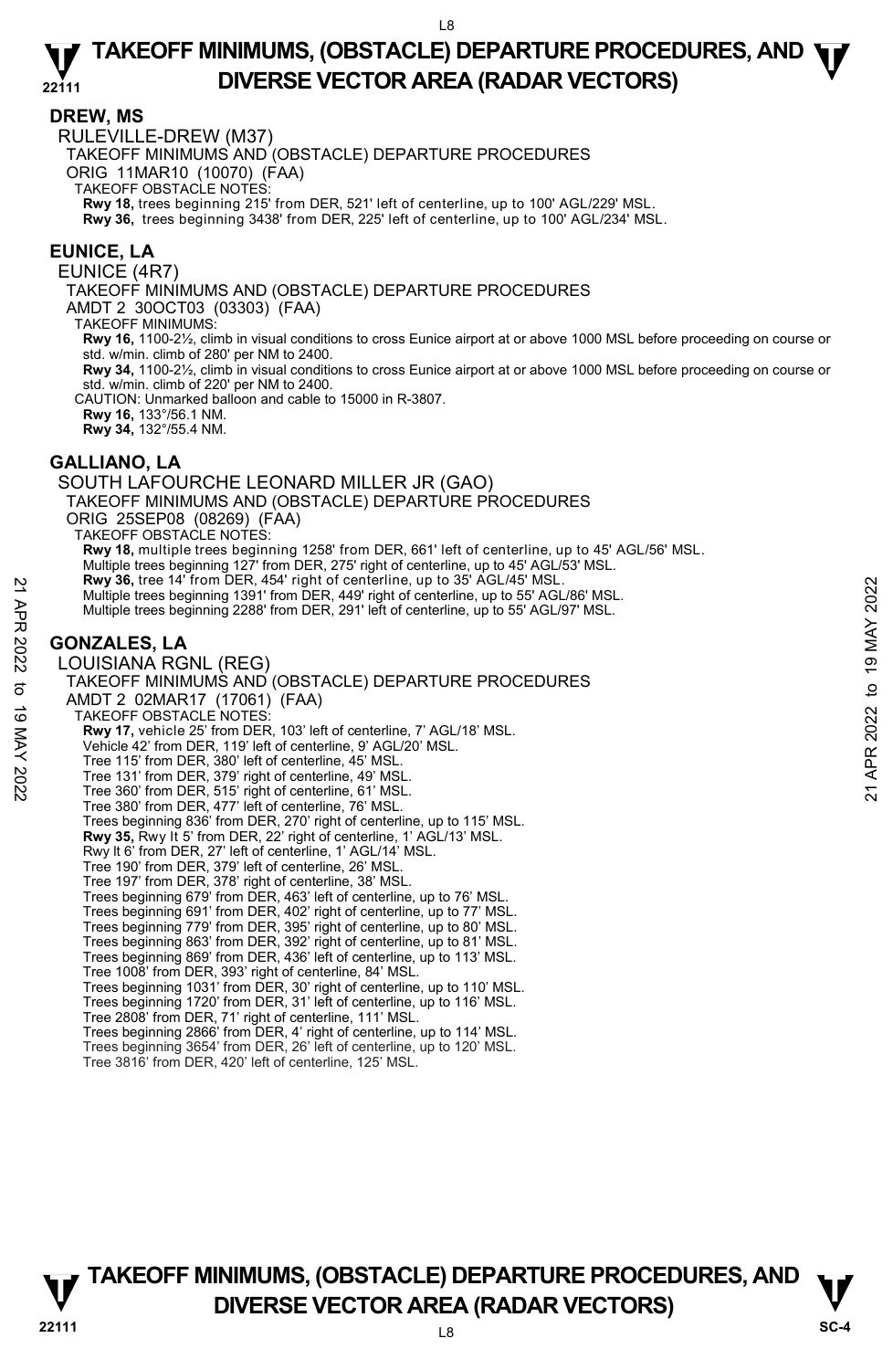## DREW, MS

RULEVILLE-DREW (M37)

TAKEOFF MINIMUMS AND (OBSTACLE) DEPARTURE PROCEDURES

ORIG 11MAR10 (10070) (FAA)

TAKEOFF OBSTACLE NOTES:

**Rwy 18,** trees beginning 215' from DER, 521' left of centerline, up to 100' AGL/229' MSL.
**Rwy 36,** trees beginning 3438' from DER, 225' left of centerline, up to 100' AGL/234' MSL.

## EUNICE, LA

EUNICE (4R7)

TAKEOFF MINIMUMS AND (OBSTACLE) DEPARTURE PROCEDURES

AMDT 2 30OCT03 (03303) (FAA)

TAKEOFF MINIMUMS:

**Rwy 16,** 1100-2½, climb in visual conditions to cross Eunice airport at or above 1000 MSL before proceeding on course or std. w/min. climb of 280' per NM to 2400.
**Rwy 34,** 1100-2½, climb in visual conditions to cross Eunice airport at or above 1000 MSL before proceeding on course or std. w/min. climb of 220' per NM to 2400.

CAUTION: Unmarked balloon and cable to 15000 in R-3807.

**Rwy 16,** 133°/56.1 NM.
**Rwy 34,** 132°/55.4 NM.

## GALLIANO, LA

SOUTH LAFOURCHE LEONARD MILLER JR (GAO)

TAKEOFF MINIMUMS AND (OBSTACLE) DEPARTURE PROCEDURES

ORIG 25SEP08 (08269) (FAA)

TAKEOFF OBSTACLE NOTES:

**Rwy 18,** multiple trees beginning 1258' from DER, 661' left of centerline, up to 45' AGL/56' MSL.
Multiple trees beginning 127' from DER, 275' right of centerline, up to 45' AGL/53' MSL.
**Rwy 36,** tree 14' from DER, 454' right of centerline, up to 35' AGL/45' MSL.
Multiple trees beginning 1391' from DER, 449' right of centerline, up to 55' AGL/86' MSL.
Multiple trees beginning 2288' from DER, 291' left of centerline, up to 55' AGL/97' MSL.

## GONZALES, LA

LOUISIANA RGNL (REG)

TAKEOFF MINIMUMS AND (OBSTACLE) DEPARTURE PROCEDURES

AMDT 2 02MAR17 (17061) (FAA)

TAKEOFF OBSTACLE NOTES:

**Rwy 17,** vehicle 25' from DER, 103' left of centerline, 7' AGL/18' MSL.
Vehicle 42' from DER, 119' left of centerline, 9' AGL/20' MSL.
Tree 115' from DER, 380' left of centerline, 45' MSL.
Tree 131' from DER, 379' right of centerline, 49' MSL.
Tree 360' from DER, 515' right of centerline, 61' MSL.
Tree 380' from DER, 477' left of centerline, 76' MSL.
Trees beginning 836' from DER, 270' right of centerline, up to 115' MSL.
**Rwy 35,** Rwy lt 5' from DER, 22' right of centerline, 1' AGL/13' MSL.
Rwy lt 6' from DER, 27' left of centerline, 1' AGL/14' MSL.
Tree 190' from DER, 379' left of centerline, 26' MSL.
Tree 197' from DER, 378' right of centerline, 38' MSL.
Trees beginning 679' from DER, 463' left of centerline, up to 76' MSL.
Trees beginning 691' from DER, 402' right of centerline, up to 77' MSL.
Trees beginning 779' from DER, 395' right of centerline, up to 80' MSL.
Trees beginning 863' from DER, 392' right of centerline, up to 81' MSL.
Trees beginning 869' from DER, 436' left of centerline, up to 113' MSL.
Tree 1008' from DER, 393' right of centerline, 84' MSL.
Trees beginning 1031' from DER, 30' right of centerline, up to 110' MSL.
Trees beginning 1720' from DER, 31' left of centerline, up to 116' MSL.
Tree 2808' from DER, 71' right of centerline, 111' MSL.
Trees beginning 2866' from DER, 4' right of centerline, up to 114' MSL.
Trees beginning 3654' from DER, 26' left of centerline, up to 120' MSL.
Tree 3816' from DER, 420' left of centerline, 125' MSL.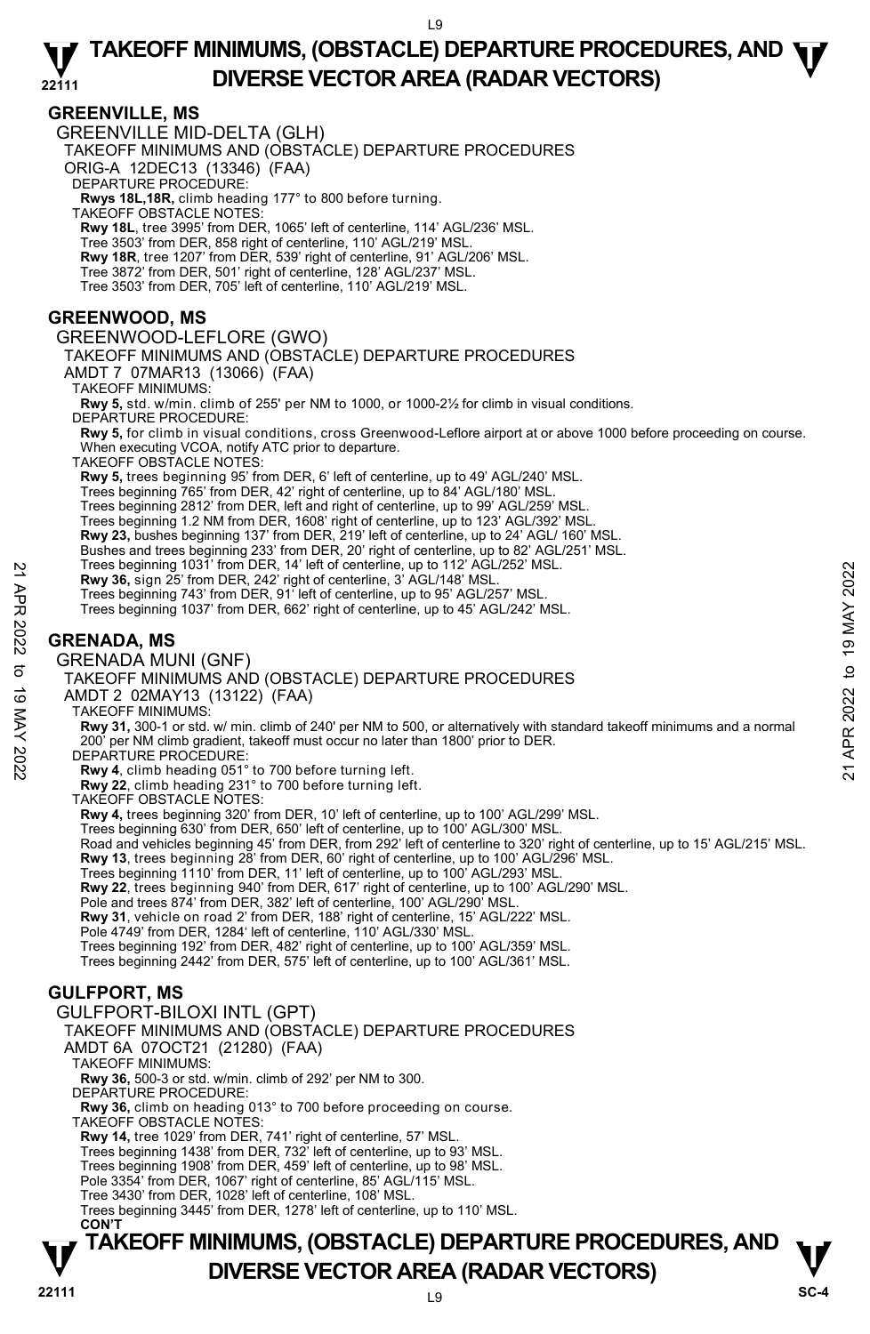## GREENVILLE, MS

GREENVILLE MID-DELTA (GLH)

TAKEOFF MINIMUMS AND (OBSTACLE) DEPARTURE PROCEDURES

ORIG-A 12DEC13 (13346) (FAA)

DEPARTURE PROCEDURE:

**Rwys 18L,18R,** climb heading 177° to 800 before turning.

TAKEOFF OBSTACLE NOTES:

**Rwy 18L**, tree 3995' from DER, 1065' left of centerline, 114' AGL/236' MSL.
Tree 3503' from DER, 858 right of centerline, 110' AGL/219' MSL.
**Rwy 18R**, tree 1207' from DER, 539' right of centerline, 91' AGL/206' MSL.
Tree 3872' from DER, 501' right of centerline, 128' AGL/237' MSL.
Tree 3503' from DER, 705' left of centerline, 110' AGL/219' MSL.

## GREENWOOD, MS

GREENWOOD-LEFLORE (GWO)

TAKEOFF MINIMUMS AND (OBSTACLE) DEPARTURE PROCEDURES

AMDT 7 07MAR13 (13066) (FAA)

TAKEOFF MINIMUMS:

**Rwy 5,** std. w/min. climb of 255' per NM to 1000, or 1000-2½ for climb in visual conditions.

DEPARTURE PROCEDURE:

**Rwy 5,** for climb in visual conditions, cross Greenwood-Leflore airport at or above 1000 before proceeding on course. When executing VCOA, notify ATC prior to departure.

TAKEOFF OBSTACLE NOTES:

**Rwy 5,** trees beginning 95' from DER, 6' left of centerline, up to 49' AGL/240' MSL.
Trees beginning 765' from DER, 42' right of centerline, up to 84' AGL/180' MSL.
Trees beginning 2812' from DER, left and right of centerline, up to 99' AGL/259' MSL.
Trees beginning 1.2 NM from DER, 1608' right of centerline, up to 123' AGL/392' MSL.
**Rwy 23,** bushes beginning 137' from DER, 219' left of centerline, up to 24' AGL/ 160' MSL.
Bushes and trees beginning 233' from DER, 20' right of centerline, up to 82' AGL/251' MSL.
Trees beginning 1031' from DER, 14' left of centerline, up to 112' AGL/252' MSL.
**Rwy 36,** sign 25' from DER, 242' right of centerline, 3' AGL/148' MSL.
Trees beginning 743' from DER, 91' left of centerline, up to 95' AGL/257' MSL.
Trees beginning 1037' from DER, 662' right of centerline, up to 45' AGL/242' MSL.

## GRENADA, MS

GRENADA MUNI (GNF)

TAKEOFF MINIMUMS AND (OBSTACLE) DEPARTURE PROCEDURES

AMDT 2 02MAY13 (13122) (FAA)

TAKEOFF MINIMUMS:

**Rwy 31,** 300-1 or std. w/ min. climb of 240' per NM to 500, or alternatively with standard takeoff minimums and a normal 200' per NM climb gradient, takeoff must occur no later than 1800' prior to DER.

DEPARTURE PROCEDURE:

**Rwy 4**, climb heading 051° to 700 before turning left.
**Rwy 22**, climb heading 231° to 700 before turning left.

TAKEOFF OBSTACLE NOTES:

**Rwy 4,** trees beginning 320' from DER, 10' left of centerline, up to 100' AGL/299' MSL.
Trees beginning 630' from DER, 650' left of centerline, up to 100' AGL/300' MSL.
Road and vehicles beginning 45' from DER, from 292' left of centerline to 320' right of centerline, up to 15' AGL/215' MSL.
**Rwy 13**, trees beginning 28' from DER, 60' right of centerline, up to 100' AGL/296' MSL.
Trees beginning 1110' from DER, 11' left of centerline, up to 100' AGL/293' MSL.
**Rwy 22**, trees beginning 940' from DER, 617' right of centerline, up to 100' AGL/290' MSL.
Pole and trees 874' from DER, 382' left of centerline, 100' AGL/290' MSL.
**Rwy 31**, vehicle on road 2' from DER, 188' right of centerline, 15' AGL/222' MSL.
Pole 4749' from DER, 1284' left of centerline, 110' AGL/330' MSL.
Trees beginning 192' from DER, 482' right of centerline, up to 100' AGL/359' MSL.
Trees beginning 2442' from DER, 575' left of centerline, up to 100' AGL/361' MSL.

## GULFPORT, MS

GULFPORT-BILOXI INTL (GPT)

TAKEOFF MINIMUMS AND (OBSTACLE) DEPARTURE PROCEDURES

AMDT 6A 07OCT21 (21280) (FAA)

TAKEOFF MINIMUMS:

**Rwy 36,** 500-3 or std. w/min. climb of 292' per NM to 300.

DEPARTURE PROCEDURE:

**Rwy 36,** climb on heading 013° to 700 before proceeding on course.

TAKEOFF OBSTACLE NOTES:

**Rwy 14,** tree 1029' from DER, 741' right of centerline, 57' MSL.
Trees beginning 1438' from DER, 732' left of centerline, up to 93' MSL.
Trees beginning 1908' from DER, 459' left of centerline, up to 98' MSL.
Pole 3354' from DER, 1067' right of centerline, 85' AGL/115' MSL.
Tree 3430' from DER, 1028' left of centerline, 108' MSL.
Trees beginning 3445' from DER, 1278' left of centerline, up to 110' MSL.

**CON'T**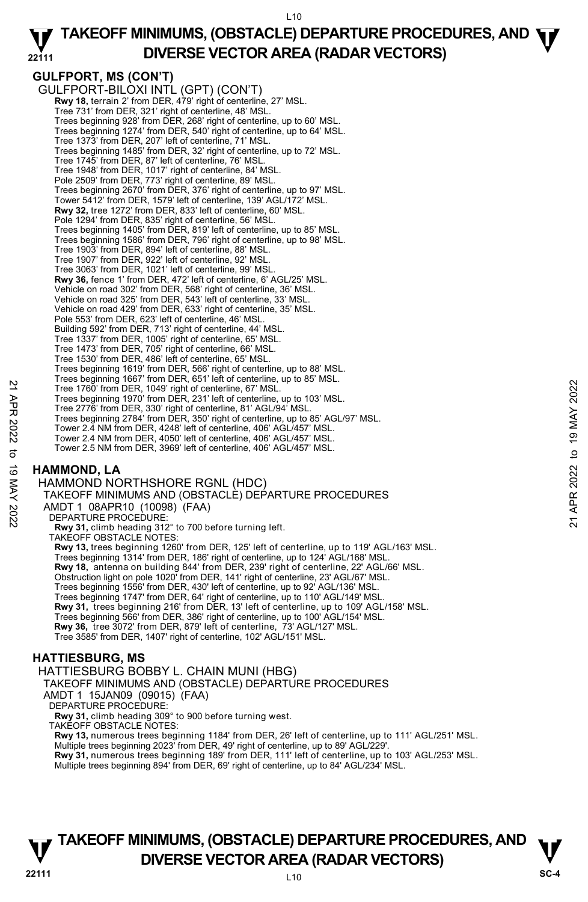## GULFPORT, MS (CON'T)

GULFPORT-BILOXI INTL (GPT) (CON'T)

**Rwy 18,** terrain 2' from DER, 479' right of centerline, 27' MSL.
Tree 731' from DER, 321' right of centerline, 48' MSL.
Trees beginning 928' from DER, 268' right of centerline, up to 60' MSL.
Trees beginning 1274' from DER, 540' right of centerline, up to 64' MSL.
Tree 1373' from DER, 207' left of centerline, 71' MSL.
Trees beginning 1485' from DER, 32' right of centerline, up to 72' MSL.
Tree 1745' from DER, 87' left of centerline, 76' MSL.
Tree 1948' from DER, 1017' right of centerline, 84' MSL.
Pole 2509' from DER, 773' right of centerline, 89' MSL.
Trees beginning 2670' from DER, 376' right of centerline, up to 97' MSL.
Tower 5412' from DER, 1579' left of centerline, 139' AGL/172' MSL.
**Rwy 32,** tree 1272' from DER, 833' left of centerline, 60' MSL.
Pole 1294' from DER, 835' right of centerline, 56' MSL.
Trees beginning 1405' from DER, 819' left of centerline, up to 85' MSL.
Trees beginning 1586' from DER, 796' right of centerline, up to 98' MSL.
Tree 1903' from DER, 894' left of centerline, 88' MSL.
Tree 1907' from DER, 922' left of centerline, 92' MSL.
Tree 3063' from DER, 1021' left of centerline, 99' MSL.
**Rwy 36,** fence 1' from DER, 472' left of centerline, 6' AGL/25' MSL.
Vehicle on road 302' from DER, 568' right of centerline, 36' MSL.
Vehicle on road 325' from DER, 543' left of centerline, 33' MSL.
Vehicle on road 429' from DER, 633' right of centerline, 35' MSL.
Pole 553' from DER, 623' left of centerline, 46' MSL.
Building 592' from DER, 713' right of centerline, 44' MSL.
Tree 1337' from DER, 1005' right of centerline, 65' MSL.
Tree 1473' from DER, 705' right of centerline, 66' MSL.
Tree 1530' from DER, 486' left of centerline, 65' MSL.
Trees beginning 1619' from DER, 566' right of centerline, up to 88' MSL.
Trees beginning 1667' from DER, 651' left of centerline, up to 85' MSL.
Tree 1760' from DER, 1049' right of centerline, 67' MSL.
Trees beginning 1970' from DER, 231' left of centerline, up to 103' MSL.
Tree 2776' from DER, 330' right of centerline, 81' AGL/94' MSL.
Trees beginning 2784' from DER, 350' right of centerline, up to 85' AGL/97' MSL.
Tower 2.4 NM from DER, 4248' left of centerline, 406' AGL/457' MSL.
Tower 2.4 NM from DER, 4050' left of centerline, 406' AGL/457' MSL.
Tower 2.5 NM from DER, 3969' left of centerline, 406' AGL/457' MSL.

## HAMMOND, LA

HAMMOND NORTHSHORE RGNL (HDC)
TAKEOFF MINIMUMS AND (OBSTACLE) DEPARTURE PROCEDURES
AMDT 1 08APR10 (10098) (FAA)
DEPARTURE PROCEDURE:
**Rwy 31,** climb heading 312° to 700 before turning left.
TAKEOFF OBSTACLE NOTES:
**Rwy 13,** trees beginning 1260' from DER, 125' left of centerline, up to 119' AGL/163' MSL.
Trees beginning 1314' from DER, 186' right of centerline, up to 124' AGL/168' MSL.
**Rwy 18,** antenna on building 844' from DER, 239' right of centerline, 22' AGL/66' MSL.
Obstruction light on pole 1020' from DER, 141' right of centerline, 23' AGL/67' MSL.
Trees beginning 1556' from DER, 430' left of centerline, up to 92' AGL/136' MSL.
Trees beginning 1747' from DER, 64' right of centerline, up to 110' AGL/149' MSL.
**Rwy 31,** trees beginning 216' from DER, 13' left of centerline, up to 109' AGL/158' MSL.
Trees beginning 566' from DER, 386' right of centerline, up to 100' AGL/154' MSL.
**Rwy 36,** tree 3072' from DER, 879' left of centerline, 73' AGL/127' MSL.
Tree 3585' from DER, 1407' right of centerline, 102' AGL/151' MSL.

## HATTIESBURG, MS

HATTIESBURG BOBBY L. CHAIN MUNI (HBG)
TAKEOFF MINIMUMS AND (OBSTACLE) DEPARTURE PROCEDURES
AMDT 1 15JAN09 (09015) (FAA)
DEPARTURE PROCEDURE:
**Rwy 31,** climb heading 309° to 900 before turning west.
TAKEOFF OBSTACLE NOTES:
**Rwy 13,** numerous trees beginning 1184' from DER, 26' left of centerline, up to 111' AGL/251' MSL.
Multiple trees beginning 2023' from DER, 49' right of centerline, up to 89' AGL/229'.
**Rwy 31,** numerous trees beginning 189' from DER, 111' left of centerline, up to 103' AGL/253' MSL.
Multiple trees beginning 894' from DER, 69' right of centerline, up to 84' AGL/234' MSL.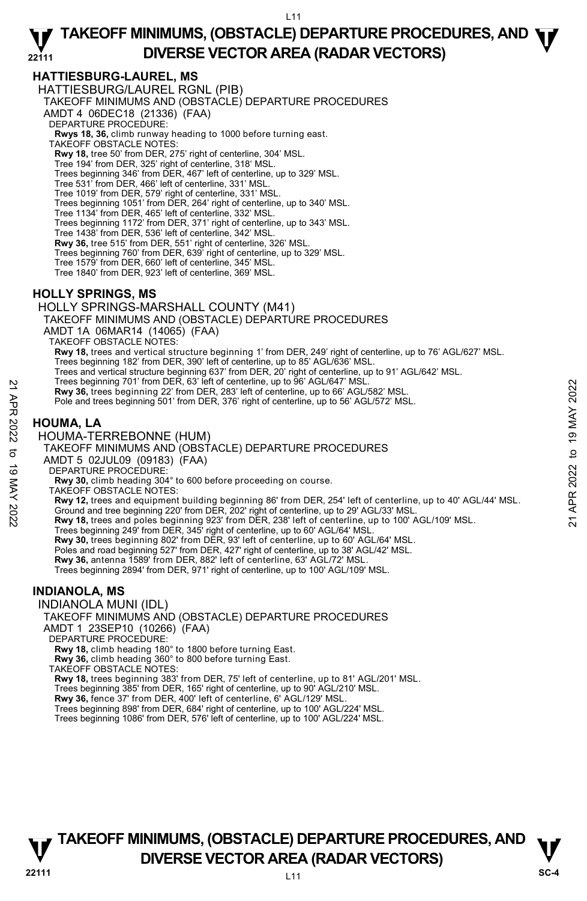## HATTIESBURG-LAUREL, MS

HATTIESBURG/LAUREL RGNL (PIB)
TAKEOFF MINIMUMS AND (OBSTACLE) DEPARTURE PROCEDURES
AMDT 4 06DEC18 (21336) (FAA)
DEPARTURE PROCEDURE:
**Rwys 18, 36,** climb runway heading to 1000 before turning east.
TAKEOFF OBSTACLE NOTES:
**Rwy 18,** tree 50' from DER, 275' right of centerline, 304' MSL.
Tree 194' from DER, 325' right of centerline, 318' MSL.
Trees beginning 346' from DER, 467' left of centerline, up to 329' MSL.
Tree 531' from DER, 466' left of centerline, 331' MSL.
Tree 1019' from DER, 579' right of centerline, 331' MSL.
Trees beginning 1051' from DER, 264' right of centerline, up to 340' MSL.
Tree 1134' from DER, 465' left of centerline, 332' MSL.
Trees beginning 1172' from DER, 371' right of centerline, up to 343' MSL.
Tree 1438' from DER, 536' left of centerline, 342' MSL.
**Rwy 36,** tree 515' from DER, 551' right of centerline, 326' MSL.
Trees beginning 760' from DER, 639' right of centerline, up to 329' MSL.
Tree 1579' from DER, 660' left of centerline, 345' MSL.
Tree 1840' from DER, 923' left of centerline, 369' MSL.

## HOLLY SPRINGS, MS

HOLLY SPRINGS-MARSHALL COUNTY (M41)
TAKEOFF MINIMUMS AND (OBSTACLE) DEPARTURE PROCEDURES
AMDT 1A 06MAR14 (14065) (FAA)
TAKEOFF OBSTACLE NOTES:
**Rwy 18,** trees and vertical structure beginning 1' from DER, 249' right of centerline, up to 76' AGL/627' MSL.
Trees beginning 182' from DER, 390' left of centerline, up to 85' AGL/636' MSL.
Trees and vertical structure beginning 637' from DER, 20' right of centerline, up to 91' AGL/642' MSL.
Trees beginning 701' from DER, 63' left of centerline, up to 96' AGL/647' MSL.
**Rwy 36,** trees beginning 22' from DER, 283' left of centerline, up to 66' AGL/582' MSL.
Pole and trees beginning 501' from DER, 376' right of centerline, up to 56' AGL/572' MSL.

## HOUMA, LA

HOUMA-TERREBONNE (HUM)
TAKEOFF MINIMUMS AND (OBSTACLE) DEPARTURE PROCEDURES
AMDT 5 02JUL09 (09183) (FAA)
DEPARTURE PROCEDURE:
**Rwy 30,** climb heading 304° to 600 before proceeding on course.
TAKEOFF OBSTACLE NOTES:
**Rwy 12,** trees and equipment building beginning 86' from DER, 254' left of centerline, up to 40' AGL/44' MSL.
Ground and tree beginning 220' from DER, 202' right of centerline, up to 29' AGL/33' MSL.
**Rwy 18,** trees and poles beginning 923' from DER, 238' left of centerline, up to 100' AGL/109' MSL.
Trees beginning 249' from DER, 345' right of centerline, up to 60' AGL/64' MSL.
**Rwy 30,** trees beginning 802' from DER, 93' left of centerline, up to 60' AGL/64' MSL.
Poles and road beginning 527' from DER, 427' right of centerline, up to 38' AGL/42' MSL.
**Rwy 36,** antenna 1589' from DER, 882' left of centerline, 63' AGL/72' MSL.
Trees beginning 2894' from DER, 971' right of centerline, up to 100' AGL/109' MSL.

## INDIANOLA, MS

INDIANOLA MUNI (IDL)
TAKEOFF MINIMUMS AND (OBSTACLE) DEPARTURE PROCEDURES
AMDT 1 23SEP10 (10266) (FAA)
DEPARTURE PROCEDURE:
**Rwy 18,** climb heading 180° to 1800 before turning East.
**Rwy 36,** climb heading 360° to 800 before turning East.
TAKEOFF OBSTACLE NOTES:
**Rwy 18,** trees beginning 383' from DER, 75' left of centerline, up to 81' AGL/201' MSL.
Trees beginning 385' from DER, 165' right of centerline, up to 90' AGL/210' MSL.
**Rwy 36,** fence 37' from DER, 400' left of centerline, 6' AGL/129' MSL.
Trees beginning 898' from DER, 684' right of centerline, up to 100' AGL/224' MSL.
Trees beginning 1086' from DER, 576' left of centerline, up to 100' AGL/224' MSL.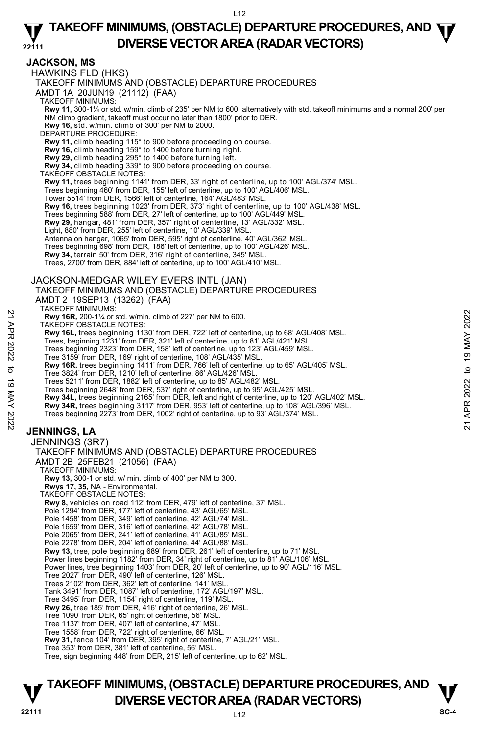## JACKSON, MS

### HAWKINS FLD (HKS)

TAKEOFF MINIMUMS AND (OBSTACLE) DEPARTURE PROCEDURES

AMDT 1A 20JUN19 (21112) (FAA)

TAKEOFF MINIMUMS:

**Rwy 11,** 300-1¼ or std. w/min. climb of 235' per NM to 600, alternatively with std. takeoff minimums and a normal 200' per NM climb gradient, takeoff must occur no later than 1800' prior to DER.

**Rwy 16,** std. w/min. climb of 300' per NM to 2000.

DEPARTURE PROCEDURE:

**Rwy 11,** climb heading 115° to 900 before proceeding on course.

**Rwy 16,** climb heading 159° to 1400 before turning right.

**Rwy 29,** climb heading 295° to 1400 before turning left.

**Rwy 34,** climb heading 339° to 900 before proceeding on course.

TAKEOFF OBSTACLE NOTES:

**Rwy 11,** trees beginning 1141' from DER, 33' right of centerline, up to 100' AGL/374' MSL.
Trees beginning 460' from DER, 155' left of centerline, up to 100' AGL/406' MSL.
Tower 5514' from DER, 1566' left of centerline, 164' AGL/483' MSL.

**Rwy 16,** trees beginning 1023' from DER, 373' right of centerline, up to 100' AGL/438' MSL.
Trees beginning 588' from DER, 27' left of centerline, up to 100' AGL/449' MSL.

**Rwy 29,** hangar, 481' from DER, 357' right of centerline, 13' AGL/332' MSL.
Light, 880' from DER, 255' left of centerline, 10' AGL/339' MSL.
Antenna on hangar, 1065' from DER, 595' right of centerline, 40' AGL/362' MSL.
Trees beginning 698' from DER, 186' left of centerline, up to 100' AGL/426' MSL.

**Rwy 34,** terrain 50' from DER, 316' right of centerline, 345' MSL.
Trees, 2700' from DER, 884' left of centerline, up to 100' AGL/410' MSL.

### JACKSON-MEDGAR WILEY EVERS INTL (JAN)

TAKEOFF MINIMUMS AND (OBSTACLE) DEPARTURE PROCEDURES

AMDT 2 19SEP13 (13262) (FAA)

TAKEOFF MINIMUMS:

**Rwy 16R,** 200-1¼ or std. w/min. climb of 227' per NM to 600.

TAKEOFF OBSTACLE NOTES:

**Rwy 16L,** trees beginning 1130' from DER, 722' left of centerline, up to 68' AGL/408' MSL.
Trees, beginning 1231' from DER, 321' left of centerline, up to 81' AGL/421' MSL.
Trees beginning 2323' from DER, 158' left of centerline, up to 123' AGL/459' MSL.
Tree 3159' from DER, 169' right of centerline, 108' AGL/435' MSL.

**Rwy 16R,** trees beginning 1411' from DER, 766' left of centerline, up to 65' AGL/405' MSL.
Tree 3824' from DER, 1210' left of centerline, 86' AGL/426' MSL.
Trees 5211' from DER, 1882' left of centerline, up to 85' AGL/482' MSL.
Trees beginning 2648' from DER, 537' right of centerline, up to 95' AGL/425' MSL.

**Rwy 34L,** trees beginning 2165' from DER, left and right of centerline, up to 120' AGL/402' MSL.

**Rwy 34R,** trees beginning 3117' from DER, 953' left of centerline, up to 108' AGL/396' MSL.
Trees beginning 2273' from DER, 1002' right of centerline, up to 93' AGL/374' MSL.

## JENNINGS, LA

### JENNINGS (3R7)

TAKEOFF MINIMUMS AND (OBSTACLE) DEPARTURE PROCEDURES

AMDT 2B 25FEB21 (21056) (FAA)

TAKEOFF MINIMUMS:

**Rwy 13,** 300-1 or std. w/ min. climb of 400' per NM to 300.

**Rwys 17, 35,** NA - Environmental.

TAKEOFF OBSTACLE NOTES:

**Rwy 8,** vehicles on road 112' from DER, 479' left of centerline, 37' MSL.
Pole 1294' from DER, 177' left of centerline, 43' AGL/65' MSL.
Pole 1458' from DER, 349' left of centerline, 42' AGL/74' MSL.
Pole 1659' from DER, 316' left of centerline, 42' AGL/78' MSL.
Pole 2065' from DER, 241' left of centerline, 41' AGL/85' MSL.
Pole 2278' from DER, 204' left of centerline, 44' AGL/88' MSL.

**Rwy 13,** tree, pole beginning 689' from DER, 261' left of centerline, up to 71' MSL.
Power lines beginning 1182' from DER, 34' right of centerline, up to 81' AGL/106' MSL.
Power lines, tree beginning 1403' from DER, 20' left of centerline, up to 90' AGL/116' MSL.
Tree 2027' from DER, 490' left of centerline, 126' MSL.
Trees 2102' from DER, 362' left of centerline, 141' MSL.
Tank 3491' from DER, 1087' left of centerline, 172' AGL/197' MSL.
Tree 3495' from DER, 1154' right of centerline, 119' MSL.

**Rwy 26,** tree 185' from DER, 416' right of centerline, 26' MSL.
Tree 1090' from DER, 65' right of centerline, 56' MSL.
Tree 1137' from DER, 407' left of centerline, 47' MSL.
Tree 1558' from DER, 722' right of centerline, 66' MSL.

**Rwy 31,** fence 104' from DER, 395' right of centerline, 7' AGL/21' MSL.
Tree 353' from DER, 381' left of centerline, 56' MSL.
Tree, sign beginning 448' from DER, 215' left of centerline, up to 62' MSL.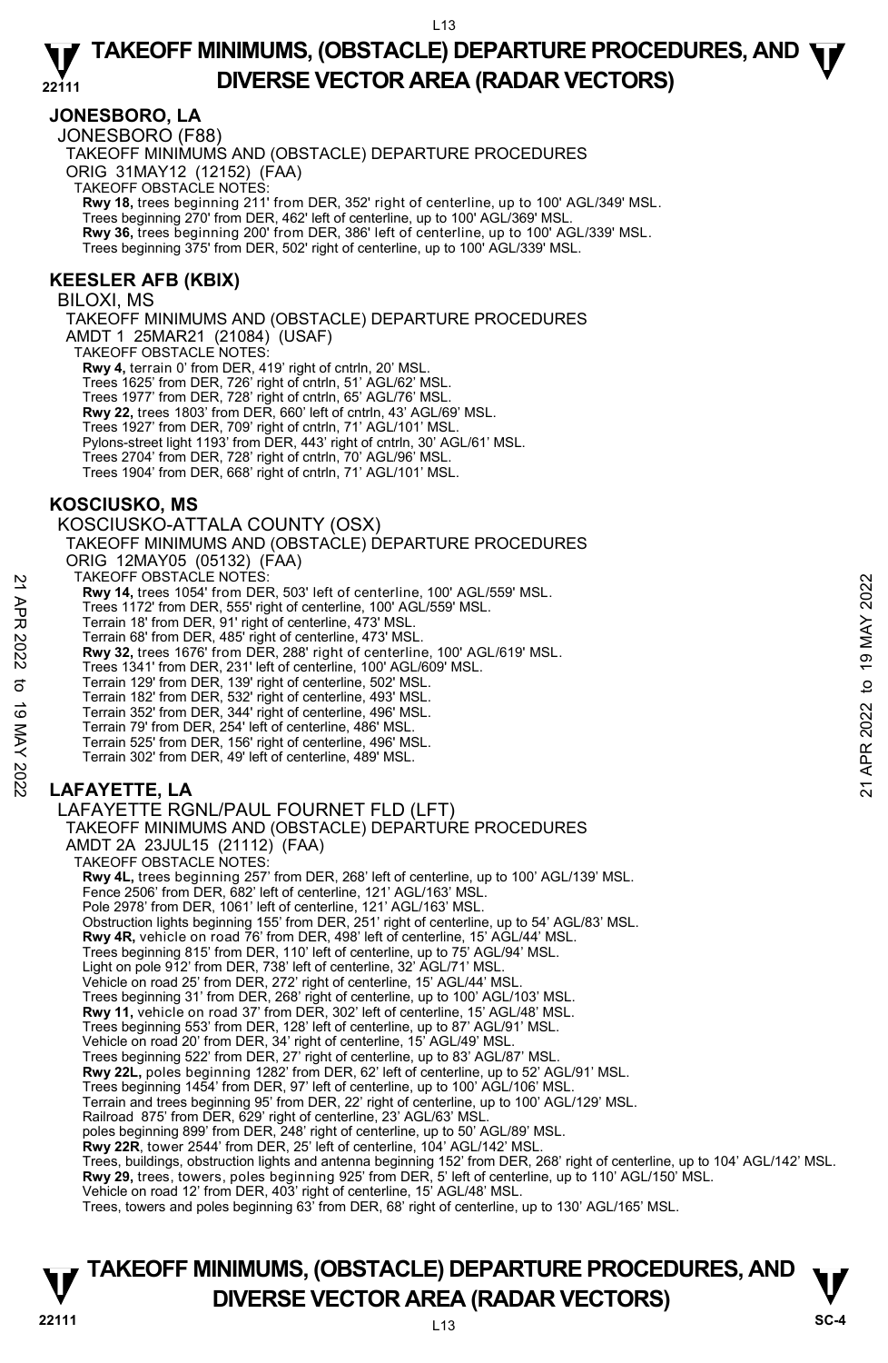## JONESBORO, LA

JONESBORO (F88)

TAKEOFF MINIMUMS AND (OBSTACLE) DEPARTURE PROCEDURES

ORIG 31MAY12 (12152) (FAA)

TAKEOFF OBSTACLE NOTES:

**Rwy 18,** trees beginning 211' from DER, 352' right of centerline, up to 100' AGL/349' MSL.
Trees beginning 270' from DER, 462' left of centerline, up to 100' AGL/369' MSL.
**Rwy 36,** trees beginning 200' from DER, 386' left of centerline, up to 100' AGL/339' MSL.
Trees beginning 375' from DER, 502' right of centerline, up to 100' AGL/339' MSL.

## KEESLER AFB (KBIX)

BILOXI, MS

TAKEOFF MINIMUMS AND (OBSTACLE) DEPARTURE PROCEDURES

AMDT 1 25MAR21 (21084) (USAF)

TAKEOFF OBSTACLE NOTES:

**Rwy 4,** terrain 0' from DER, 419' right of cntrln, 20' MSL.
Trees 1625' from DER, 726' right of cntrln, 51' AGL/62' MSL.
Trees 1977' from DER, 728' right of cntrln, 65' AGL/76' MSL.
**Rwy 22,** trees 1803' from DER, 660' left of cntrln, 43' AGL/69' MSL.
Trees 1927' from DER, 709' right of cntrln, 71' AGL/101' MSL.
Pylons-street light 1193' from DER, 443' right of cntrln, 30' AGL/61' MSL.
Trees 2704' from DER, 728' right of cntrln, 70' AGL/96' MSL.
Trees 1904' from DER, 668' right of cntrln, 71' AGL/101' MSL.

## KOSCIUSKO, MS

KOSCIUSKO-ATTALA COUNTY (OSX)

TAKEOFF MINIMUMS AND (OBSTACLE) DEPARTURE PROCEDURES

ORIG 12MAY05 (05132) (FAA)

TAKEOFF OBSTACLE NOTES:

**Rwy 14,** trees 1054' from DER, 503' left of centerline, 100' AGL/559' MSL.
Trees 1172' from DER, 555' right of centerline, 100' AGL/559' MSL.
Terrain 18' from DER, 91' right of centerline, 473' MSL.
Terrain 68' from DER, 485' right of centerline, 473' MSL.
**Rwy 32,** trees 1676' from DER, 288' right of centerline, 100' AGL/619' MSL.
Trees 1341' from DER, 231' left of centerline, 100' AGL/609' MSL.
Terrain 129' from DER, 139' right of centerline, 502' MSL.
Terrain 182' from DER, 532' right of centerline, 493' MSL.
Terrain 352' from DER, 344' right of centerline, 496' MSL.
Terrain 79' from DER, 254' left of centerline, 486' MSL.
Terrain 525' from DER, 156' right of centerline, 496' MSL.
Terrain 302' from DER, 49' left of centerline, 489' MSL.

## LAFAYETTE, LA

LAFAYETTE RGNL/PAUL FOURNET FLD (LFT)

TAKEOFF MINIMUMS AND (OBSTACLE) DEPARTURE PROCEDURES

AMDT 2A 23JUL15 (21112) (FAA)

TAKEOFF OBSTACLE NOTES:

**Rwy 4L,** trees beginning 257' from DER, 268' left of centerline, up to 100' AGL/139' MSL.
Fence 2506' from DER, 682' left of centerline, 121' AGL/163' MSL.
Pole 2978' from DER, 1061' left of centerline, 121' AGL/163' MSL.
Obstruction lights beginning 155' from DER, 251' right of centerline, up to 54' AGL/83' MSL.
**Rwy 4R,** vehicle on road 76' from DER, 498' left of centerline, 15' AGL/44' MSL.
Trees beginning 815' from DER, 110' left of centerline, up to 75' AGL/94' MSL.
Light on pole 912' from DER, 738' left of centerline, 32' AGL/71' MSL.
Vehicle on road 25' from DER, 272' right of centerline, 15' AGL/44' MSL.
Trees beginning 31' from DER, 268' right of centerline, up to 100' AGL/103' MSL.
**Rwy 11,** vehicle on road 37' from DER, 302' left of centerline, 15' AGL/48' MSL.
Trees beginning 553' from DER, 128' left of centerline, up to 87' AGL/91' MSL.
Vehicle on road 20' from DER, 34' right of centerline, 15' AGL/49' MSL.
Trees beginning 522' from DER, 27' right of centerline, up to 83' AGL/87' MSL.
**Rwy 22L,** poles beginning 1282' from DER, 62' left of centerline, up to 52' AGL/91' MSL.
Trees beginning 1454' from DER, 97' left of centerline, up to 100' AGL/106' MSL.
Terrain and trees beginning 95' from DER, 22' right of centerline, up to 100' AGL/129' MSL.
Railroad 875' from DER, 629' right of centerline, 23' AGL/63' MSL.
poles beginning 899' from DER, 248' right of centerline, up to 50' AGL/89' MSL.
**Rwy 22R**, tower 2544' from DER, 25' left of centerline, 104' AGL/142' MSL.
Trees, buildings, obstruction lights and antenna beginning 152' from DER, 268' right of centerline, up to 104' AGL/142' MSL.
**Rwy 29,** trees, towers, poles beginning 925' from DER, 5' left of centerline, up to 110' AGL/150' MSL.
Vehicle on road 12' from DER, 403' right of centerline, 15' AGL/48' MSL.
Trees, towers and poles beginning 63' from DER, 68' right of centerline, up to 130' AGL/165' MSL.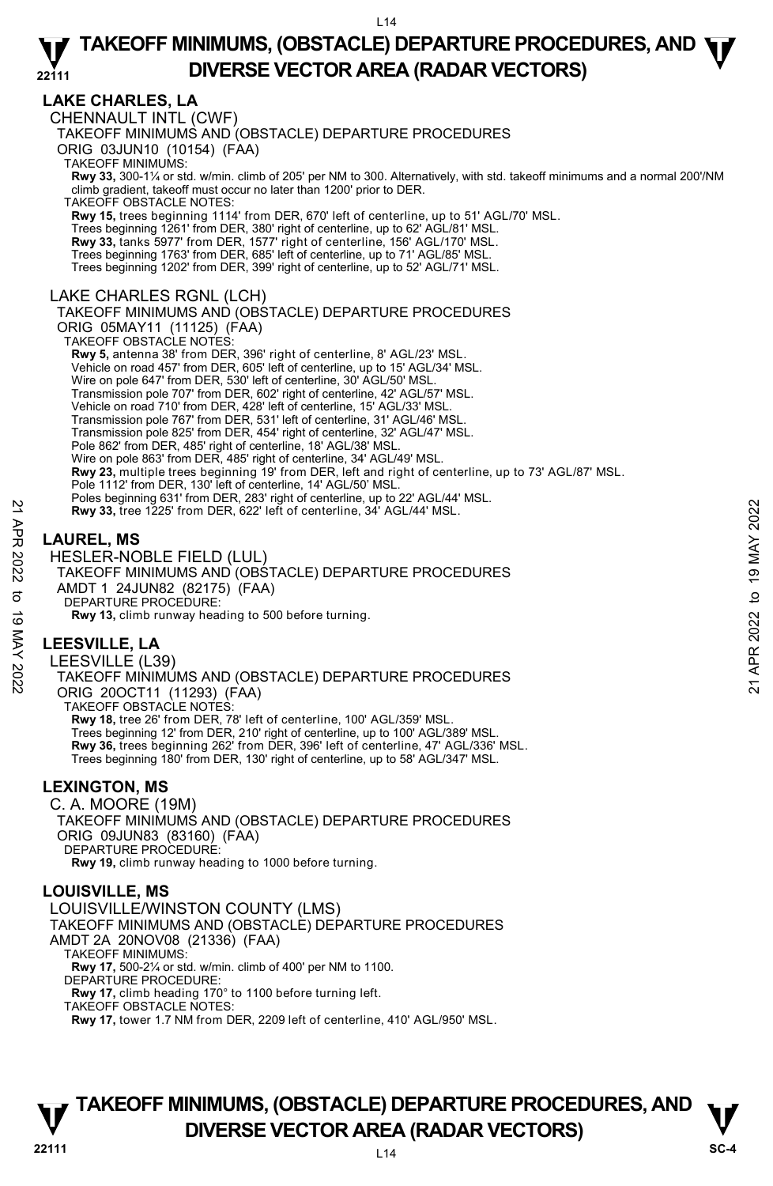## LAKE CHARLES, LA

### CHENNAULT INTL (CWF)

TAKEOFF MINIMUMS AND (OBSTACLE) DEPARTURE PROCEDURES

ORIG 03JUN10 (10154) (FAA)

TAKEOFF MINIMUMS:

**Rwy 33,** 300-1¼ or std. w/min. climb of 205' per NM to 300. Alternatively, with std. takeoff minimums and a normal 200'/NM climb gradient, takeoff must occur no later than 1200' prior to DER.

TAKEOFF OBSTACLE NOTES:

**Rwy 15,** trees beginning 1114' from DER, 670' left of centerline, up to 51' AGL/70' MSL.
Trees beginning 1261' from DER, 380' right of centerline, up to 62' AGL/81' MSL.
**Rwy 33,** tanks 5977' from DER, 1577' right of centerline, 156' AGL/170' MSL.
Trees beginning 1763' from DER, 685' left of centerline, up to 71' AGL/85' MSL.
Trees beginning 1202' from DER, 399' right of centerline, up to 52' AGL/71' MSL.

### LAKE CHARLES RGNL (LCH)

TAKEOFF MINIMUMS AND (OBSTACLE) DEPARTURE PROCEDURES

ORIG 05MAY11 (11125) (FAA)

TAKEOFF OBSTACLE NOTES:

**Rwy 5,** antenna 38' from DER, 396' right of centerline, 8' AGL/23' MSL.
Vehicle on road 457' from DER, 605' left of centerline, up to 15' AGL/34' MSL.
Wire on pole 647' from DER, 530' left of centerline, 30' AGL/50' MSL.
Transmission pole 707' from DER, 602' right of centerline, 42' AGL/57' MSL.
Vehicle on road 710' from DER, 428' left of centerline, 15' AGL/33' MSL.
Transmission pole 767' from DER, 531' left of centerline, 31' AGL/46' MSL.
Transmission pole 825' from DER, 454' right of centerline, 32' AGL/47' MSL.
Pole 862' from DER, 485' right of centerline, 18' AGL/38' MSL.
Wire on pole 863' from DER, 485' right of centerline, 34' AGL/49' MSL.
**Rwy 23,** multiple trees beginning 19' from DER, left and right of centerline, up to 73' AGL/87' MSL.
Pole 1112' from DER, 130' left of centerline, 14' AGL/50' MSL.
Poles beginning 631' from DER, 283' right of centerline, up to 22' AGL/44' MSL.
**Rwy 33,** tree 1225' from DER, 622' left of centerline, 34' AGL/44' MSL.

## LAUREL, MS

### HESLER-NOBLE FIELD (LUL)

TAKEOFF MINIMUMS AND (OBSTACLE) DEPARTURE PROCEDURES

AMDT 1 24JUN82 (82175) (FAA)

DEPARTURE PROCEDURE:

**Rwy 13,** climb runway heading to 500 before turning.

## LEESVILLE, LA

### LEESVILLE (L39)

TAKEOFF MINIMUMS AND (OBSTACLE) DEPARTURE PROCEDURES

ORIG 20OCT11 (11293) (FAA)

TAKEOFF OBSTACLE NOTES:

**Rwy 18,** tree 26' from DER, 78' left of centerline, 100' AGL/359' MSL.
Trees beginning 12' from DER, 210' right of centerline, up to 100' AGL/389' MSL.
**Rwy 36,** trees beginning 262' from DER, 396' left of centerline, 47' AGL/336' MSL.
Trees beginning 180' from DER, 130' right of centerline, up to 58' AGL/347' MSL.

## LEXINGTON, MS

### C. A. MOORE (19M)

TAKEOFF MINIMUMS AND (OBSTACLE) DEPARTURE PROCEDURES

ORIG 09JUN83 (83160) (FAA)

DEPARTURE PROCEDURE:

**Rwy 19,** climb runway heading to 1000 before turning.

## LOUISVILLE, MS

### LOUISVILLE/WINSTON COUNTY (LMS)

TAKEOFF MINIMUMS AND (OBSTACLE) DEPARTURE PROCEDURES

AMDT 2A 20NOV08 (21336) (FAA)

TAKEOFF MINIMUMS:

**Rwy 17,** 500-2¼ or std. w/min. climb of 400' per NM to 1100.

DEPARTURE PROCEDURE:

**Rwy 17,** climb heading 170° to 1100 before turning left.

TAKEOFF OBSTACLE NOTES:

**Rwy 17,** tower 1.7 NM from DER, 2209 left of centerline, 410' AGL/950' MSL.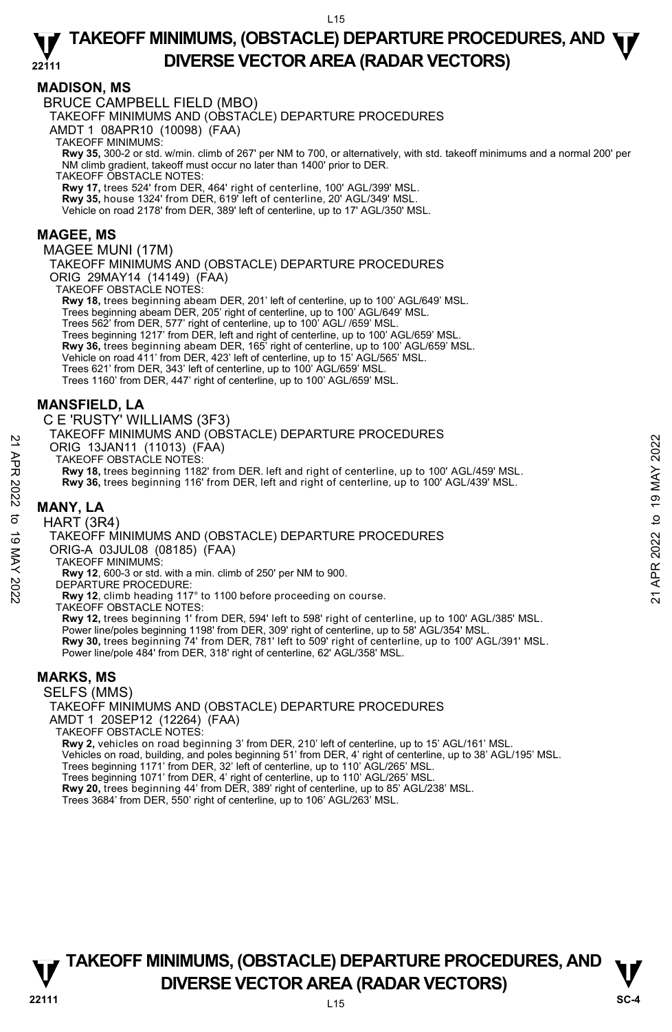## MADISON, MS

BRUCE CAMPBELL FIELD (MBO)

TAKEOFF MINIMUMS AND (OBSTACLE) DEPARTURE PROCEDURES

AMDT 1 08APR10 (10098) (FAA)

TAKEOFF MINIMUMS:

**Rwy 35,** 300-2 or std. w/min. climb of 267' per NM to 700, or alternatively, with std. takeoff minimums and a normal 200' per NM climb gradient, takeoff must occur no later than 1400' prior to DER.

TAKEOFF OBSTACLE NOTES:

**Rwy 17,** trees 524' from DER, 464' right of centerline, 100' AGL/399' MSL.

**Rwy 35,** house 1324' from DER, 619' left of centerline, 20' AGL/349' MSL.

Vehicle on road 2178' from DER, 389' left of centerline, up to 17' AGL/350' MSL.

## MAGEE, MS

MAGEE MUNI (17M)

TAKEOFF MINIMUMS AND (OBSTACLE) DEPARTURE PROCEDURES

ORIG 29MAY14 (14149) (FAA)

TAKEOFF OBSTACLE NOTES:

**Rwy 18,** trees beginning abeam DER, 201' left of centerline, up to 100' AGL/649' MSL.

Trees beginning abeam DER, 205' right of centerline, up to 100' AGL/649' MSL.

Trees 562' from DER, 577' right of centerline, up to 100' AGL/ /659' MSL.

Trees beginning 1217' from DER, left and right of centerline, up to 100' AGL/659' MSL.

**Rwy 36,** trees beginning abeam DER, 165' right of centerline, up to 100' AGL/659' MSL.

Vehicle on road 411' from DER, 423' left of centerline, up to 15' AGL/565' MSL.

Trees 621' from DER, 343' left of centerline, up to 100' AGL/659' MSL.

Trees 1160' from DER, 447' right of centerline, up to 100' AGL/659' MSL.

## MANSFIELD, LA

C E 'RUSTY' WILLIAMS (3F3)

TAKEOFF MINIMUMS AND (OBSTACLE) DEPARTURE PROCEDURES

ORIG 13JAN11 (11013) (FAA)

TAKEOFF OBSTACLE NOTES:

**Rwy 18,** trees beginning 1182' from DER. left and right of centerline, up to 100' AGL/459' MSL.

**Rwy 36,** trees beginning 116' from DER, left and right of centerline, up to 100' AGL/439' MSL.

## MANY, LA

HART (3R4)

TAKEOFF MINIMUMS AND (OBSTACLE) DEPARTURE PROCEDURES

ORIG-A 03JUL08 (08185) (FAA)

TAKEOFF MINIMUMS:

**Rwy 12**, 600-3 or std. with a min. climb of 250' per NM to 900.

DEPARTURE PROCEDURE:

**Rwy 12**, climb heading 117° to 1100 before proceeding on course.

TAKEOFF OBSTACLE NOTES:

**Rwy 12,** trees beginning 1' from DER, 594' left to 598' right of centerline, up to 100' AGL/385' MSL.

Power line/poles beginning 1198' from DER, 309' right of centerline, up to 58' AGL/354' MSL.

**Rwy 30,** trees beginning 74' from DER, 781' left to 509' right of centerline, up to 100' AGL/391' MSL.

Power line/pole 484' from DER, 318' right of centerline, 62' AGL/358' MSL.

## MARKS, MS

SELFS (MMS)

TAKEOFF MINIMUMS AND (OBSTACLE) DEPARTURE PROCEDURES

AMDT 1 20SEP12 (12264) (FAA)

TAKEOFF OBSTACLE NOTES:

**Rwy 2,** vehicles on road beginning 3' from DER, 210' left of centerline, up to 15' AGL/161' MSL.

Vehicles on road, building, and poles beginning 51' from DER, 4' right of centerline, up to 38' AGL/195' MSL.

Trees beginning 1171' from DER, 32' left of centerline, up to 110' AGL/265' MSL.

Trees beginning 1071' from DER, 4' right of centerline, up to 110' AGL/265' MSL.

**Rwy 20,** trees beginning 44' from DER, 389' right of centerline, up to 85' AGL/238' MSL.

Trees 3684' from DER, 550' right of centerline, up to 106' AGL/263' MSL.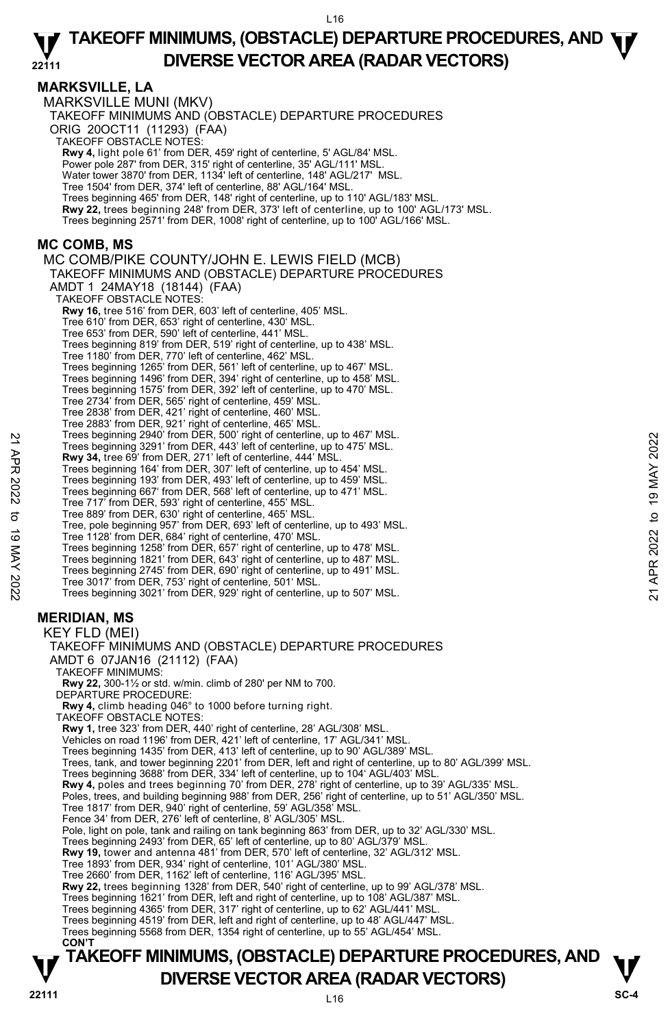## MARKSVILLE, LA

MARKSVILLE MUNI (MKV)

TAKEOFF MINIMUMS AND (OBSTACLE) DEPARTURE PROCEDURES

ORIG 20OCT11 (11293) (FAA)

TAKEOFF OBSTACLE NOTES:

**Rwy 4,** light pole 61' from DER, 459' right of centerline, 5' AGL/84' MSL.
Power pole 287' from DER, 315' right of centerline, 35' AGL/111' MSL.
Water tower 3870' from DER, 1134' left of centerline, 148' AGL/217' MSL.
Tree 1504' from DER, 374' left of centerline, 88' AGL/164' MSL.
Trees beginning 465' from DER, 148' right of centerline, up to 110' AGL/183' MSL.
**Rwy 22,** trees beginning 248' from DER, 373' left of centerline, up to 100' AGL/173' MSL.
Trees beginning 2571' from DER, 1008' right of centerline, up to 100' AGL/166' MSL.

## MC COMB, MS

MC COMB/PIKE COUNTY/JOHN E. LEWIS FIELD (MCB)

TAKEOFF MINIMUMS AND (OBSTACLE) DEPARTURE PROCEDURES

AMDT 1 24MAY18 (18144) (FAA)

TAKEOFF OBSTACLE NOTES:

**Rwy 16,** tree 516' from DER, 603' left of centerline, 405' MSL.
Tree 610' from DER, 653' right of centerline, 430' MSL.
Tree 653' from DER, 590' left of centerline, 441' MSL.
Trees beginning 819' from DER, 519' right of centerline, up to 438' MSL.
Tree 1180' from DER, 770' left of centerline, 462' MSL.
Trees beginning 1265' from DER, 561' left of centerline, up to 467' MSL.
Trees beginning 1496' from DER, 394' right of centerline, up to 458' MSL.
Trees beginning 1575' from DER, 392' left of centerline, up to 470' MSL.
Tree 2734' from DER, 565' right of centerline, 459' MSL.
Tree 2838' from DER, 421' right of centerline, 460' MSL.
Tree 2883' from DER, 921' right of centerline, 465' MSL.
Trees beginning 2940' from DER, 500' right of centerline, up to 467' MSL.
Trees beginning 3291' from DER, 443' left of centerline, up to 475' MSL.
**Rwy 34,** tree 69' from DER, 271' left of centerline, 444' MSL.
Trees beginning 164' from DER, 307' left of centerline, up to 454' MSL.
Trees beginning 193' from DER, 493' left of centerline, up to 459' MSL.
Trees beginning 667' from DER, 568' left of centerline, up to 471' MSL.
Tree 717' from DER, 593' right of centerline, 455' MSL.
Tree 889' from DER, 630' right of centerline, 465' MSL.
Tree, pole beginning 957' from DER, 693' left of centerline, up to 493' MSL.
Tree 1128' from DER, 684' right of centerline, 470' MSL.
Trees beginning 1258' from DER, 657' right of centerline, up to 478' MSL.
Trees beginning 1821' from DER, 643' right of centerline, up to 487' MSL.
Trees beginning 2745' from DER, 690' right of centerline, up to 491' MSL.
Tree 3017' from DER, 753' right of centerline, 501' MSL.
Trees beginning 3021' from DER, 929' right of centerline, up to 507' MSL.

## MERIDIAN, MS

KEY FLD (MEI)

TAKEOFF MINIMUMS AND (OBSTACLE) DEPARTURE PROCEDURES

AMDT 6 07JAN16 (21112) (FAA)

TAKEOFF MINIMUMS:

**Rwy 22,** 300-1½ or std. w/min. climb of 280' per NM to 700.

DEPARTURE PROCEDURE:

**Rwy 4,** climb heading 046° to 1000 before turning right.

TAKEOFF OBSTACLE NOTES:

**Rwy 1,** tree 323' from DER, 440' right of centerline, 28' AGL/308' MSL.
Vehicles on road 1196' from DER, 421' left of centerline, 17' AGL/341' MSL.
Trees beginning 1435' from DER, 413' left of centerline, up to 90' AGL/389' MSL.
Trees, tank, and tower beginning 2201' from DER, left and right of centerline, up to 80' AGL/399' MSL.
Trees beginning 3688' from DER, 334' left of centerline, up to 104' AGL/403' MSL.
**Rwy 4,** poles and trees beginning 70' from DER, 278' right of centerline, up to 39' AGL/335' MSL.
Poles, trees, and building beginning 988' from DER, 256' right of centerline, up to 51' AGL/350' MSL.
Tree 1817' from DER, 940' right of centerline, 59' AGL/358' MSL.
Fence 34' from DER, 276' left of centerline, 8' AGL/305' MSL.
Pole, light on pole, tank and railing on tank beginning 863' from DER, up to 32' AGL/330' MSL.
Trees beginning 2493' from DER, 65' left of centerline, up to 80' AGL/379' MSL.
**Rwy 19,** tower and antenna 481' from DER, 570' left of centerline, 32' AGL/312' MSL.
Tree 1893' from DER, 934' right of centerline, 101' AGL/380' MSL.
Tree 2660' from DER, 1162' left of centerline, 116' AGL/395' MSL.
**Rwy 22,** trees beginning 1328' from DER, 540' right of centerline, up to 99' AGL/378' MSL.
Trees beginning 1621' from DER, left and right of centerline, up to 108' AGL/387' MSL.
Trees beginning 4365' from DER, 317' right of centerline, up to 62' AGL/441' MSL.
Trees beginning 4519' from DER, left and right of centerline, up to 48' AGL/447' MSL.
Trees beginning 5568 from DER, 1354 right of centerline, up to 55' AGL/454' MSL.

**CON'T**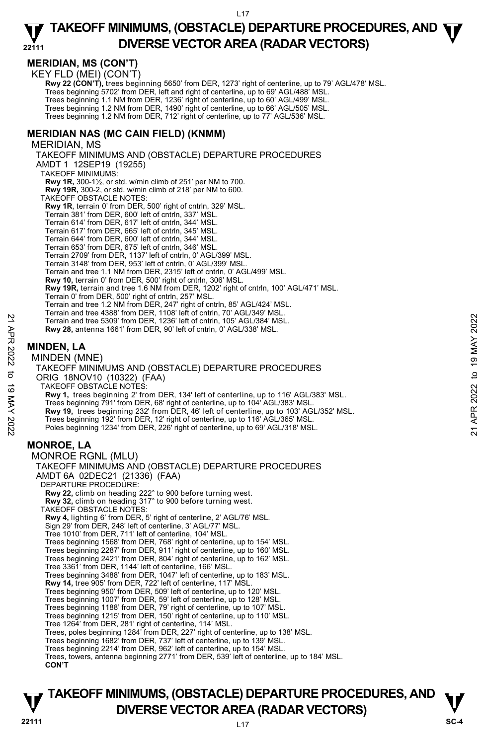## MERIDIAN, MS (CON'T)

KEY FLD (MEI) (CON'T)

**Rwy 22 (CON'T),** trees beginning 5650' from DER, 1273' right of centerline, up to 79' AGL/478' MSL.
Trees beginning 5702' from DER, left and right of centerline, up to 69' AGL/488' MSL.
Trees beginning 1.1 NM from DER, 1236' right of centerline, up to 60' AGL/499' MSL.
Trees beginning 1.2 NM from DER, 1490' right of centerline, up to 66' AGL/505' MSL.
Trees beginning 1.2 NM from DER, 712' right of centerline, up to 77' AGL/536' MSL.

## MERIDIAN NAS (MC CAIN FIELD) (KNMM)

MERIDIAN, MS

TAKEOFF MINIMUMS AND (OBSTACLE) DEPARTURE PROCEDURES
AMDT 1 12SEP19 (19255)

TAKEOFF MINIMUMS:
**Rwy 1R,** 300-1½, or std. w/min climb of 251' per NM to 700.
**Rwy 19R,** 300-2, or std. w/min climb of 218' per NM to 600.

TAKEOFF OBSTACLE NOTES:
**Rwy 1R**, terrain 0' from DER, 500' right of cntrln, 329' MSL.
Terrain 381' from DER, 600' left of cntrln, 337' MSL.
Terrain 614' from DER, 617' left of cntrln, 344' MSL.
Terrain 617' from DER, 665' left of cntrln, 345' MSL.
Terrain 644' from DER, 600' left of cntrln, 344' MSL.
Terrain 653' from DER, 675' left of cntrln, 346' MSL.
Terrain 2709' from DER, 1137' left of cntrln, 0' AGL/399' MSL.
Terrain 3148' from DER, 953' left of cntrln, 0' AGL/399' MSL.
Terrain and tree 1.1 NM from DER, 2315' left of cntrln, 0' AGL/499' MSL.
**Rwy 10,** terrain 0' from DER, 500' right of cntrln, 306' MSL.
**Rwy 19R,** terrain and tree 1.6 NM from DER, 1202' right of cntrln, 100' AGL/471' MSL.
Terrain 0' from DER, 500' right of cntrln, 257' MSL.
Terrain and tree 1.2 NM from DER, 247' right of cntrln, 85' AGL/424' MSL.
Terrain and tree 4388' from DER, 1108' left of cntrln, 70' AGL/349' MSL.
Terrain and tree 5309' from DER, 1236' left of cntrln, 105' AGL/384' MSL.
**Rwy 28,** antenna 1661' from DER, 90' left of cntrln, 0' AGL/338' MSL.

## MINDEN, LA

MINDEN (MNE)

TAKEOFF MINIMUMS AND (OBSTACLE) DEPARTURE PROCEDURES
ORIG 18NOV10 (10322) (FAA)

TAKEOFF OBSTACLE NOTES:
**Rwy 1,** trees beginning 2' from DER, 134' left of centerline, up to 116' AGL/383' MSL.
Trees beginning 791' from DER, 68' right of centerline, up to 104' AGL/383' MSL.
**Rwy 19,** trees beginning 232' from DER, 46' left of centerline, up to 103' AGL/352' MSL.
Trees beginning 192' from DER, 12' right of centerline, up to 116' AGL/365' MSL.
Poles beginning 1234' from DER, 226' right of centerline, up to 69' AGL/318' MSL.

## MONROE, LA

MONROE RGNL (MLU)

TAKEOFF MINIMUMS AND (OBSTACLE) DEPARTURE PROCEDURES
AMDT 6A 02DEC21 (21336) (FAA)

DEPARTURE PROCEDURE:
**Rwy 22,** climb on heading 222° to 900 before turning west.
**Rwy 32,** climb on heading 317° to 900 before turning west.

TAKEOFF OBSTACLE NOTES:
**Rwy 4,** lighting 6' from DER, 5' right of centerline, 2' AGL/76' MSL.
Sign 29' from DER, 248' left of centerline, 3' AGL/77' MSL.
Tree 1010' from DER, 711' left of centerline, 104' MSL.
Trees beginning 1568' from DER, 768' right of centerline, up to 154' MSL.
Trees beginning 2287' from DER, 911' right of centerline, up to 160' MSL.
Trees beginning 2421' from DER, 804' right of centerline, up to 162' MSL.
Tree 3361' from DER, 1144' left of centerline, 166' MSL.
Trees beginning 3488' from DER, 1047' left of centerline, up to 183' MSL.
**Rwy 14,** tree 905' from DER, 722' left of centerline, 117' MSL.
Trees beginning 950' from DER, 509' left of centerline, up to 120' MSL.
Trees beginning 1007' from DER, 59' left of centerline, up to 128' MSL.
Trees beginning 1188' from DER, 79' right of centerline, up to 107' MSL.
Trees beginning 1215' from DER, 150' right of centerline, up to 110' MSL.
Tree 1264' from DER, 281' right of centerline, 114' MSL.
Trees, poles beginning 1284' from DER, 227' right of centerline, up to 138' MSL.
Trees beginning 1682' from DER, 737' left of centerline, up to 139' MSL.
Trees beginning 2214' from DER, 962' left of centerline, up to 154' MSL.
Trees, towers, antenna beginning 2771' from DER, 539' left of centerline, up to 184' MSL.
**CON'T**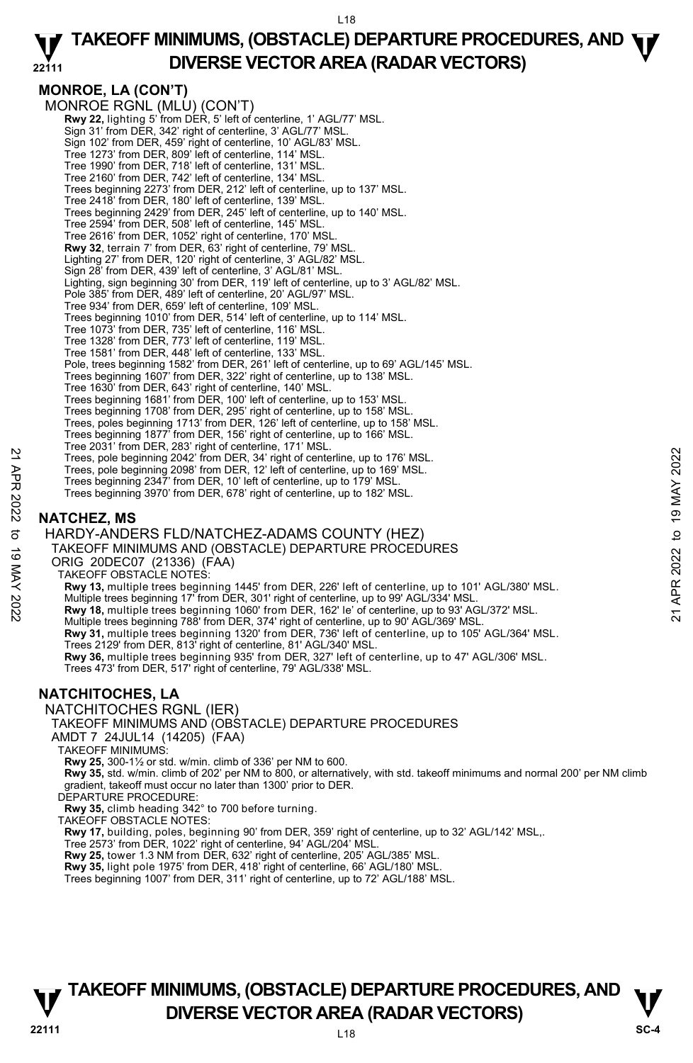## MONROE, LA (CON'T)

MONROE RGNL (MLU) (CON'T)

**Rwy 22,** lighting 5' from DER, 5' left of centerline, 1' AGL/77' MSL.
Sign 31' from DER, 342' right of centerline, 3' AGL/77' MSL.
Sign 102' from DER, 459' right of centerline, 10' AGL/83' MSL.
Tree 1273' from DER, 809' left of centerline, 114' MSL.
Tree 1990' from DER, 718' left of centerline, 131' MSL.
Tree 2160' from DER, 742' left of centerline, 134' MSL.
Trees beginning 2273' from DER, 212' left of centerline, up to 137' MSL.
Tree 2418' from DER, 180' left of centerline, 139' MSL.
Trees beginning 2429' from DER, 245' left of centerline, up to 140' MSL.
Tree 2594' from DER, 508' left of centerline, 145' MSL.
Tree 2616' from DER, 1052' right of centerline, 170' MSL.
**Rwy 32**, terrain 7' from DER, 63' right of centerline, 79' MSL.
Lighting 27' from DER, 120' right of centerline, 3' AGL/82' MSL.
Sign 28' from DER, 439' left of centerline, 3' AGL/81' MSL.
Lighting, sign beginning 30' from DER, 119' left of centerline, up to 3' AGL/82' MSL.
Pole 385' from DER, 489' left of centerline, 20' AGL/97' MSL.
Tree 934' from DER, 659' left of centerline, 109' MSL.
Trees beginning 1010' from DER, 514' left of centerline, up to 114' MSL.
Tree 1073' from DER, 735' left of centerline, 116' MSL.
Tree 1328' from DER, 773' left of centerline, 119' MSL.
Tree 1581' from DER, 448' left of centerline, 133' MSL.
Pole, trees beginning 1582' from DER, 261' left of centerline, up to 69' AGL/145' MSL.
Trees beginning 1607' from DER, 322' right of centerline, up to 138' MSL.
Tree 1630' from DER, 643' right of centerline, 140' MSL.
Trees beginning 1681' from DER, 100' left of centerline, up to 153' MSL.
Trees beginning 1708' from DER, 295' right of centerline, up to 158' MSL.
Trees, poles beginning 1713' from DER, 126' left of centerline, up to 158' MSL.
Trees beginning 1877' from DER, 156' right of centerline, up to 166' MSL.
Tree 2031' from DER, 283' right of centerline, 171' MSL.
Trees, pole beginning 2042' from DER, 34' right of centerline, up to 176' MSL.
Trees, pole beginning 2098' from DER, 12' left of centerline, up to 169' MSL.
Trees beginning 2347' from DER, 10' left of centerline, up to 179' MSL.
Trees beginning 3970' from DER, 678' right of centerline, up to 182' MSL.

## NATCHEZ, MS

HARDY-ANDERS FLD/NATCHEZ-ADAMS COUNTY (HEZ)
TAKEOFF MINIMUMS AND (OBSTACLE) DEPARTURE PROCEDURES
ORIG 20DEC07 (21336) (FAA)
TAKEOFF OBSTACLE NOTES:

**Rwy 13,** multiple trees beginning 1445' from DER, 226' left of centerline, up to 101' AGL/380' MSL.
Multiple trees beginning 17' from DER, 301' right of centerline, up to 99' AGL/334' MSL.
**Rwy 18,** multiple trees beginning 1060' from DER, 162' le' of centerline, up to 93' AGL/372' MSL.
Multiple trees beginning 788' from DER, 374' right of centerline, up to 90' AGL/369' MSL.
**Rwy 31,** multiple trees beginning 1320' from DER, 736' left of centerline, up to 105' AGL/364' MSL.
Trees 2129' from DER, 813' right of centerline, 81' AGL/340' MSL.
**Rwy 36,** multiple trees beginning 935' from DER, 327' left of centerline, up to 47' AGL/306' MSL.
Trees 473' from DER, 517' right of centerline, 79' AGL/338' MSL.

## NATCHITOCHES, LA

NATCHITOCHES RGNL (IER)
TAKEOFF MINIMUMS AND (OBSTACLE) DEPARTURE PROCEDURES
AMDT 7 24JUL14 (14205) (FAA)
TAKEOFF MINIMUMS:

**Rwy 25,** 300-1½ or std. w/min. climb of 336' per NM to 600.
**Rwy 35,** std. w/min. climb of 202' per NM to 800, or alternatively, with std. takeoff minimums and normal 200' per NM climb gradient, takeoff must occur no later than 1300' prior to DER.

DEPARTURE PROCEDURE:

**Rwy 35,** climb heading 342° to 700 before turning.

TAKEOFF OBSTACLE NOTES:

**Rwy 17,** building, poles, beginning 90' from DER, 359' right of centerline, up to 32' AGL/142' MSL,.
Tree 2573' from DER, 1022' right of centerline, 94' AGL/204' MSL.
**Rwy 25,** tower 1.3 NM from DER, 632' right of centerline, 205' AGL/385' MSL.
**Rwy 35,** light pole 1975' from DER, 418' right of centerline, 66' AGL/180' MSL.
Trees beginning 1007' from DER, 311' right of centerline, up to 72' AGL/188' MSL.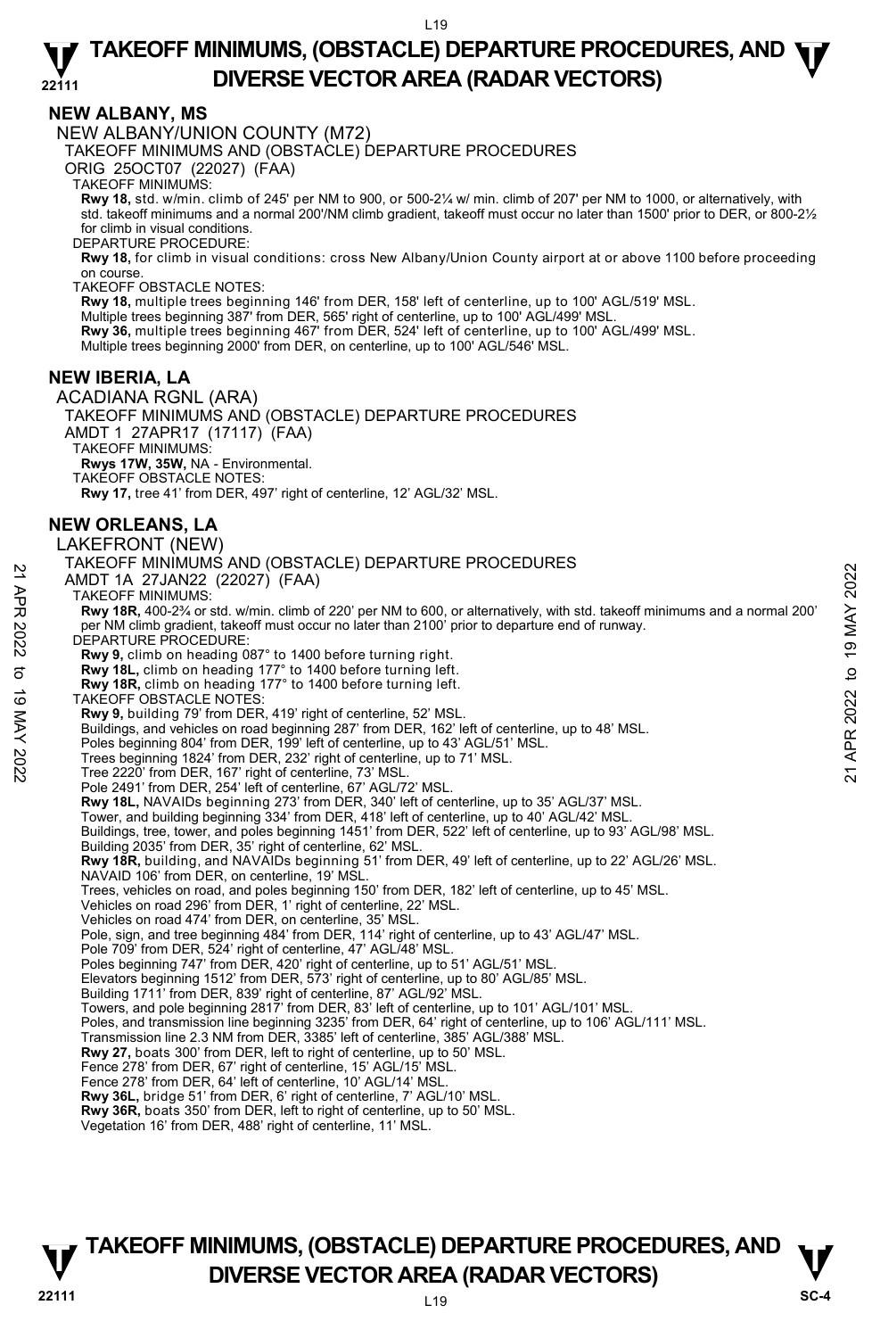## NEW ALBANY, MS

NEW ALBANY/UNION COUNTY (M72)

TAKEOFF MINIMUMS AND (OBSTACLE) DEPARTURE PROCEDURES

ORIG 25OCT07 (22027) (FAA)

TAKEOFF MINIMUMS:

**Rwy 18,** std. w/min. climb of 245' per NM to 900, or 500-2¼ w/ min. climb of 207' per NM to 1000, or alternatively, with std. takeoff minimums and a normal 200'/NM climb gradient, takeoff must occur no later than 1500' prior to DER, or 800-2½ for climb in visual conditions.

DEPARTURE PROCEDURE:

**Rwy 18,** for climb in visual conditions: cross New Albany/Union County airport at or above 1100 before proceeding on course.

TAKEOFF OBSTACLE NOTES:

**Rwy 18,** multiple trees beginning 146' from DER, 158' left of centerline, up to 100' AGL/519' MSL.
Multiple trees beginning 387' from DER, 565' right of centerline, up to 100' AGL/499' MSL.
**Rwy 36,** multiple trees beginning 467' from DER, 524' left of centerline, up to 100' AGL/499' MSL.
Multiple trees beginning 2000' from DER, on centerline, up to 100' AGL/546' MSL.

## NEW IBERIA, LA

ACADIANA RGNL (ARA)

TAKEOFF MINIMUMS AND (OBSTACLE) DEPARTURE PROCEDURES

AMDT 1 27APR17 (17117) (FAA)

TAKEOFF MINIMUMS:

**Rwys 17W, 35W,** NA - Environmental.

TAKEOFF OBSTACLE NOTES:

**Rwy 17,** tree 41' from DER, 497' right of centerline, 12' AGL/32' MSL.

## NEW ORLEANS, LA

LAKEFRONT (NEW)

TAKEOFF MINIMUMS AND (OBSTACLE) DEPARTURE PROCEDURES

AMDT 1A 27JAN22 (22027) (FAA)

TAKEOFF MINIMUMS:

**Rwy 18R,** 400-2¾ or std. w/min. climb of 220' per NM to 600, or alternatively, with std. takeoff minimums and a normal 200' per NM climb gradient, takeoff must occur no later than 2100' prior to departure end of runway.

DEPARTURE PROCEDURE:

**Rwy 9,** climb on heading 087° to 1400 before turning right.
**Rwy 18L,** climb on heading 177° to 1400 before turning left.
**Rwy 18R,** climb on heading 177° to 1400 before turning left.

TAKEOFF OBSTACLE NOTES:

**Rwy 9,** building 79' from DER, 419' right of centerline, 52' MSL.
Buildings, and vehicles on road beginning 287' from DER, 162' left of centerline, up to 48' MSL.
Poles beginning 804' from DER, 199' left of centerline, up to 43' AGL/51' MSL.
Trees beginning 1824' from DER, 232' right of centerline, up to 71' MSL.
Tree 2220' from DER, 167' right of centerline, 73' MSL.
Pole 2491' from DER, 254' left of centerline, 67' AGL/72' MSL.
**Rwy 18L,** NAVAIDs beginning 273' from DER, 340' left of centerline, up to 35' AGL/37' MSL.
Tower, and building beginning 334' from DER, 418' left of centerline, up to 40' AGL/42' MSL.
Buildings, tree, tower, and poles beginning 1451' from DER, 522' left of centerline, up to 93' AGL/98' MSL.
Building 2035' from DER, 35' right of centerline, 62' MSL.
**Rwy 18R,** building, and NAVAIDs beginning 51' from DER, 49' left of centerline, up to 22' AGL/26' MSL.
NAVAID 106' from DER, on centerline, 19' MSL.
Trees, vehicles on road, and poles beginning 150' from DER, 182' left of centerline, up to 45' MSL.
Vehicles on road 296' from DER, 1' right of centerline, 22' MSL.
Vehicles on road 474' from DER, on centerline, 35' MSL.
Pole, sign, and tree beginning 484' from DER, 114' right of centerline, up to 43' AGL/47' MSL.
Pole 709' from DER, 524' right of centerline, 47' AGL/48' MSL.
Poles beginning 747' from DER, 420' right of centerline, up to 51' AGL/51' MSL.
Elevators beginning 1512' from DER, 573' right of centerline, up to 80' AGL/85' MSL.
Building 1711' from DER, 839' right of centerline, 87' AGL/92' MSL.
Towers, and pole beginning 2817' from DER, 83' left of centerline, up to 101' AGL/101' MSL.
Poles, and transmission line beginning 3235' from DER, 64' right of centerline, up to 106' AGL/111' MSL.
Transmission line 2.3 NM from DER, 3385' left of centerline, 385' AGL/388' MSL.
**Rwy 27,** boats 300' from DER, left to right of centerline, up to 50' MSL.
Fence 278' from DER, 67' right of centerline, 15' AGL/15' MSL.
Fence 278' from DER, 64' left of centerline, 10' AGL/14' MSL.
**Rwy 36L,** bridge 51' from DER, 6' right of centerline, 7' AGL/10' MSL.
**Rwy 36R,** boats 350' from DER, left to right of centerline, up to 50' MSL.
Vegetation 16' from DER, 488' right of centerline, 11' MSL.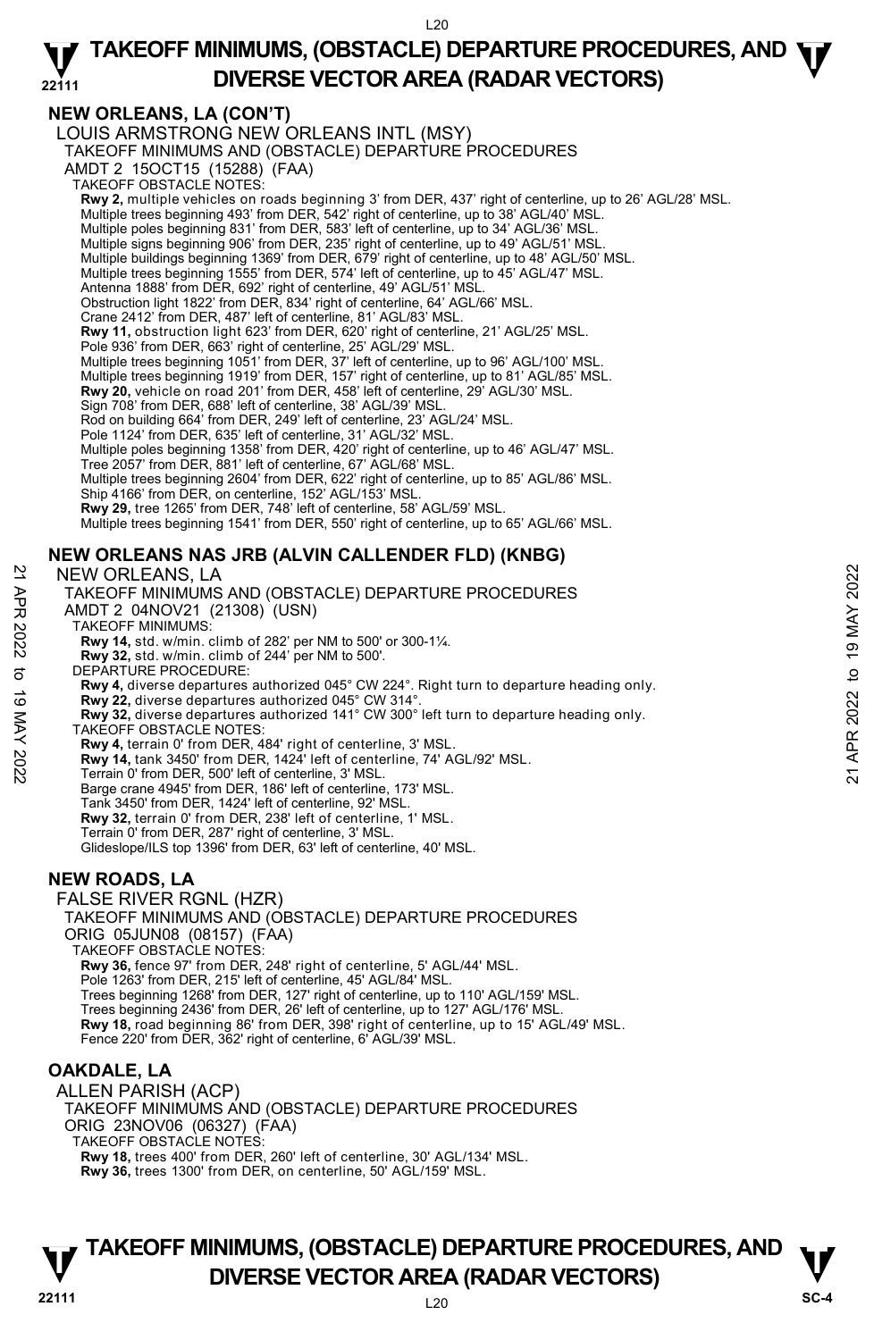## NEW ORLEANS, LA (CON'T)

LOUIS ARMSTRONG NEW ORLEANS INTL (MSY)
TAKEOFF MINIMUMS AND (OBSTACLE) DEPARTURE PROCEDURES
AMDT 2 15OCT15 (15288) (FAA)
TAKEOFF OBSTACLE NOTES:
**Rwy 2,** multiple vehicles on roads beginning 3' from DER, 437' right of centerline, up to 26' AGL/28' MSL.
Multiple trees beginning 493' from DER, 542' right of centerline, up to 38' AGL/40' MSL.
Multiple poles beginning 831' from DER, 583' left of centerline, up to 34' AGL/36' MSL.
Multiple signs beginning 906' from DER, 235' right of centerline, up to 49' AGL/51' MSL.
Multiple buildings beginning 1369' from DER, 679' right of centerline, up to 48' AGL/50' MSL.
Multiple trees beginning 1555' from DER, 574' left of centerline, up to 45' AGL/47' MSL.
Antenna 1888' from DER, 692' right of centerline, 49' AGL/51' MSL.
Obstruction light 1822' from DER, 834' right of centerline, 64' AGL/66' MSL.
Crane 2412' from DER, 487' left of centerline, 81' AGL/83' MSL.
**Rwy 11,** obstruction light 623' from DER, 620' right of centerline, 21' AGL/25' MSL.
Pole 936' from DER, 663' right of centerline, 25' AGL/29' MSL.
Multiple trees beginning 1051' from DER, 37' left of centerline, up to 96' AGL/100' MSL.
Multiple trees beginning 1919' from DER, 157' right of centerline, up to 81' AGL/85' MSL.
**Rwy 20,** vehicle on road 201' from DER, 458' left of centerline, 29' AGL/30' MSL.
Sign 708' from DER, 688' left of centerline, 38' AGL/39' MSL.
Rod on building 664' from DER, 249' left of centerline, 23' AGL/24' MSL.
Pole 1124' from DER, 635' left of centerline, 31' AGL/32' MSL.
Multiple poles beginning 1358' from DER, 420' right of centerline, up to 46' AGL/47' MSL.
Tree 2057' from DER, 881' left of centerline, 67' AGL/68' MSL.
Multiple trees beginning 2604' from DER, 622' right of centerline, up to 85' AGL/86' MSL.
Ship 4166' from DER, on centerline, 152' AGL/153' MSL.
**Rwy 29,** tree 1265' from DER, 748' left of centerline, 58' AGL/59' MSL.
Multiple trees beginning 1541' from DER, 550' right of centerline, up to 65' AGL/66' MSL.

## NEW ORLEANS NAS JRB (ALVIN CALLENDER FLD) (KNBG)

NEW ORLEANS, LA
TAKEOFF MINIMUMS AND (OBSTACLE) DEPARTURE PROCEDURES
AMDT 2 04NOV21 (21308) (USN)
TAKEOFF MINIMUMS:
**Rwy 14,** std. w/min. climb of 282' per NM to 500' or 300-1¼.
**Rwy 32,** std. w/min. climb of 244' per NM to 500'.
DEPARTURE PROCEDURE:
**Rwy 4,** diverse departures authorized 045° CW 224°. Right turn to departure heading only.
**Rwy 22,** diverse departures authorized 045° CW 314°.
**Rwy 32,** diverse departures authorized 141° CW 300° left turn to departure heading only.
TAKEOFF OBSTACLE NOTES:
**Rwy 4,** terrain 0' from DER, 484' right of centerline, 3' MSL.
**Rwy 14,** tank 3450' from DER, 1424' left of centerline, 74' AGL/92' MSL.
Terrain 0' from DER, 500' left of centerline, 3' MSL.
Barge crane 4945' from DER, 186' left of centerline, 173' MSL.
Tank 3450' from DER, 1424' left of centerline, 92' MSL.
**Rwy 32,** terrain 0' from DER, 238' left of centerline, 1' MSL.
Terrain 0' from DER, 287' right of centerline, 3' MSL.
Glideslope/ILS top 1396' from DER, 63' left of centerline, 40' MSL.

## NEW ROADS, LA

FALSE RIVER RGNL (HZR)
TAKEOFF MINIMUMS AND (OBSTACLE) DEPARTURE PROCEDURES
ORIG 05JUN08 (08157) (FAA)
TAKEOFF OBSTACLE NOTES:
**Rwy 36,** fence 97' from DER, 248' right of centerline, 5' AGL/44' MSL.
Pole 1263' from DER, 215' left of centerline, 45' AGL/84' MSL.
Trees beginning 1268' from DER, 127' right of centerline, up to 110' AGL/159' MSL.
Trees beginning 2436' from DER, 26' left of centerline, up to 127' AGL/176' MSL.
**Rwy 18,** road beginning 86' from DER, 398' right of centerline, up to 15' AGL/49' MSL.
Fence 220' from DER, 362' right of centerline, 6' AGL/39' MSL.

## OAKDALE, LA

ALLEN PARISH (ACP)
TAKEOFF MINIMUMS AND (OBSTACLE) DEPARTURE PROCEDURES
ORIG 23NOV06 (06327) (FAA)
TAKEOFF OBSTACLE NOTES:
**Rwy 18,** trees 400' from DER, 260' left of centerline, 30' AGL/134' MSL.
**Rwy 36,** trees 1300' from DER, on centerline, 50' AGL/159' MSL.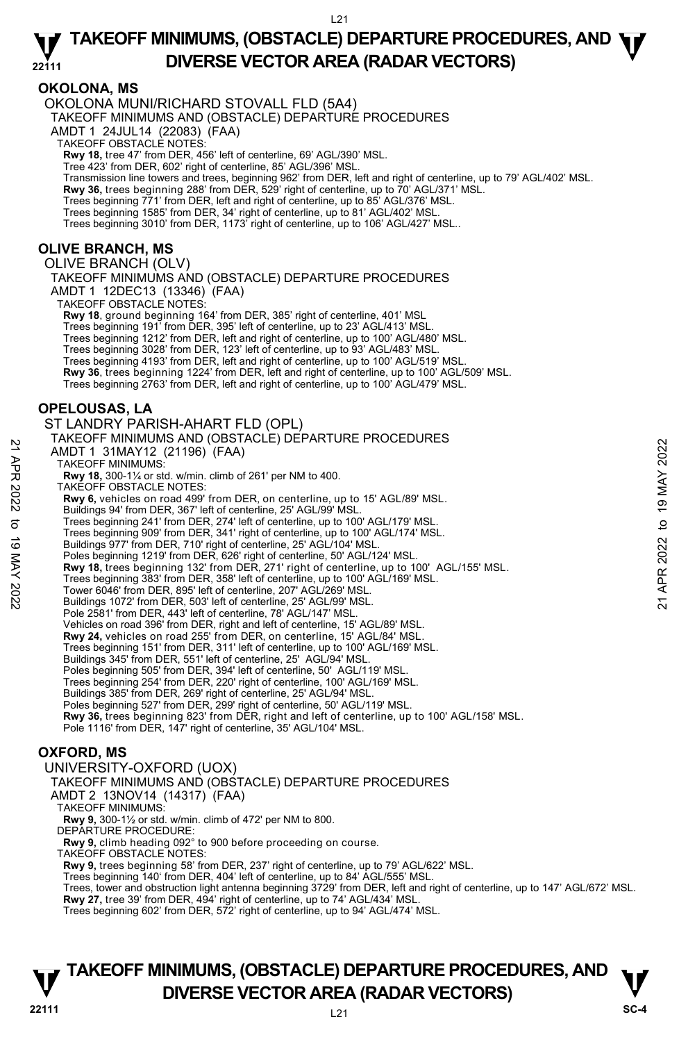## OKOLONA, MS

OKOLONA MUNI/RICHARD STOVALL FLD (5A4)

TAKEOFF MINIMUMS AND (OBSTACLE) DEPARTURE PROCEDURES

AMDT 1 24JUL14 (22083) (FAA)

TAKEOFF OBSTACLE NOTES:

**Rwy 18,** tree 47' from DER, 456' left of centerline, 69' AGL/390' MSL.
Tree 423' from DER, 602' right of centerline, 85' AGL/396' MSL.
Transmission line towers and trees, beginning 962' from DER, left and right of centerline, up to 79' AGL/402' MSL.
**Rwy 36,** trees beginning 288' from DER, 529' right of centerline, up to 70' AGL/371' MSL.
Trees beginning 771' from DER, left and right of centerline, up to 85' AGL/376' MSL.
Trees beginning 1585' from DER, 34' right of centerline, up to 81' AGL/402' MSL.
Trees beginning 3010' from DER, 1173' right of centerline, up to 106' AGL/427' MSL..

## OLIVE BRANCH, MS

OLIVE BRANCH (OLV)

TAKEOFF MINIMUMS AND (OBSTACLE) DEPARTURE PROCEDURES

AMDT 1 12DEC13 (13346) (FAA)

TAKEOFF OBSTACLE NOTES:

**Rwy 18**, ground beginning 164' from DER, 385' right of centerline, 401' MSL
Trees beginning 191' from DER, 395' left of centerline, up to 23' AGL/413' MSL.
Trees beginning 1212' from DER, left and right of centerline, up to 100' AGL/480' MSL.
Trees beginning 3028' from DER, 123' left of centerline, up to 93' AGL/483' MSL.
Trees beginning 4193' from DER, left and right of centerline, up to 100' AGL/519' MSL.
**Rwy 36**, trees beginning 1224' from DER, left and right of centerline, up to 100' AGL/509' MSL.
Trees beginning 2763' from DER, left and right of centerline, up to 100' AGL/479' MSL.

## OPELOUSAS, LA

ST LANDRY PARISH-AHART FLD (OPL)

TAKEOFF MINIMUMS AND (OBSTACLE) DEPARTURE PROCEDURES

AMDT 1 31MAY12 (21196) (FAA)

TAKEOFF MINIMUMS:

**Rwy 18,** 300-1¼ or std. w/min. climb of 261' per NM to 400.

TAKEOFF OBSTACLE NOTES:

**Rwy 6,** vehicles on road 499' from DER, on centerline, up to 15' AGL/89' MSL.
Buildings 94' from DER, 367' left of centerline, 25' AGL/99' MSL.
Trees beginning 241' from DER, 274' left of centerline, up to 100' AGL/179' MSL.
Trees beginning 909' from DER, 341' right of centerline, up to 100' AGL/174' MSL.
Buildings 977' from DER, 710' right of centerline, 25' AGL/104' MSL.
Poles beginning 1219' from DER, 626' right of centerline, 50' AGL/124' MSL.
**Rwy 18,** trees beginning 132' from DER, 271' right of centerline, up to 100' AGL/155' MSL.
Trees beginning 383' from DER, 358' left of centerline, up to 100' AGL/169' MSL.
Tower 6046' from DER, 895' left of centerline, 207' AGL/269' MSL.
Buildings 1072' from DER, 503' left of centerline, 25' AGL/99' MSL.
Pole 2581' from DER, 443' left of centerline, 78' AGL/147' MSL.
Vehicles on road 396' from DER, right and left of centerline, 15' AGL/89' MSL.
**Rwy 24,** vehicles on road 255' from DER, on centerline, 15' AGL/84' MSL.
Trees beginning 151' from DER, 311' left of centerline, up to 100' AGL/169' MSL.
Buildings 345' from DER, 551' left of centerline, 25' AGL/94' MSL.
Poles beginning 505' from DER, 394' left of centerline, 50' AGL/119' MSL.
Trees beginning 254' from DER, 220' right of centerline, 100' AGL/169' MSL.
Buildings 385' from DER, 269' right of centerline, 25' AGL/94' MSL.
Poles beginning 527' from DER, 299' right of centerline, 50' AGL/119' MSL.
**Rwy 36,** trees beginning 823' from DER, right and left of centerline, up to 100' AGL/158' MSL.
Pole 1116' from DER, 147' right of centerline, 35' AGL/104' MSL.

## OXFORD, MS

UNIVERSITY-OXFORD (UOX)

TAKEOFF MINIMUMS AND (OBSTACLE) DEPARTURE PROCEDURES

AMDT 2 13NOV14 (14317) (FAA)

TAKEOFF MINIMUMS:

**Rwy 9,** 300-1½ or std. w/min. climb of 472' per NM to 800.

DEPARTURE PROCEDURE:

**Rwy 9,** climb heading 092° to 900 before proceeding on course.

TAKEOFF OBSTACLE NOTES:

**Rwy 9,** trees beginning 58' from DER, 237' right of centerline, up to 79' AGL/622' MSL.
Trees beginning 140' from DER, 404' left of centerline, up to 84' AGL/555' MSL.
Trees, tower and obstruction light antenna beginning 3729' from DER, left and right of centerline, up to 147' AGL/672' MSL.
**Rwy 27,** tree 39' from DER, 494' right of centerline, up to 74' AGL/434' MSL.
Trees beginning 602' from DER, 572' right of centerline, up to 94' AGL/474' MSL.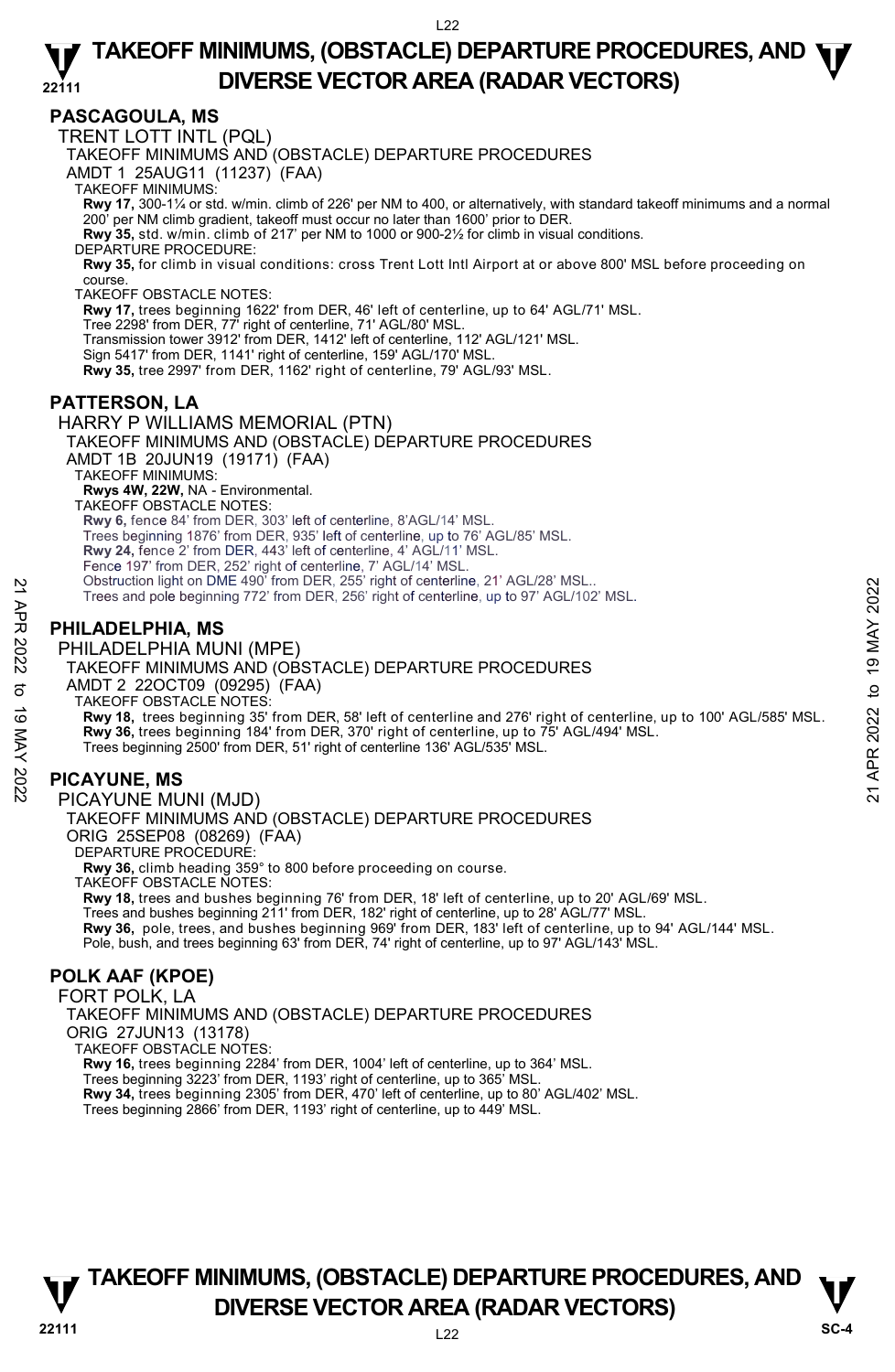## PASCAGOULA, MS

TRENT LOTT INTL (PQL)

TAKEOFF MINIMUMS AND (OBSTACLE) DEPARTURE PROCEDURES

AMDT 1 25AUG11 (11237) (FAA)

TAKEOFF MINIMUMS:

**Rwy 17,** 300-1¼ or std. w/min. climb of 226' per NM to 400, or alternatively, with standard takeoff minimums and a normal 200' per NM climb gradient, takeoff must occur no later than 1600' prior to DER.

**Rwy 35,** std. w/min. climb of 217' per NM to 1000 or 900-2½ for climb in visual conditions.

DEPARTURE PROCEDURE:

**Rwy 35,** for climb in visual conditions: cross Trent Lott Intl Airport at or above 800' MSL before proceeding on course.

TAKEOFF OBSTACLE NOTES:

**Rwy 17,** trees beginning 1622' from DER, 46' left of centerline, up to 64' AGL/71' MSL.
Tree 2298' from DER, 77' right of centerline, 71' AGL/80' MSL.
Transmission tower 3912' from DER, 1412' left of centerline, 112' AGL/121' MSL.
Sign 5417' from DER, 1141' right of centerline, 159' AGL/170' MSL.

**Rwy 35,** tree 2997' from DER, 1162' right of centerline, 79' AGL/93' MSL.

## PATTERSON, LA

HARRY P WILLIAMS MEMORIAL (PTN)

TAKEOFF MINIMUMS AND (OBSTACLE) DEPARTURE PROCEDURES

AMDT 1B 20JUN19 (19171) (FAA)

TAKEOFF MINIMUMS:

**Rwys 4W, 22W,** NA - Environmental.

TAKEOFF OBSTACLE NOTES:

**Rwy 6,** fence 84' from DER, 303' left of centerline, 8'AGL/14' MSL.
Trees beginning 1876' from DER, 935' left of centerline, up to 76' AGL/85' MSL.

**Rwy 24,** fence 2' from DER, 443' left of centerline, 4' AGL/11' MSL.
Fence 197' from DER, 252' right of centerline, 7' AGL/14' MSL.
Obstruction light on DME 490' from DER, 255' right of centerline, 21' AGL/28' MSL..
Trees and pole beginning 772' from DER, 256' right of centerline, up to 97' AGL/102' MSL.

## PHILADELPHIA, MS

PHILADELPHIA MUNI (MPE)

TAKEOFF MINIMUMS AND (OBSTACLE) DEPARTURE PROCEDURES

AMDT 2 22OCT09 (09295) (FAA)

TAKEOFF OBSTACLE NOTES:

**Rwy 18,** trees beginning 35' from DER, 58' left of centerline and 276' right of centerline, up to 100' AGL/585' MSL.

**Rwy 36,** trees beginning 184' from DER, 370' right of centerline, up to 75' AGL/494' MSL.
Trees beginning 2500' from DER, 51' right of centerline 136' AGL/535' MSL.

## PICAYUNE, MS

PICAYUNE MUNI (MJD)

TAKEOFF MINIMUMS AND (OBSTACLE) DEPARTURE PROCEDURES

ORIG 25SEP08 (08269) (FAA)

DEPARTURE PROCEDURE:

**Rwy 36,** climb heading 359° to 800 before proceeding on course.

TAKEOFF OBSTACLE NOTES:

**Rwy 18,** trees and bushes beginning 76' from DER, 18' left of centerline, up to 20' AGL/69' MSL.
Trees and bushes beginning 211' from DER, 182' right of centerline, up to 28' AGL/77' MSL.

**Rwy 36,** pole, trees, and bushes beginning 969' from DER, 183' left of centerline, up to 94' AGL/144' MSL.
Pole, bush, and trees beginning 63' from DER, 74' right of centerline, up to 97' AGL/143' MSL.

## POLK AAF (KPOE)

FORT POLK, LA

TAKEOFF MINIMUMS AND (OBSTACLE) DEPARTURE PROCEDURES

ORIG 27JUN13 (13178)

TAKEOFF OBSTACLE NOTES:

**Rwy 16,** trees beginning 2284' from DER, 1004' left of centerline, up to 364' MSL.
Trees beginning 3223' from DER, 1193' right of centerline, up to 365' MSL.

**Rwy 34,** trees beginning 2305' from DER, 470' left of centerline, up to 80' AGL/402' MSL.
Trees beginning 2866' from DER, 1193' right of centerline, up to 449' MSL.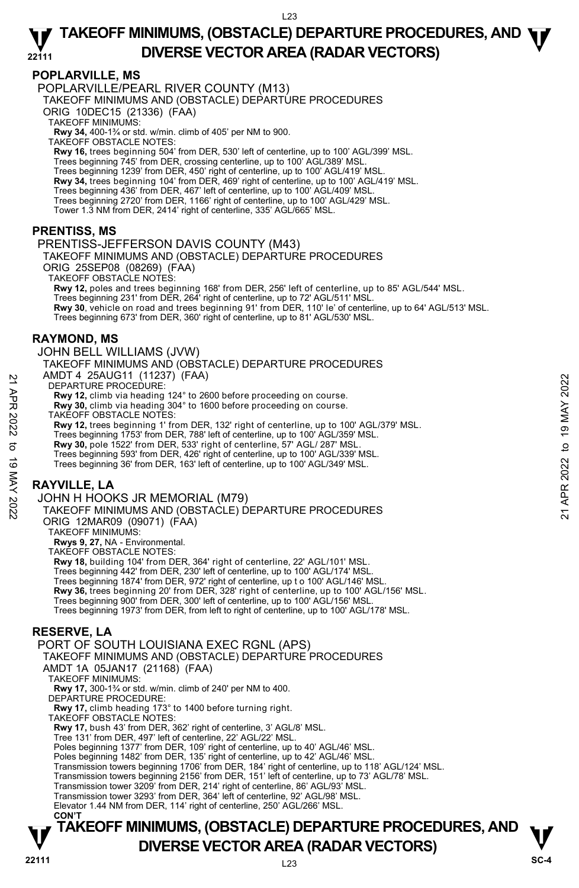## POPLARVILLE, MS

POPLARVILLE/PEARL RIVER COUNTY (M13)

TAKEOFF MINIMUMS AND (OBSTACLE) DEPARTURE PROCEDURES

ORIG 10DEC15 (21336) (FAA)

TAKEOFF MINIMUMS:

**Rwy 34,** 400-1¾ or std. w/min. climb of 405' per NM to 900.

TAKEOFF OBSTACLE NOTES:

**Rwy 16,** trees beginning 504' from DER, 530' left of centerline, up to 100' AGL/399' MSL.
Trees beginning 745' from DER, crossing centerline, up to 100' AGL/389' MSL.
Trees beginning 1239' from DER, 450' right of centerline, up to 100' AGL/419' MSL.
**Rwy 34,** trees beginning 104' from DER, 469' right of centerline, up to 100' AGL/419' MSL.
Trees beginning 436' from DER, 467' left of centerline, up to 100' AGL/409' MSL.
Trees beginning 2720' from DER, 1166' right of centerline, up to 100' AGL/429' MSL.
Tower 1.3 NM from DER, 2414' right of centerline, 335' AGL/665' MSL.

## PRENTISS, MS

PRENTISS-JEFFERSON DAVIS COUNTY (M43)

TAKEOFF MINIMUMS AND (OBSTACLE) DEPARTURE PROCEDURES

ORIG 25SEP08 (08269) (FAA)

TAKEOFF OBSTACLE NOTES:

**Rwy 12,** poles and trees beginning 168' from DER, 256' left of centerline, up to 85' AGL/544' MSL.
Trees beginning 231' from DER, 264' right of centerline, up to 72' AGL/511' MSL.
**Rwy 30**, vehicle on road and trees beginning 91' from DER, 110' le' of centerline, up to 64' AGL/513' MSL.
Trees beginning 673' from DER, 360' right of centerline, up to 81' AGL/530' MSL.

## RAYMOND, MS

JOHN BELL WILLIAMS (JVW)

TAKEOFF MINIMUMS AND (OBSTACLE) DEPARTURE PROCEDURES

AMDT 4 25AUG11 (11237) (FAA)

DEPARTURE PROCEDURE:

**Rwy 12,** climb via heading 124° to 2600 before proceeding on course.
**Rwy 30,** climb via heading 304° to 1600 before proceeding on course.

TAKEOFF OBSTACLE NOTES:

**Rwy 12,** trees beginning 1' from DER, 132' right of centerline, up to 100' AGL/379' MSL.
Trees beginning 1753' from DER, 788' left of centerline, up to 100' AGL/359' MSL.
**Rwy 30,** pole 1522' from DER, 533' right of centerline, 57' AGL/ 287' MSL.
Trees beginning 593' from DER, 426' right of centerline, up to 100' AGL/339' MSL.
Trees beginning 36' from DER, 163' left of centerline, up to 100' AGL/349' MSL.

## RAYVILLE, LA

JOHN H HOOKS JR MEMORIAL (M79)

TAKEOFF MINIMUMS AND (OBSTACLE) DEPARTURE PROCEDURES

ORIG 12MAR09 (09071) (FAA)

TAKEOFF MINIMUMS:

**Rwys 9, 27,** NA - Environmental.

TAKEOFF OBSTACLE NOTES:

**Rwy 18,** building 104' from DER, 364' right of centerline, 22' AGL/101' MSL.
Trees beginning 442' from DER, 230' left of centerline, up to 100' AGL/174' MSL.
Trees beginning 1874' from DER, 972' right of centerline, up t o 100' AGL/146' MSL.
**Rwy 36,** trees beginning 20' from DER, 328' right of centerline, up to 100' AGL/156' MSL.
Trees beginning 900' from DER, 300' left of centerline, up to 100' AGL/156' MSL.
Trees beginning 1973' from DER, from left to right of centerline, up to 100' AGL/178' MSL.

## RESERVE, LA

PORT OF SOUTH LOUISIANA EXEC RGNL (APS)

TAKEOFF MINIMUMS AND (OBSTACLE) DEPARTURE PROCEDURES

AMDT 1A 05JAN17 (21168) (FAA)

TAKEOFF MINIMUMS:

**Rwy 17,** 300-1¾ or std. w/min. climb of 240' per NM to 400.

DEPARTURE PROCEDURE:

**Rwy 17,** climb heading 173° to 1400 before turning right.

TAKEOFF OBSTACLE NOTES:

**Rwy 17,** bush 43' from DER, 362' right of centerline, 3' AGL/8' MSL.
Tree 131' from DER, 497' left of centerline, 22' AGL/22' MSL.
Poles beginning 1377' from DER, 109' right of centerline, up to 40' AGL/46' MSL.
Poles beginning 1482' from DER, 135' right of centerline, up to 42' AGL/46' MSL.
Transmission towers beginning 1706' from DER, 184' right of centerline, up to 118' AGL/124' MSL.
Transmission towers beginning 2156' from DER, 151' left of centerline, up to 73' AGL/78' MSL.
Transmission tower 3209' from DER, 214' right of centerline, 86' AGL/93' MSL.
Transmission tower 3293' from DER, 364' left of centerline, 92' AGL/98' MSL.
Elevator 1.44 NM from DER, 114' right of centerline, 250' AGL/266' MSL.

**CON'T**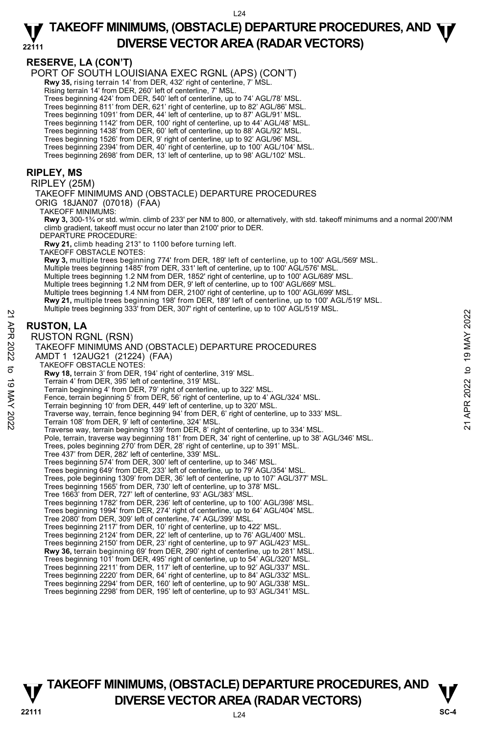## RESERVE, LA (CON'T)

PORT OF SOUTH LOUISIANA EXEC RGNL (APS) (CON'T)

**Rwy 35,** rising terrain 14' from DER, 432' right of centerline, 7' MSL.
Rising terrain 14' from DER, 260' left of centerline, 7' MSL.
Trees beginning 424' from DER, 540' left of centerline, up to 74' AGL/78' MSL.
Trees beginning 811' from DER, 621' right of centerline, up to 82' AGL/86' MSL.
Trees beginning 1091' from DER, 44' left of centerline, up to 87' AGL/91' MSL.
Trees beginning 1142' from DER, 100' right of centerline, up to 44' AGL/48' MSL.
Trees beginning 1438' from DER, 60' left of centerline, up to 88' AGL/92' MSL.
Trees beginning 1526' from DER, 9' right of centerline, up to 92' AGL/96' MSL.
Trees beginning 2394' from DER, 40' right of centerline, up to 100' AGL/104' MSL.
Trees beginning 2698' from DER, 13' left of centerline, up to 98' AGL/102' MSL.

## RIPLEY, MS

RIPLEY (25M)

TAKEOFF MINIMUMS AND (OBSTACLE) DEPARTURE PROCEDURES

ORIG 18JAN07 (07018) (FAA)

TAKEOFF MINIMUMS:

**Rwy 3,** 300-1¾ or std. w/min. climb of 233' per NM to 800, or alternatively, with std. takeoff minimums and a normal 200'/NM climb gradient, takeoff must occur no later than 2100' prior to DER.

DEPARTURE PROCEDURE:

**Rwy 21,** climb heading 213° to 1100 before turning left.

TAKEOFF OBSTACLE NOTES:

**Rwy 3,** multiple trees beginning 774' from DER, 189' left of centerline, up to 100' AGL/569' MSL.
Multiple trees beginning 1485' from DER, 331' left of centerline, up to 100' AGL/576' MSL.
Multiple trees beginning 1.2 NM from DER, 1852' right of centerline, up to 100' AGL/689' MSL.
Multiple trees beginning 1.2 NM from DER, 9' left of centerline, up to 100' AGL/669' MSL.
Multiple trees beginning 1.4 NM from DER, 2100' right of centerline, up to 100' AGL/699' MSL.
**Rwy 21,** multiple trees beginning 198' from DER, 189' left of centerline, up to 100' AGL/519' MSL.
Multiple trees beginning 333' from DER, 307' right of centerline, up to 100' AGL/519' MSL.

## RUSTON, LA

RUSTON RGNL (RSN)

TAKEOFF MINIMUMS AND (OBSTACLE) DEPARTURE PROCEDURES

AMDT 1 12AUG21 (21224) (FAA)

TAKEOFF OBSTACLE NOTES:

**Rwy 18,** terrain 3' from DER, 194' right of centerline, 319' MSL.
Terrain 4' from DER, 395' left of centerline, 319' MSL.
Terrain beginning 4' from DER, 79' right of centerline, up to 322' MSL.
Fence, terrain beginning 5' from DER, 56' right of centerline, up to 4' AGL/324' MSL.
Terrain beginning 10' from DER, 449' left of centerline, up to 320' MSL.
Traverse way, terrain, fence beginning 94' from DER, 6' right of centerline, up to 333' MSL.
Terrain 108' from DER, 9' left of centerline, 324' MSL.
Traverse way, terrain beginning 139' from DER, 8' right of centerline, up to 334' MSL.
Pole, terrain, traverse way beginning 181' from DER, 34' right of centerline, up to 38' AGL/346' MSL.
Trees, poles beginning 270' from DER, 28' right of centerline, up to 391' MSL.
Tree 437' from DER, 282' left of centerline, 339' MSL.
Trees beginning 574' from DER, 300' left of centerline, up to 346' MSL.
Trees beginning 649' from DER, 233' left of centerline, up to 79' AGL/354' MSL.
Trees, pole beginning 1309' from DER, 36' left of centerline, up to 107' AGL/377' MSL.
Trees beginning 1565' from DER, 730' left of centerline, up to 378' MSL.
Tree 1663' from DER, 727' left of centerline, 93' AGL/383' MSL.
Trees beginning 1782' from DER, 236' left of centerline, up to 100' AGL/398' MSL.
Trees beginning 1994' from DER, 274' right of centerline, up to 64' AGL/404' MSL.
Tree 2080' from DER, 309' left of centerline, 74' AGL/399' MSL.
Trees beginning 2117' from DER, 10' right of centerline, up to 422' MSL.
Trees beginning 2124' from DER, 22' left of centerline, up to 76' AGL/400' MSL.
Trees beginning 2150' from DER, 23' right of centerline, up to 97' AGL/423' MSL.
**Rwy 36,** terrain beginning 69' from DER, 290' right of centerline, up to 281' MSL.
Trees beginning 101' from DER, 495' right of centerline, up to 54' AGL/320' MSL.
Trees beginning 2211' from DER, 117' left of centerline, up to 92' AGL/337' MSL.
Trees beginning 2220' from DER, 64' right of centerline, up to 84' AGL/332' MSL.
Trees beginning 2294' from DER, 160' left of centerline, up to 90' AGL/338' MSL.
Trees beginning 2298' from DER, 195' left of centerline, up to 93' AGL/341' MSL.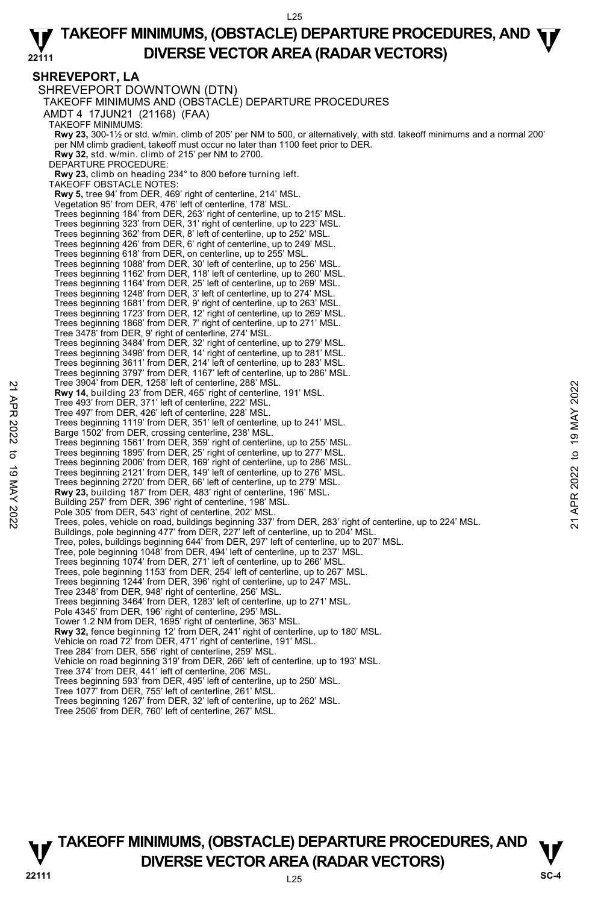## SHREVEPORT, LA

SHREVEPORT DOWNTOWN (DTN)
TAKEOFF MINIMUMS AND (OBSTACLE) DEPARTURE PROCEDURES
AMDT 4 17JUN21 (21168) (FAA)

TAKEOFF MINIMUMS:
**Rwy 23,** 300-1½ or std. w/min. climb of 205' per NM to 500, or alternatively, with std. takeoff minimums and a normal 200' per NM climb gradient, takeoff must occur no later than 1100 feet prior to DER.
**Rwy 32,** std. w/min. climb of 215' per NM to 2700.

DEPARTURE PROCEDURE:
**Rwy 23,** climb on heading 234° to 800 before turning left.

TAKEOFF OBSTACLE NOTES:
**Rwy 5,** tree 94' from DER, 469' right of centerline, 214' MSL.
Vegetation 95' from DER, 476' left of centerline, 178' MSL.
Trees beginning 184' from DER, 263' right of centerline, up to 215' MSL.
Trees beginning 323' from DER, 31' right of centerline, up to 223' MSL.
Trees beginning 362' from DER, 8' left of centerline, up to 252' MSL.
Trees beginning 426' from DER, 6' right of centerline, up to 249' MSL.
Trees beginning 618' from DER, on centerline, up to 255' MSL.
Trees beginning 1088' from DER, 30' left of centerline, up to 256' MSL.
Trees beginning 1162' from DER, 118' left of centerline, up to 260' MSL.
Trees beginning 1164' from DER, 25' left of centerline, up to 269' MSL.
Trees beginning 1248' from DER, 3' left of centerline, up to 274' MSL.
Trees beginning 1681' from DER, 9' right of centerline, up to 263' MSL.
Trees beginning 1723' from DER, 12' right of centerline, up to 269' MSL.
Trees beginning 1868' from DER, 7' right of centerline, up to 271' MSL.
Tree 3478' from DER, 9' right of centerline, 274' MSL.
Trees beginning 3484' from DER, 32' right of centerline, up to 279' MSL.
Trees beginning 3498' from DER, 14' right of centerline, up to 281' MSL.
Trees beginning 3611' from DER, 214' left of centerline, up to 283' MSL.
Trees beginning 3797' from DER, 1167' left of centerline, up to 286' MSL.
Tree 3904' from DER, 1258' left of centerline, 288' MSL.
**Rwy 14,** building 23' from DER, 465' right of centerline, 191' MSL.
Tree 493' from DER, 371' left of centerline, 222' MSL.
Tree 497' from DER, 426' left of centerline, 228' MSL.
Trees beginning 1119' from DER, 351' left of centerline, up to 241' MSL.
Barge 1502' from DER, crossing centerline, 238' MSL.
Trees beginning 1561' from DER, 359' right of centerline, up to 255' MSL.
Trees beginning 1895' from DER, 25' right of centerline, up to 277' MSL.
Trees beginning 2006' from DER, 169' right of centerline, up to 286' MSL.
Trees beginning 2121' from DER, 149' left of centerline, up to 276' MSL.
Trees beginning 2720' from DER, 66' left of centerline, up to 279' MSL.
**Rwy 23,** building 187' from DER, 483' right of centerline, 196' MSL.
Building 257' from DER, 396' right of centerline, 198' MSL.
Pole 305' from DER, 543' right of centerline, 202' MSL.
Trees, poles, vehicle on road, buildings beginning 337' from DER, 283' right of centerline, up to 224' MSL.
Buildings, pole beginning 477' from DER, 227' left of centerline, up to 204' MSL.
Tree, poles, buildings beginning 644' from DER, 297' left of centerline, up to 207' MSL.
Tree, pole beginning 1048' from DER, 494' left of centerline, up to 237' MSL.
Trees beginning 1074' from DER, 271' left of centerline, up to 266' MSL.
Trees, pole beginning 1153' from DER, 254' left of centerline, up to 267' MSL.
Trees beginning 1244' from DER, 396' right of centerline, up to 247' MSL.
Tree 2348' from DER, 948' right of centerline, 256' MSL.
Trees beginning 3464' from DER, 1283' left of centerline, up to 271' MSL.
Pole 4345' from DER, 196' right of centerline, 295' MSL.
Tower 1.2 NM from DER, 1695' right of centerline, 363' MSL.
**Rwy 32,** fence beginning 12' from DER, 241' right of centerline, up to 180' MSL.
Vehicle on road 72' from DER, 471' right of centerline, 191' MSL.
Tree 284' from DER, 556' right of centerline, 259' MSL.
Vehicle on road beginning 319' from DER, 266' left of centerline, up to 193' MSL.
Tree 374' from DER, 441' left of centerline, 206' MSL.
Trees beginning 593' from DER, 495' left of centerline, up to 250' MSL.
Tree 1077' from DER, 755' left of centerline, 261' MSL.
Trees beginning 1267' from DER, 32' left of centerline, up to 262' MSL.
Tree 2506' from DER, 760' left of centerline, 267' MSL.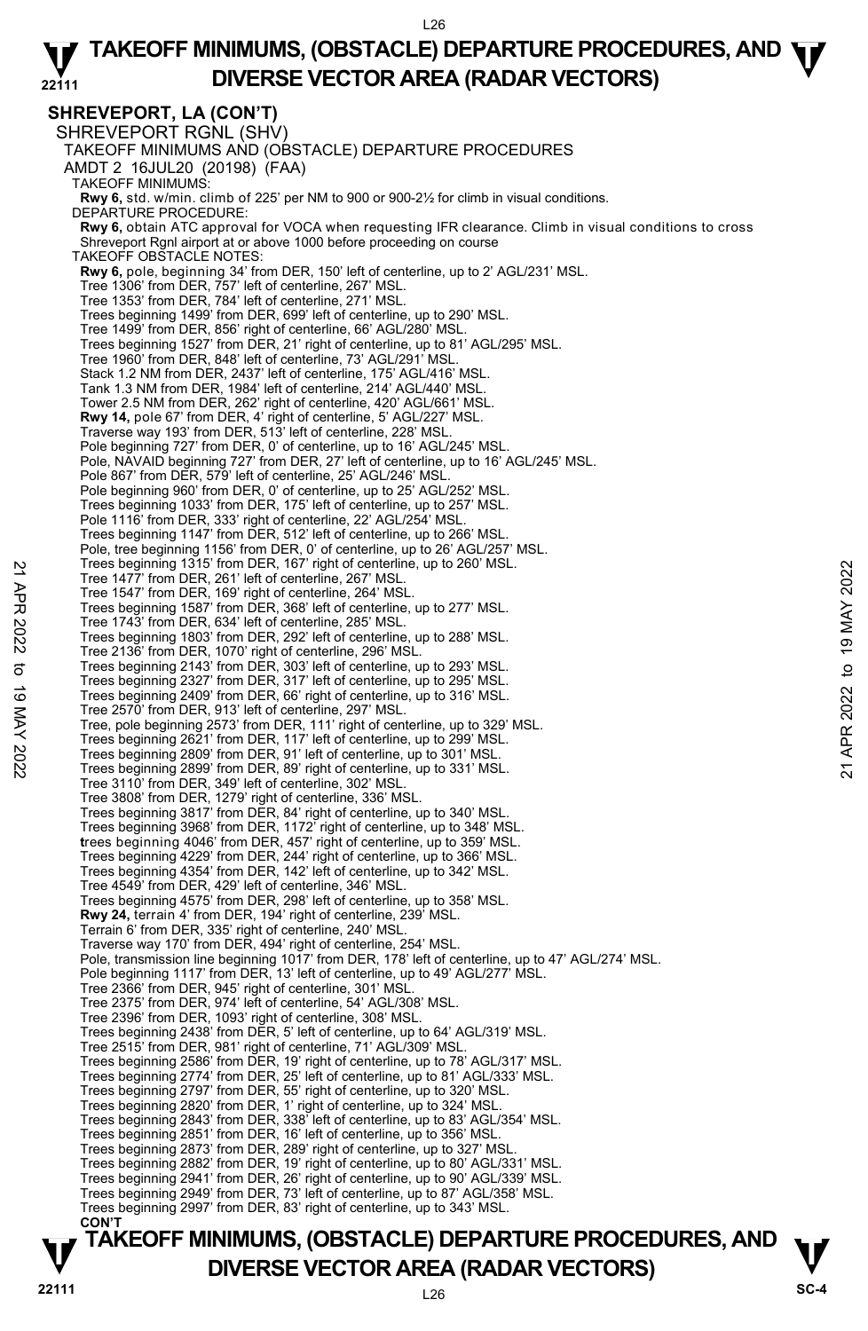## SHREVEPORT, LA (CON'T)

SHREVEPORT RGNL (SHV)

TAKEOFF MINIMUMS AND (OBSTACLE) DEPARTURE PROCEDURES

AMDT 2 16JUL20 (20198) (FAA)

TAKEOFF MINIMUMS:

**Rwy 6,** std. w/min. climb of 225' per NM to 900 or 900-2½ for climb in visual conditions.

DEPARTURE PROCEDURE:

**Rwy 6,** obtain ATC approval for VOCA when requesting IFR clearance. Climb in visual conditions to cross Shreveport Rgnl airport at or above 1000 before proceeding on course

TAKEOFF OBSTACLE NOTES:

**Rwy 6,** pole, beginning 34' from DER, 150' left of centerline, up to 2' AGL/231' MSL.
Tree 1306' from DER, 757' left of centerline, 267' MSL.
Tree 1353' from DER, 784' left of centerline, 271' MSL.
Trees beginning 1499' from DER, 699' left of centerline, up to 290' MSL.
Tree 1499' from DER, 856' right of centerline, 66' AGL/280' MSL.
Trees beginning 1527' from DER, 21' right of centerline, up to 81' AGL/295' MSL.
Tree 1960' from DER, 848' left of centerline, 73' AGL/291' MSL.
Stack 1.2 NM from DER, 2437' left of centerline, 175' AGL/416' MSL.
Tank 1.3 NM from DER, 1984' left of centerline, 214' AGL/440' MSL.
Tower 2.5 NM from DER, 262' right of centerline, 420' AGL/661' MSL.

**Rwy 14,** pole 67' from DER, 4' right of centerline, 5' AGL/227' MSL.
Traverse way 193' from DER, 513' left of centerline, 228' MSL.
Pole beginning 727' from DER, 0' of centerline, up to 16' AGL/245' MSL.
Pole, NAVAID beginning 727' from DER, 27' left of centerline, up to 16' AGL/245' MSL.
Pole 867' from DER, 579' left of centerline, 25' AGL/246' MSL.
Pole beginning 960' from DER, 0' of centerline, up to 25' AGL/252' MSL.
Trees beginning 1033' from DER, 175' left of centerline, up to 257' MSL.
Pole 1116' from DER, 333' right of centerline, 22' AGL/254' MSL.
Trees beginning 1147' from DER, 512' left of centerline, up to 266' MSL.
Pole, tree beginning 1156' from DER, 0' of centerline, up to 26' AGL/257' MSL.
Trees beginning 1315' from DER, 167' right of centerline, up to 260' MSL.
Tree 1477' from DER, 261' left of centerline, 267' MSL.
Tree 1547' from DER, 169' right of centerline, 264' MSL.
Trees beginning 1587' from DER, 368' left of centerline, up to 277' MSL.
Tree 1743' from DER, 634' left of centerline, 285' MSL.
Trees beginning 1803' from DER, 292' left of centerline, up to 288' MSL.
Tree 2136' from DER, 1070' right of centerline, 296' MSL.
Trees beginning 2143' from DER, 303' left of centerline, up to 293' MSL.
Trees beginning 2327' from DER, 317' left of centerline, up to 295' MSL.
Trees beginning 2409' from DER, 66' right of centerline, up to 316' MSL.
Tree 2570' from DER, 913' left of centerline, 297' MSL.
Tree, pole beginning 2573' from DER, 111' right of centerline, up to 329' MSL.
Trees beginning 2621' from DER, 117' left of centerline, up to 299' MSL.
Trees beginning 2809' from DER, 91' left of centerline, up to 301' MSL.
Trees beginning 2899' from DER, 89' right of centerline, up to 331' MSL.
Tree 3110' from DER, 349' left of centerline, 302' MSL.
Tree 3808' from DER, 1279' right of centerline, 336' MSL.
Trees beginning 3817' from DER, 84' right of centerline, up to 340' MSL.
Trees beginning 3968' from DER, 1172' right of centerline, up to 348' MSL.
trees beginning 4046' from DER, 457' right of centerline, up to 359' MSL.
Trees beginning 4229' from DER, 244' right of centerline, up to 366' MSL.
Trees beginning 4354' from DER, 142' left of centerline, up to 342' MSL.
Tree 4549' from DER, 429' left of centerline, 346' MSL.
Trees beginning 4575' from DER, 298' left of centerline, up to 358' MSL.

**Rwy 24,** terrain 4' from DER, 194' right of centerline, 239' MSL.
Terrain 6' from DER, 335' right of centerline, 240' MSL.
Traverse way 170' from DER, 494' right of centerline, 254' MSL.
Pole, transmission line beginning 1017' from DER, 178' left of centerline, up to 47' AGL/274' MSL.
Pole beginning 1117' from DER, 13' left of centerline, up to 49' AGL/277' MSL.
Tree 2366' from DER, 945' right of centerline, 301' MSL.
Tree 2375' from DER, 974' left of centerline, 54' AGL/308' MSL.
Tree 2396' from DER, 1093' right of centerline, 308' MSL.
Trees beginning 2438' from DER, 5' left of centerline, up to 64' AGL/319' MSL.
Tree 2515' from DER, 981' right of centerline, 71' AGL/309' MSL.
Trees beginning 2586' from DER, 19' right of centerline, up to 78' AGL/317' MSL.
Trees beginning 2774' from DER, 25' left of centerline, up to 81' AGL/333' MSL.
Trees beginning 2797' from DER, 55' right of centerline, up to 320' MSL.
Trees beginning 2820' from DER, 1' right of centerline, up to 324' MSL.
Trees beginning 2843' from DER, 338' left of centerline, up to 83' AGL/354' MSL.
Trees beginning 2851' from DER, 16' left of centerline, up to 356' MSL.
Trees beginning 2873' from DER, 289' right of centerline, up to 327' MSL.
Trees beginning 2882' from DER, 19' right of centerline, up to 80' AGL/331' MSL.
Trees beginning 2941' from DER, 26' right of centerline, up to 90' AGL/339' MSL.
Trees beginning 2949' from DER, 73' left of centerline, up to 87' AGL/358' MSL.
Trees beginning 2997' from DER, 83' right of centerline, up to 343' MSL.

**CON'T**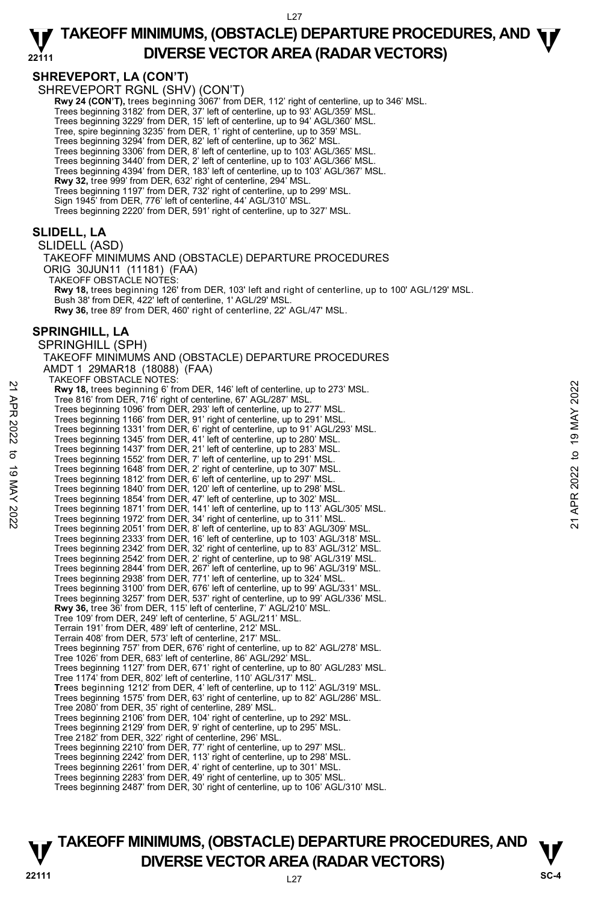## SHREVEPORT, LA (CON'T)

SHREVEPORT RGNL (SHV) (CON'T)

**Rwy 24 (CON'T),** trees beginning 3067' from DER, 112' right of centerline, up to 346' MSL.
Trees beginning 3182' from DER, 37' left of centerline, up to 93' AGL/359' MSL.
Trees beginning 3229' from DER, 15' left of centerline, up to 94' AGL/360' MSL.
Tree, spire beginning 3235' from DER, 1' right of centerline, up to 359' MSL.
Trees beginning 3294' from DER, 82' left of centerline, up to 362' MSL.
Trees beginning 3306' from DER, 8' left of centerline, up to 103' AGL/365' MSL.
Trees beginning 3440' from DER, 2' left of centerline, up to 103' AGL/366' MSL.
Trees beginning 4394' from DER, 183' left of centerline, up to 103' AGL/367' MSL.
**Rwy 32,** tree 999' from DER, 632' right of centerline, 294' MSL.
Trees beginning 1197' from DER, 732' right of centerline, up to 299' MSL.
Sign 1945' from DER, 776' left of centerline, 44' AGL/310' MSL.
Trees beginning 2220' from DER, 591' right of centerline, up to 327' MSL.

## SLIDELL, LA

SLIDELL (ASD)
TAKEOFF MINIMUMS AND (OBSTACLE) DEPARTURE PROCEDURES
ORIG 30JUN11 (11181) (FAA)
TAKEOFF OBSTACLE NOTES:
**Rwy 18,** trees beginning 126' from DER, 103' left and right of centerline, up to 100' AGL/129' MSL.
Bush 38' from DER, 422' left of centerline, 1' AGL/29' MSL.
**Rwy 36,** tree 89' from DER, 460' right of centerline, 22' AGL/47' MSL.

## SPRINGHILL, LA

SPRINGHILL (SPH)
TAKEOFF MINIMUMS AND (OBSTACLE) DEPARTURE PROCEDURES
AMDT 1 29MAR18 (18088) (FAA)
TAKEOFF OBSTACLE NOTES:
**Rwy 18,** trees beginning 6' from DER, 146' left of centerline, up to 273' MSL.
Tree 816' from DER, 716' right of centerline, 67' AGL/287' MSL.
Trees beginning 1096' from DER, 293' left of centerline, up to 277' MSL.
Trees beginning 1166' from DER, 91' right of centerline, up to 291' MSL.
Trees beginning 1331' from DER, 6' right of centerline, up to 91' AGL/293' MSL.
Trees beginning 1345' from DER, 41' left of centerline, up to 280' MSL.
Trees beginning 1437' from DER, 21' left of centerline, up to 283' MSL.
Trees beginning 1552' from DER, 7' left of centerline, up to 291' MSL.
Trees beginning 1648' from DER, 2' right of centerline, up to 307' MSL.
Trees beginning 1812' from DER, 6' left of centerline, up to 297' MSL.
Trees beginning 1840' from DER, 120' left of centerline, up to 298' MSL.
Trees beginning 1854' from DER, 47' left of centerline, up to 302' MSL.
Trees beginning 1871' from DER, 141' left of centerline, up to 113' AGL/305' MSL.
Trees beginning 1972' from DER, 34' right of centerline, up to 311' MSL.
Trees beginning 2051' from DER, 8' left of centerline, up to 83' AGL/309' MSL.
Trees beginning 2333' from DER, 16' left of centerline, up to 103' AGL/318' MSL.
Trees beginning 2342' from DER, 32' right of centerline, up to 83' AGL/312' MSL.
Trees beginning 2542' from DER, 2' right of centerline, up to 98' AGL/319' MSL.
Trees beginning 2844' from DER, 267' left of centerline, up to 96' AGL/319' MSL.
Trees beginning 2938' from DER, 771' left of centerline, up to 324' MSL.
Trees beginning 3100' from DER, 676' left of centerline, up to 99' AGL/331' MSL.
Trees beginning 3257' from DER, 537' right of centerline, up to 99' AGL/336' MSL.
**Rwy 36,** tree 36' from DER, 115' left of centerline, 7' AGL/210' MSL.
Tree 109' from DER, 249' left of centerline, 5' AGL/211' MSL.
Terrain 191' from DER, 489' left of centerline, 212' MSL.
Terrain 408' from DER, 573' left of centerline, 217' MSL.
Trees beginning 757' from DER, 676' right of centerline, up to 82' AGL/278' MSL.
Tree 1026' from DER, 683' left of centerline, 86' AGL/292' MSL.
Trees beginning 1127' from DER, 671' right of centerline, up to 80' AGL/283' MSL.
Tree 1174' from DER, 802' left of centerline, 110' AGL/317' MSL.
Trees beginning 1212' from DER, 4' left of centerline, up to 112' AGL/319' MSL.
Trees beginning 1575' from DER, 63' right of centerline, up to 82' AGL/286' MSL.
Tree 2080' from DER, 35' right of centerline, 289' MSL.
Trees beginning 2106' from DER, 104' right of centerline, up to 292' MSL.
Trees beginning 2129' from DER, 9' right of centerline, up to 295' MSL.
Tree 2182' from DER, 322' right of centerline, 296' MSL.
Trees beginning 2210' from DER, 77' right of centerline, up to 297' MSL.
Trees beginning 2242' from DER, 113' right of centerline, up to 298' MSL.
Trees beginning 2261' from DER, 4' right of centerline, up to 301' MSL.
Trees beginning 2283' from DER, 49' right of centerline, up to 305' MSL.
Trees beginning 2487' from DER, 30' right of centerline, up to 106' AGL/310' MSL.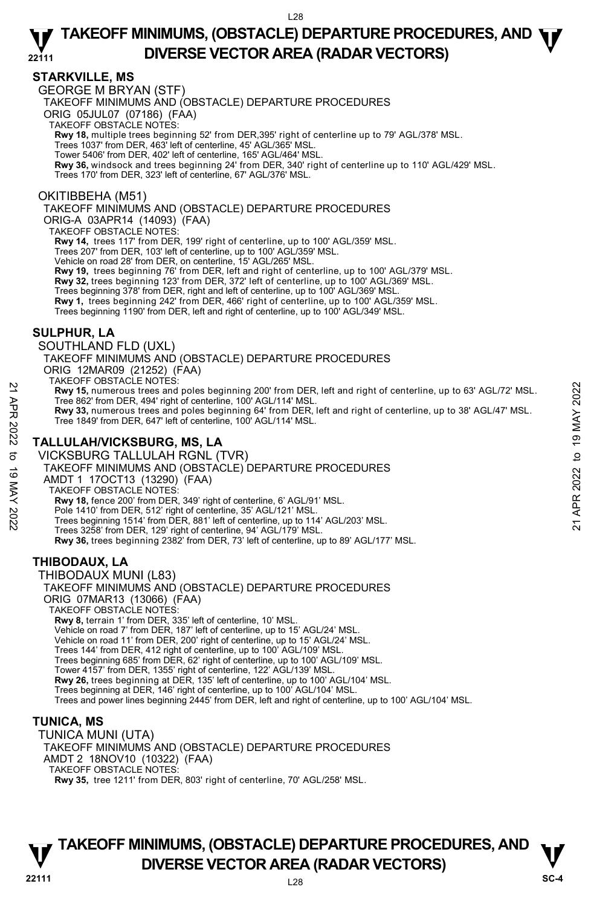# TAKEOFF MINIMUMS, (OBSTACLE) DEPARTURE PROCEDURES, AND DIVERSE VECTOR AREA (RADAR VECTORS)

## STARKVILLE, MS

GEORGE M BRYAN (STF)
TAKEOFF MINIMUMS AND (OBSTACLE) DEPARTURE PROCEDURES
ORIG 05JUL07 (07186) (FAA)
TAKEOFF OBSTACLE NOTES:
**Rwy 18,** multiple trees beginning 52' from DER,395' right of centerline up to 79' AGL/378' MSL.
Trees 1037' from DER, 463' left of centerline, 45' AGL/365' MSL.
Tower 5406' from DER, 402' left of centerline, 165' AGL/464' MSL.
**Rwy 36,** windsock and trees beginning 24' from DER, 340' right of centerline up to 110' AGL/429' MSL.
Trees 170' from DER, 323' left of centerline, 67' AGL/376' MSL.

OKITIBBEHA (M51)
TAKEOFF MINIMUMS AND (OBSTACLE) DEPARTURE PROCEDURES
ORIG-A 03APR14 (14093) (FAA)
TAKEOFF OBSTACLE NOTES:
**Rwy 14,** trees 117' from DER, 199' right of centerline, up to 100' AGL/359' MSL.
Trees 207' from DER, 103' left of centerline, up to 100' AGL/359' MSL.
Vehicle on road 28' from DER, on centerline, 15' AGL/265' MSL.
**Rwy 19,** trees beginning 76' from DER, left and right of centerline, up to 100' AGL/379' MSL.
**Rwy 32,** trees beginning 123' from DER, 372' left of centerline, up to 100' AGL/369' MSL.
Trees beginning 378' from DER, right and left of centerline, up to 100' AGL/369' MSL.
**Rwy 1,** trees beginning 242' from DER, 466' right of centerline, up to 100' AGL/359' MSL.
Trees beginning 1190' from DER, left and right of centerline, up to 100' AGL/349' MSL.

## SULPHUR, LA

SOUTHLAND FLD (UXL)
TAKEOFF MINIMUMS AND (OBSTACLE) DEPARTURE PROCEDURES
ORIG 12MAR09 (21252) (FAA)
TAKEOFF OBSTACLE NOTES:
**Rwy 15,** numerous trees and poles beginning 200' from DER, left and right of centerline, up to 63' AGL/72' MSL.
Tree 862' from DER, 494' right of centerline, 100' AGL/114' MSL.
**Rwy 33,** numerous trees and poles beginning 64' from DER, left and right of centerline, up to 38' AGL/47' MSL.
Tree 1849' from DER, 647' left of centerline, 100' AGL/114' MSL.

## TALLULAH/VICKSBURG, MS, LA

VICKSBURG TALLULAH RGNL (TVR)
TAKEOFF MINIMUMS AND (OBSTACLE) DEPARTURE PROCEDURES
AMDT 1 17OCT13 (13290) (FAA)
TAKEOFF OBSTACLE NOTES:
**Rwy 18,** fence 200' from DER, 349' right of centerline, 6' AGL/91' MSL.
Pole 1410' from DER, 512' right of centerline, 35' AGL/121' MSL.
Trees beginning 1514' from DER, 881' left of centerline, up to 114' AGL/203' MSL.
Trees 3258' from DER, 129' right of centerline, 94' AGL/179' MSL.
**Rwy 36,** trees beginning 2382' from DER, 73' left of centerline, up to 89' AGL/177' MSL.

## THIBODAUX, LA

THIBODAUX MUNI (L83)
TAKEOFF MINIMUMS AND (OBSTACLE) DEPARTURE PROCEDURES
ORIG 07MAR13 (13066) (FAA)
TAKEOFF OBSTACLE NOTES:
**Rwy 8,** terrain 1' from DER, 335' left of centerline, 10' MSL.
Vehicle on road 7' from DER, 187' left of centerline, up to 15' AGL/24' MSL.
Vehicle on road 11' from DER, 200' right of centerline, up to 15' AGL/24' MSL.
Trees 144' from DER, 412 right of centerline, up to 100' AGL/109' MSL.
Trees beginning 685' from DER, 62' right of centerline, up to 100' AGL/109' MSL.
Tower 4157' from DER, 1355' right of centerline, 122' AGL/139' MSL.
**Rwy 26,** trees beginning at DER, 135' left of centerline, up to 100' AGL/104' MSL.
Trees beginning at DER, 146' right of centerline, up to 100' AGL/104' MSL.
Trees and power lines beginning 2445' from DER, left and right of centerline, up to 100' AGL/104' MSL.

## TUNICA, MS

TUNICA MUNI (UTA)
TAKEOFF MINIMUMS AND (OBSTACLE) DEPARTURE PROCEDURES
AMDT 2 18NOV10 (10322) (FAA)
TAKEOFF OBSTACLE NOTES:
**Rwy 35,** tree 1211' from DER, 803' right of centerline, 70' AGL/258' MSL.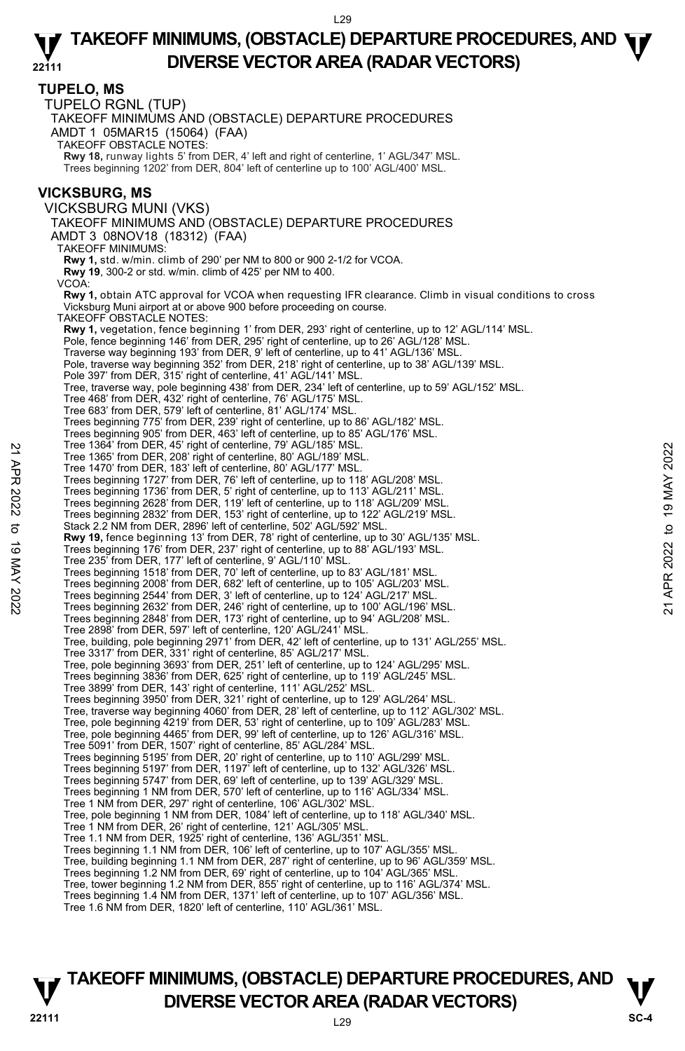## TUPELO, MS

TUPELO RGNL (TUP)

TAKEOFF MINIMUMS AND (OBSTACLE) DEPARTURE PROCEDURES

AMDT 1 05MAR15 (15064) (FAA)

TAKEOFF OBSTACLE NOTES:

**Rwy 18,** runway lights 5' from DER, 4' left and right of centerline, 1' AGL/347' MSL.
Trees beginning 1202' from DER, 804' left of centerline up to 100' AGL/400' MSL.

## VICKSBURG, MS

VICKSBURG MUNI (VKS)

TAKEOFF MINIMUMS AND (OBSTACLE) DEPARTURE PROCEDURES

AMDT 3 08NOV18 (18312) (FAA)

TAKEOFF MINIMUMS:

**Rwy 1,** std. w/min. climb of 290' per NM to 800 or 900 2-1/2 for VCOA.
**Rwy 19**, 300-2 or std. w/min. climb of 425' per NM to 400.

VCOA:

**Rwy 1,** obtain ATC approval for VCOA when requesting IFR clearance. Climb in visual conditions to cross Vicksburg Muni airport at or above 900 before proceeding on course.

TAKEOFF OBSTACLE NOTES:

**Rwy 1,** vegetation, fence beginning 1' from DER, 293' right of centerline, up to 12' AGL/114' MSL.
Pole, fence beginning 146' from DER, 295' right of centerline, up to 26' AGL/128' MSL.
Traverse way beginning 193' from DER, 9' left of centerline, up to 41' AGL/136' MSL.
Pole, traverse way beginning 352' from DER, 218' right of centerline, up to 38' AGL/139' MSL.
Pole 397' from DER, 315' right of centerline, 41' AGL/141' MSL.
Tree, traverse way, pole beginning 438' from DER, 234' left of centerline, up to 59' AGL/152' MSL.
Tree 468' from DER, 432' right of centerline, 76' AGL/175' MSL.
Tree 683' from DER, 579' left of centerline, 81' AGL/174' MSL.
Trees beginning 775' from DER, 239' right of centerline, up to 86' AGL/182' MSL.
Trees beginning 905' from DER, 463' left of centerline, up to 85' AGL/176' MSL.
Tree 1364' from DER, 45' right of centerline, 79' AGL/185' MSL.
Tree 1365' from DER, 208' right of centerline, 80' AGL/189' MSL.
Tree 1470' from DER, 183' left of centerline, 80' AGL/177' MSL.
Trees beginning 1727' from DER, 76' left of centerline, up to 118' AGL/208' MSL.
Trees beginning 1736' from DER, 5' right of centerline, up to 113' AGL/211' MSL.
Trees beginning 2628' from DER, 119' left of centerline, up to 118' AGL/209' MSL.
Trees beginning 2832' from DER, 153' right of centerline, up to 122' AGL/219' MSL.
Stack 2.2 NM from DER, 2896' left of centerline, 502' AGL/592' MSL.
**Rwy 19,** fence beginning 13' from DER, 78' right of centerline, up to 30' AGL/135' MSL.
Trees beginning 176' from DER, 237' right of centerline, up to 88' AGL/193' MSL.
Tree 235' from DER, 177' left of centerline, 9' AGL/110' MSL.
Trees beginning 1518' from DER, 70' left of centerline, up to 83' AGL/181' MSL.
Trees beginning 2008' from DER, 682' left of centerline, up to 105' AGL/203' MSL.
Trees beginning 2544' from DER, 3' left of centerline, up to 124' AGL/217' MSL.
Trees beginning 2632' from DER, 246' right of centerline, up to 100' AGL/196' MSL.
Trees beginning 2848' from DER, 173' right of centerline, up to 94' AGL/208' MSL.
Tree 2898' from DER, 597' left of centerline, 120' AGL/241' MSL.
Tree, building, pole beginning 2971' from DER, 42' left of centerline, up to 131' AGL/255' MSL.
Tree 3317' from DER, 331' right of centerline, 85' AGL/217' MSL.
Tree, pole beginning 3693' from DER, 251' left of centerline, up to 124' AGL/295' MSL.
Trees beginning 3836' from DER, 625' right of centerline, up to 119' AGL/245' MSL.
Tree 3899' from DER, 143' right of centerline, 111' AGL/252' MSL.
Trees beginning 3950' from DER, 321' right of centerline, up to 129' AGL/264' MSL.
Tree, traverse way beginning 4060' from DER, 28' left of centerline, up to 112' AGL/302' MSL.
Tree, pole beginning 4219' from DER, 53' right of centerline, up to 109' AGL/283' MSL.
Tree, pole beginning 4465' from DER, 99' left of centerline, up to 126' AGL/316' MSL.
Tree 5091' from DER, 1507' right of centerline, 85' AGL/284' MSL.
Trees beginning 5195' from DER, 20' right of centerline, up to 110' AGL/299' MSL.
Trees beginning 5197' from DER, 1197' left of centerline, up to 132' AGL/326' MSL.
Trees beginning 5747' from DER, 69' left of centerline, up to 139' AGL/329' MSL.
Trees beginning 1 NM from DER, 570' left of centerline, up to 116' AGL/334' MSL.
Tree 1 NM from DER, 297' right of centerline, 106' AGL/302' MSL.
Tree, pole beginning 1 NM from DER, 1084' left of centerline, up to 118' AGL/340' MSL.
Tree 1 NM from DER, 26' right of centerline, 121' AGL/305' MSL.
Tree 1.1 NM from DER, 1925' right of centerline, 136' AGL/351' MSL.
Trees beginning 1.1 NM from DER, 106' left of centerline, up to 107' AGL/355' MSL.
Tree, building beginning 1.1 NM from DER, 287' right of centerline, up to 96' AGL/359' MSL.
Trees beginning 1.2 NM from DER, 69' right of centerline, up to 104' AGL/365' MSL.
Tree, tower beginning 1.2 NM from DER, 855' right of centerline, up to 116' AGL/374' MSL.
Trees beginning 1.4 NM from DER, 1371' left of centerline, up to 107' AGL/356' MSL.
Tree 1.6 NM from DER, 1820' left of centerline, 110' AGL/361' MSL.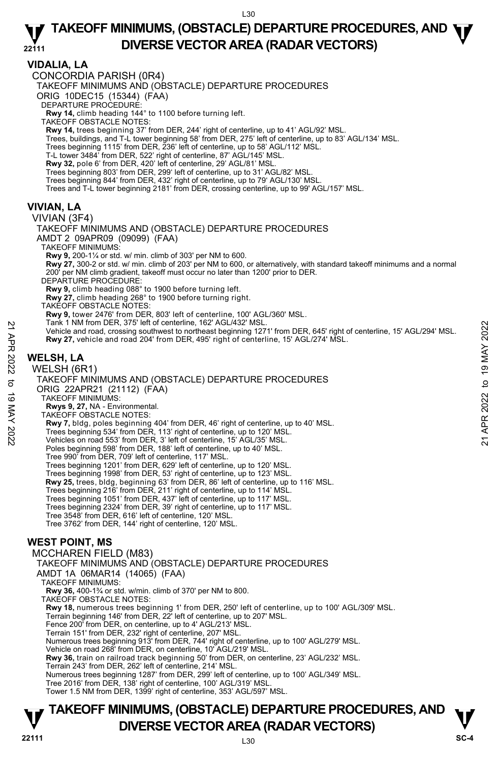## VIDALIA, LA

CONCORDIA PARISH (0R4)

TAKEOFF MINIMUMS AND (OBSTACLE) DEPARTURE PROCEDURES

ORIG 10DEC15 (15344) (FAA)

DEPARTURE PROCEDURE:

**Rwy 14,** climb heading 144° to 1100 before turning left.

TAKEOFF OBSTACLE NOTES:

**Rwy 14,** trees beginning 37' from DER, 244' right of centerline, up to 41' AGL/92' MSL.
Trees, buildings, and T-L tower beginning 58' from DER, 275' left of centerline, up to 83' AGL/134' MSL.
Trees beginning 1115' from DER, 236' left of centerline, up to 58' AGL/112' MSL.
T-L tower 3484' from DER, 522' right of centerline, 87' AGL/145' MSL.
**Rwy 32,** pole 6' from DER, 420' left of centerline, 29' AGL/81' MSL.
Trees beginning 803' from DER, 299' left of centerline, up to 31' AGL/82' MSL.
Trees beginning 844' from DER, 432' right of centerline, up to 79' AGL/130' MSL.
Trees and T-L tower beginning 2181' from DER, crossing centerline, up to 99' AGL/157' MSL.

## VIVIAN, LA

VIVIAN (3F4)

TAKEOFF MINIMUMS AND (OBSTACLE) DEPARTURE PROCEDURES

AMDT 2 09APR09 (09099) (FAA)

TAKEOFF MINIMUMS:

**Rwy 9,** 200-1¼ or std. w/ min. climb of 303' per NM to 600.
**Rwy 27,** 300-2 or std. w/ min. climb of 203' per NM to 600, or alternatively, with standard takeoff minimums and a normal 200' per NM climb gradient, takeoff must occur no later than 1200' prior to DER.

DEPARTURE PROCEDURE:

**Rwy 9,** climb heading 088° to 1900 before turning left.
**Rwy 27,** climb heading 268° to 1900 before turning right.

TAKEOFF OBSTACLE NOTES:

**Rwy 9,** tower 2476' from DER, 803' left of centerline, 100' AGL/360' MSL.
Tank 1 NM from DER, 375' left of centerline, 162' AGL/432' MSL.
Vehicle and road, crossing southwest to northeast beginning 1271' from DER, 645' right of centerline, 15' AGL/294' MSL.
**Rwy 27,** vehicle and road 204' from DER, 495' right of centerline, 15' AGL/274' MSL.

## WELSH, LA

WELSH (6R1)

TAKEOFF MINIMUMS AND (OBSTACLE) DEPARTURE PROCEDURES

ORIG 22APR21 (21112) (FAA)

TAKEOFF MINIMUMS:

**Rwys 9, 27,** NA - Environmental.

TAKEOFF OBSTACLE NOTES:

**Rwy 7,** bldg, poles beginning 404' from DER, 46' right of centerline, up to 40' MSL.
Trees beginning 534' from DER, 113' right of centerline, up to 120' MSL.
Vehicles on road 553' from DER, 3' left of centerline, 15' AGL/35' MSL.
Poles beginning 598' from DER, 188' left of centerline, up to 40' MSL.
Tree 990' from DER, 709' left of centerline, 117' MSL.
Trees beginning 1201' from DER, 629' left of centerline, up to 120' MSL.
Trees beginning 1998' from DER, 53' right of centerline, up to 123' MSL.
**Rwy 25,** trees, bldg, beginning 63' from DER, 86' left of centerline, up to 116' MSL.
Trees beginning 216' from DER, 211' right of centerline, up to 114' MSL.
Trees beginning 1051' from DER, 437' left of centerline, up to 117' MSL.
Trees beginning 2324' from DER, 39' right of centerline, up to 117' MSL.
Tree 3548' from DER, 616' left of centerline, 120' MSL.
Tree 3762' from DER, 144' right of centerline, 120' MSL.

## WEST POINT, MS

MCCHAREN FIELD (M83)

TAKEOFF MINIMUMS AND (OBSTACLE) DEPARTURE PROCEDURES

AMDT 1A 06MAR14 (14065) (FAA)

TAKEOFF MINIMUMS:

**Rwy 36,** 400-1¾ or std. w/min. climb of 370' per NM to 800.

TAKEOFF OBSTACLE NOTES:

**Rwy 18,** numerous trees beginning 1' from DER, 250' left of centerline, up to 100' AGL/309' MSL.
Terrain beginning 146' from DER, 22' left of centerline, up to 207' MSL.
Fence 200' from DER, on centerline, up to 4' AGL/213' MSL.
Terrain 151' from DER, 232' right of centerline, 207' MSL.
Numerous trees beginning 913' from DER, 744' right of centerline, up to 100' AGL/279' MSL.
Vehicle on road 268' from DER, on centerline, 10' AGL/219' MSL.
**Rwy 36,** train on railroad track beginning 50' from DER, on centerline, 23' AGL/232' MSL.
Terrain 243' from DER, 262' left of centerline, 214' MSL.
Numerous trees beginning 1287' from DER, 299' left of centerline, up to 100' AGL/349' MSL.
Tree 2016' from DER, 138' right of centerline, 100' AGL/319' MSL.
Tower 1.5 NM from DER, 1399' right of centerline, 353' AGL/597' MSL.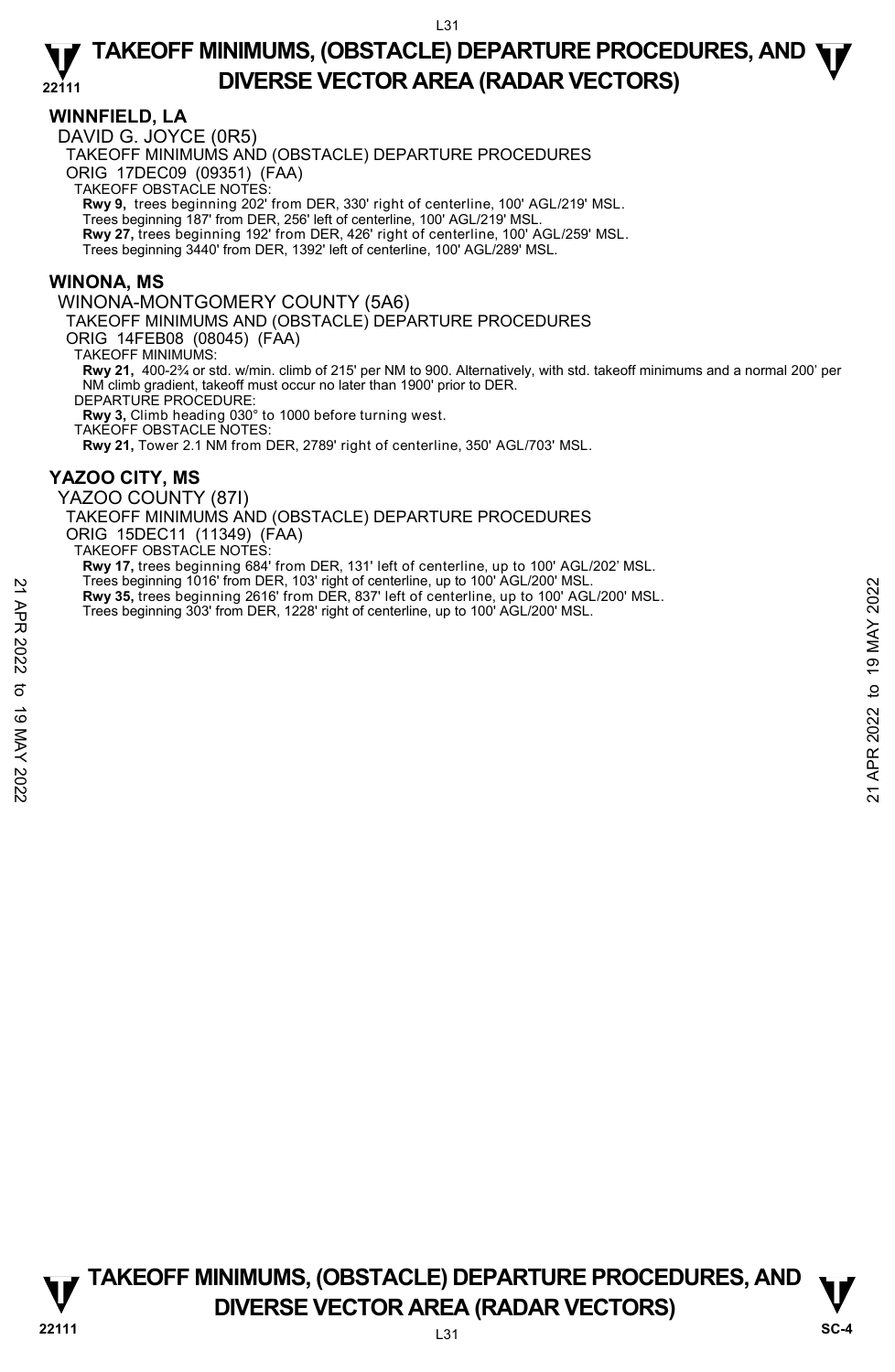## WINNFIELD, LA

DAVID G. JOYCE (0R5)

TAKEOFF MINIMUMS AND (OBSTACLE) DEPARTURE PROCEDURES

ORIG 17DEC09 (09351) (FAA)

TAKEOFF OBSTACLE NOTES:

**Rwy 9,** trees beginning 202' from DER, 330' right of centerline, 100' AGL/219' MSL.
Trees beginning 187' from DER, 256' left of centerline, 100' AGL/219' MSL.
**Rwy 27,** trees beginning 192' from DER, 426' right of centerline, 100' AGL/259' MSL.
Trees beginning 3440' from DER, 1392' left of centerline, 100' AGL/289' MSL.

## WINONA, MS

WINONA-MONTGOMERY COUNTY (5A6)

TAKEOFF MINIMUMS AND (OBSTACLE) DEPARTURE PROCEDURES

ORIG 14FEB08 (08045) (FAA)

TAKEOFF MINIMUMS:

**Rwy 21,** 400-2¾ or std. w/min. climb of 215' per NM to 900. Alternatively, with std. takeoff minimums and a normal 200' per NM climb gradient, takeoff must occur no later than 1900' prior to DER.

DEPARTURE PROCEDURE:

**Rwy 3,** Climb heading 030° to 1000 before turning west.

TAKEOFF OBSTACLE NOTES:

**Rwy 21,** Tower 2.1 NM from DER, 2789' right of centerline, 350' AGL/703' MSL.

## YAZOO CITY, MS

YAZOO COUNTY (87I)

TAKEOFF MINIMUMS AND (OBSTACLE) DEPARTURE PROCEDURES

ORIG 15DEC11 (11349) (FAA)

TAKEOFF OBSTACLE NOTES:

**Rwy 17,** trees beginning 684' from DER, 131' left of centerline, up to 100' AGL/202' MSL.
Trees beginning 1016' from DER, 103' right of centerline, up to 100' AGL/200' MSL.
**Rwy 35,** trees beginning 2616' from DER, 837' left of centerline, up to 100' AGL/200' MSL.
Trees beginning 303' from DER, 1228' right of centerline, up to 100' AGL/200' MSL.